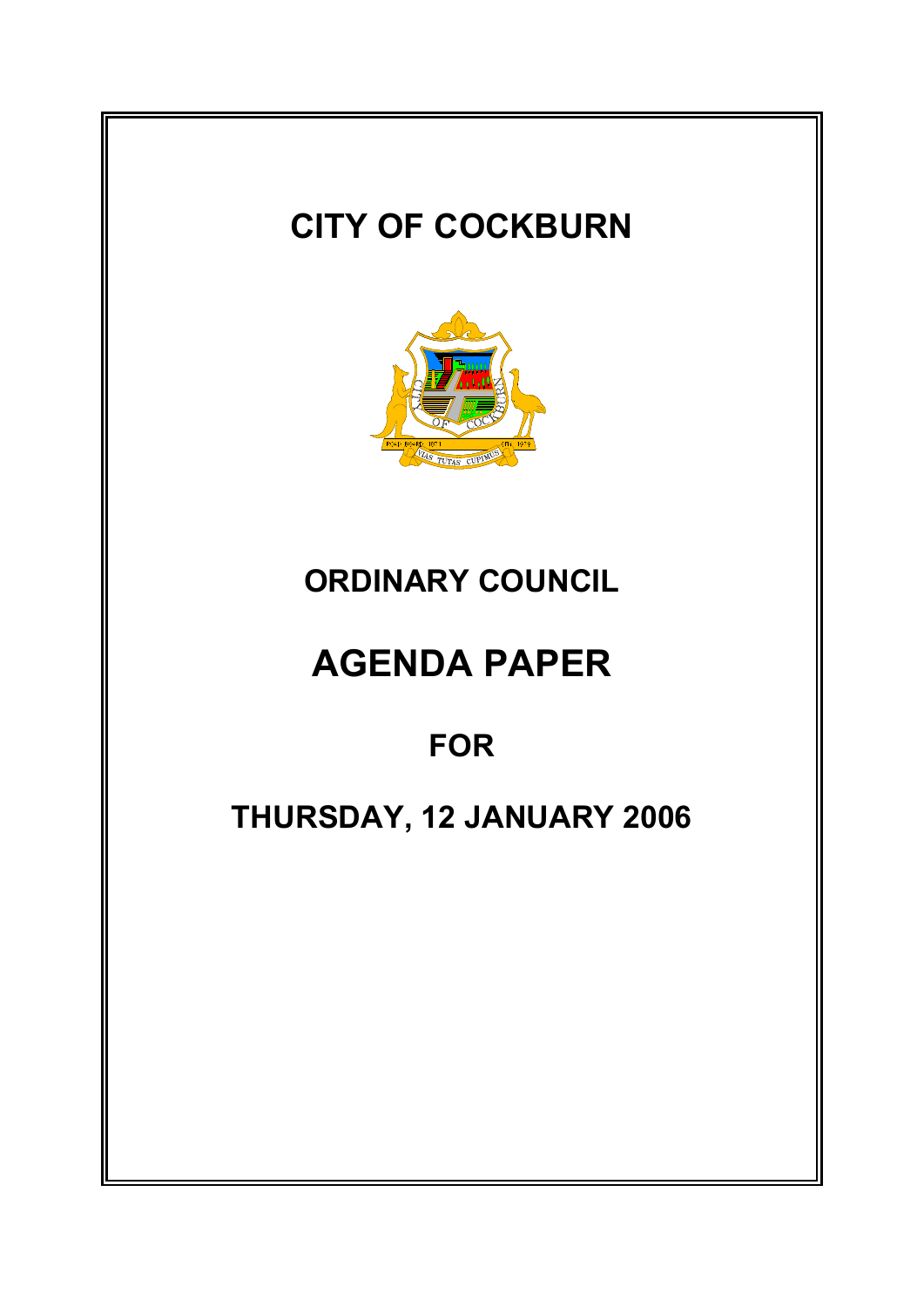# CITY OF COCKBURN

# ORDINARY COUNCIL

# AGENDA PAPER

## FOR

## THURSDAY, 12 JANUARY 2006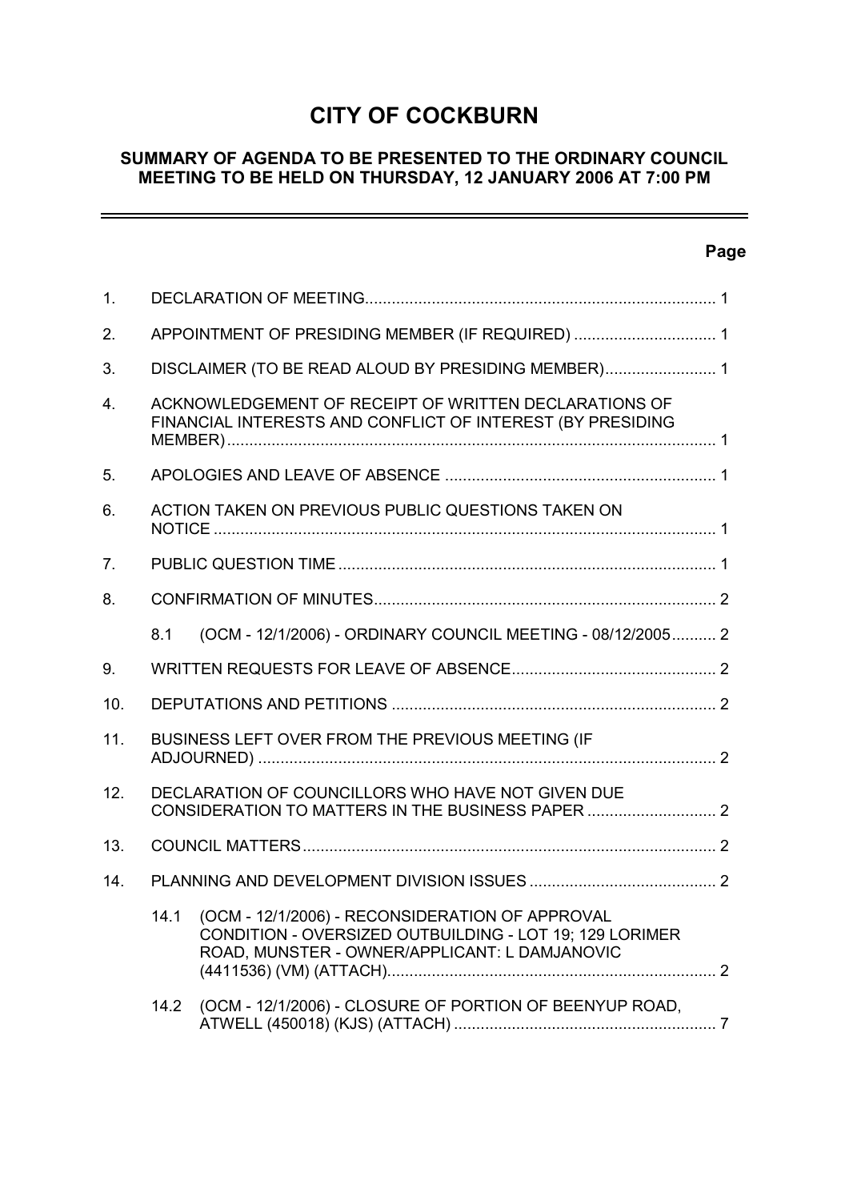# CITY OF COCKBURN

## SUMMARY OF AGENDA TO BE PRESENTED TO THE ORDINARY COUNCIL MEETING TO BE HELD ON THURSDAY, 12 JANUARY 2006 AT 7:00 PM

| | | Page |
|---|---|---|
| 1. | DECLARATION OF MEETING | 1 |
| 2. | APPOINTMENT OF PRESIDING MEMBER (IF REQUIRED) | 1 |
| 3. | DISCLAIMER (TO BE READ ALOUD BY PRESIDING MEMBER) | 1 |
| 4. | ACKNOWLEDGEMENT OF RECEIPT OF WRITTEN DECLARATIONS OF FINANCIAL INTERESTS AND CONFLICT OF INTEREST (BY PRESIDING MEMBER) | 1 |
| 5. | APOLOGIES AND LEAVE OF ABSENCE | 1 |
| 6. | ACTION TAKEN ON PREVIOUS PUBLIC QUESTIONS TAKEN ON NOTICE | 1 |
| 7. | PUBLIC QUESTION TIME | 1 |
| 8. | CONFIRMATION OF MINUTES | 2 |
| | 8.1 (OCM - 12/1/2006) - ORDINARY COUNCIL MEETING - 08/12/2005 | 2 |
| 9. | WRITTEN REQUESTS FOR LEAVE OF ABSENCE | 2 |
| 10. | DEPUTATIONS AND PETITIONS | 2 |
| 11. | BUSINESS LEFT OVER FROM THE PREVIOUS MEETING (IF ADJOURNED) | 2 |
| 12. | DECLARATION OF COUNCILLORS WHO HAVE NOT GIVEN DUE CONSIDERATION TO MATTERS IN THE BUSINESS PAPER | 2 |
| 13. | COUNCIL MATTERS | 2 |
| 14. | PLANNING AND DEVELOPMENT DIVISION ISSUES | 2 |
| | 14.1 (OCM - 12/1/2006) - RECONSIDERATION OF APPROVAL CONDITION - OVERSIZED OUTBUILDING - LOT 19; 129 LORIMER ROAD, MUNSTER - OWNER/APPLICANT: L DAMJANOVIC (4411536) (VM) (ATTACH) | 2 |
| | 14.2 (OCM - 12/1/2006) - CLOSURE OF PORTION OF BEENYUP ROAD, ATWELL (450018) (KJS) (ATTACH) | 7 |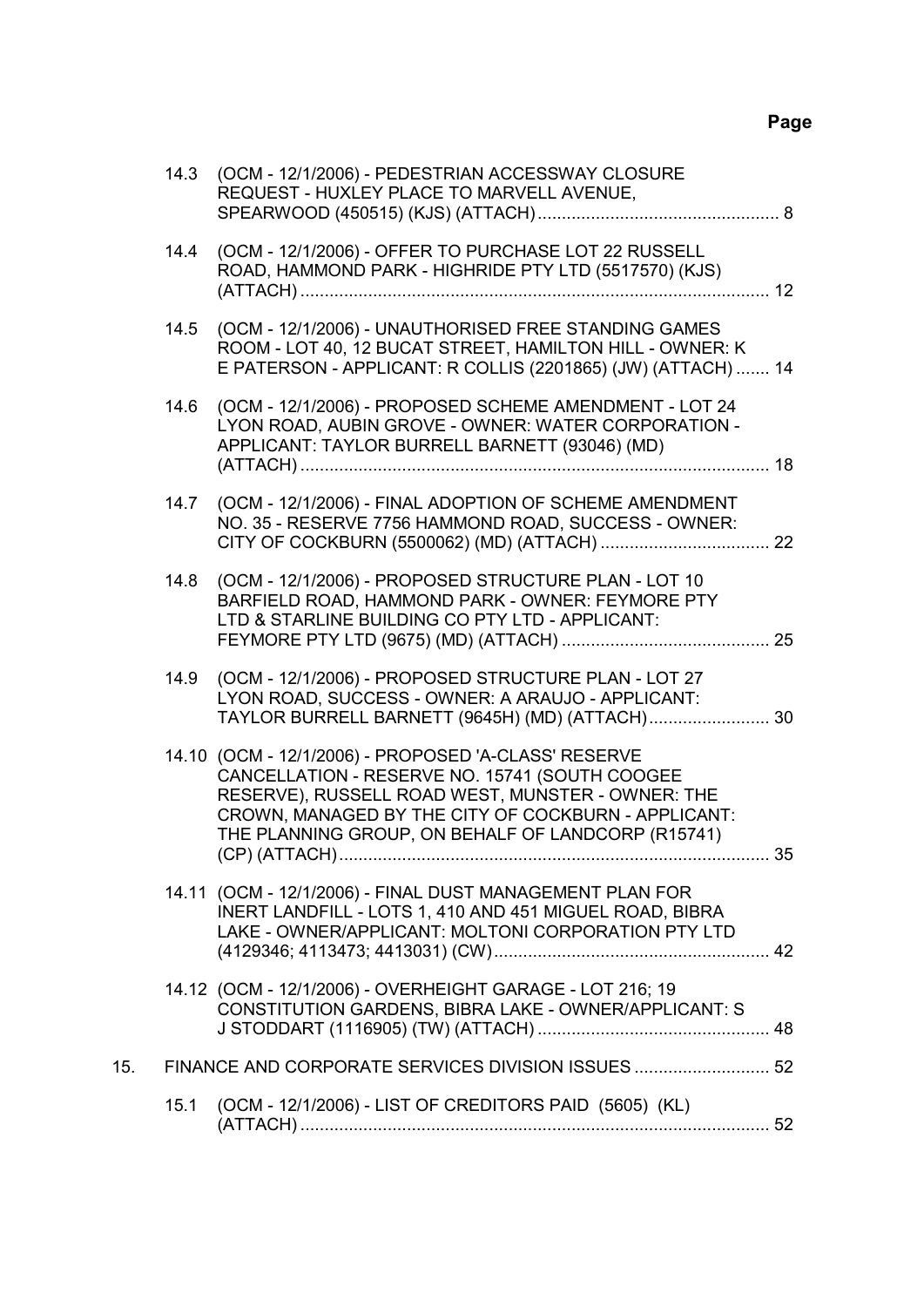**Page**

14.3 (OCM - 12/1/2006) - PEDESTRIAN ACCESSWAY CLOSURE REQUEST - HUXLEY PLACE TO MARVELL AVENUE, SPEARWOOD (450515) (KJS) (ATTACH) .................................................. 8

14.4 (OCM - 12/1/2006) - OFFER TO PURCHASE LOT 22 RUSSELL ROAD, HAMMOND PARK - HIGHRIDE PTY LTD (5517570) (KJS) (ATTACH) ................................................................................................ 12

14.5 (OCM - 12/1/2006) - UNAUTHORISED FREE STANDING GAMES ROOM - LOT 40, 12 BUCAT STREET, HAMILTON HILL - OWNER: K E PATERSON - APPLICANT: R COLLIS (2201865) (JW) (ATTACH) ....... 14

14.6 (OCM - 12/1/2006) - PROPOSED SCHEME AMENDMENT - LOT 24 LYON ROAD, AUBIN GROVE - OWNER: WATER CORPORATION - APPLICANT: TAYLOR BURRELL BARNETT (93046) (MD) (ATTACH) ................................................................................................ 18

14.7 (OCM - 12/1/2006) - FINAL ADOPTION OF SCHEME AMENDMENT NO. 35 - RESERVE 7756 HAMMOND ROAD, SUCCESS - OWNER: CITY OF COCKBURN (5500062) (MD) (ATTACH) ................................... 22

14.8 (OCM - 12/1/2006) - PROPOSED STRUCTURE PLAN - LOT 10 BARFIELD ROAD, HAMMOND PARK - OWNER: FEYMORE PTY LTD & STARLINE BUILDING CO PTY LTD - APPLICANT: FEYMORE PTY LTD (9675) (MD) (ATTACH) ........................................... 25

14.9 (OCM - 12/1/2006) - PROPOSED STRUCTURE PLAN - LOT 27 LYON ROAD, SUCCESS - OWNER: A ARAUJO - APPLICANT: TAYLOR BURRELL BARNETT (9645H) (MD) (ATTACH) ......................... 30

14.10 (OCM - 12/1/2006) - PROPOSED 'A-CLASS' RESERVE CANCELLATION - RESERVE NO. 15741 (SOUTH COOGEE RESERVE), RUSSELL ROAD WEST, MUNSTER - OWNER: THE CROWN, MANAGED BY THE CITY OF COCKBURN - APPLICANT: THE PLANNING GROUP, ON BEHALF OF LANDCORP (R15741) (CP) (ATTACH) ........................................................................................ 35

14.11 (OCM - 12/1/2006) - FINAL DUST MANAGEMENT PLAN FOR INERT LANDFILL - LOTS 1, 410 AND 451 MIGUEL ROAD, BIBRA LAKE - OWNER/APPLICANT: MOLTONI CORPORATION PTY LTD (4129346; 4113473; 4413031) (CW) ......................................................... 42

14.12 (OCM - 12/1/2006) - OVERHEIGHT GARAGE - LOT 216; 19 CONSTITUTION GARDENS, BIBRA LAKE - OWNER/APPLICANT: S J STODDART (1116905) (TW) (ATTACH) ................................................ 48

15. FINANCE AND CORPORATE SERVICES DIVISION ISSUES ............................ 52

15.1 (OCM - 12/1/2006) - LIST OF CREDITORS PAID (5605) (KL) (ATTACH) ................................................................................................ 52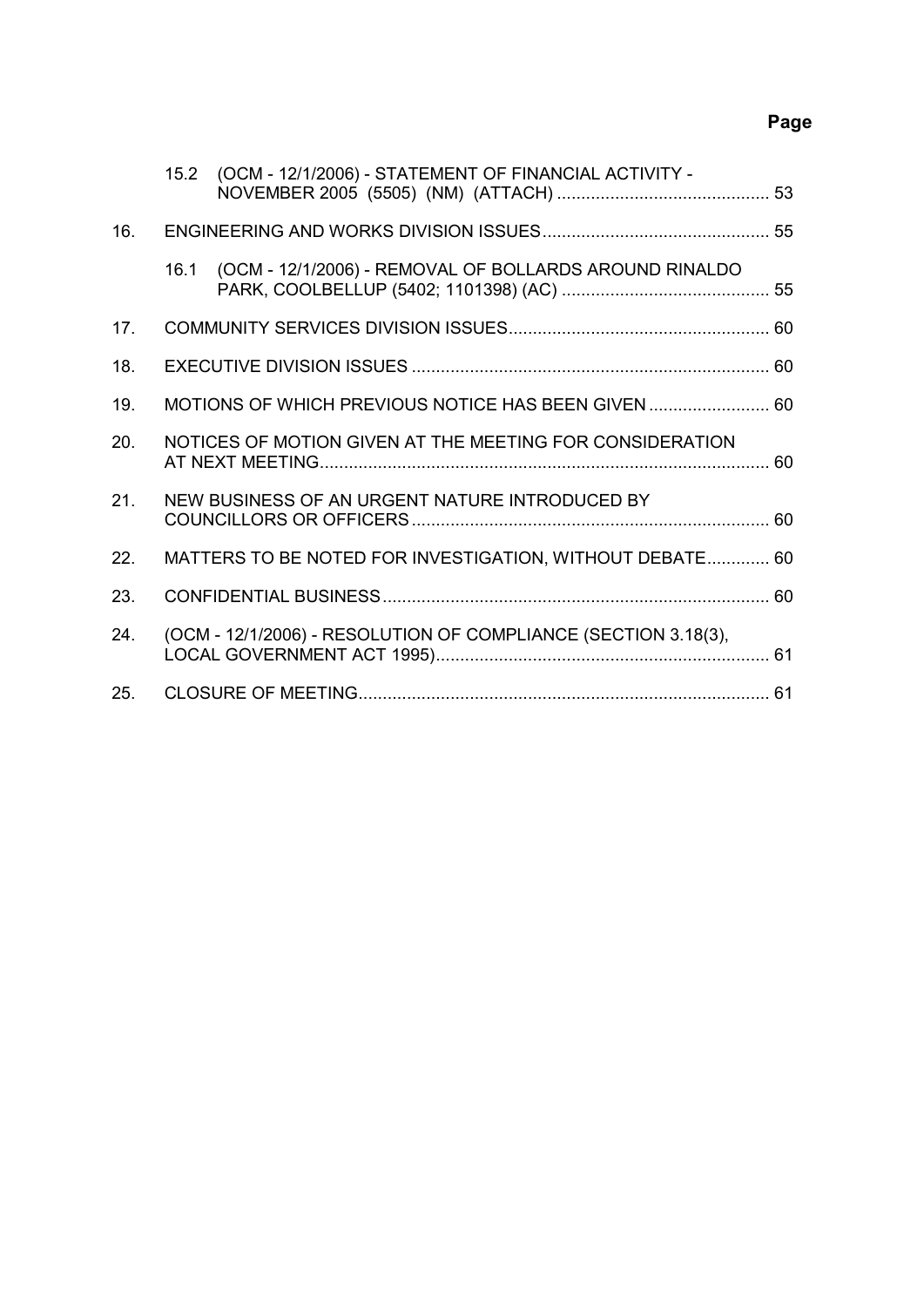**Page**

| | | |
|---|---|---|
| | 15.2 (OCM - 12/1/2006) - STATEMENT OF FINANCIAL ACTIVITY - NOVEMBER 2005 (5505) (NM) (ATTACH) | 53 |
| 16. | ENGINEERING AND WORKS DIVISION ISSUES | 55 |
| | 16.1 (OCM - 12/1/2006) - REMOVAL OF BOLLARDS AROUND RINALDO PARK, COOLBELLUP (5402; 1101398) (AC) | 55 |
| 17. | COMMUNITY SERVICES DIVISION ISSUES | 60 |
| 18. | EXECUTIVE DIVISION ISSUES | 60 |
| 19. | MOTIONS OF WHICH PREVIOUS NOTICE HAS BEEN GIVEN | 60 |
| 20. | NOTICES OF MOTION GIVEN AT THE MEETING FOR CONSIDERATION AT NEXT MEETING | 60 |
| 21. | NEW BUSINESS OF AN URGENT NATURE INTRODUCED BY COUNCILLORS OR OFFICERS | 60 |
| 22. | MATTERS TO BE NOTED FOR INVESTIGATION, WITHOUT DEBATE | 60 |
| 23. | CONFIDENTIAL BUSINESS | 60 |
| 24. | (OCM - 12/1/2006) - RESOLUTION OF COMPLIANCE (SECTION 3.18(3), LOCAL GOVERNMENT ACT 1995) | 61 |
| 25. | CLOSURE OF MEETING | 61 |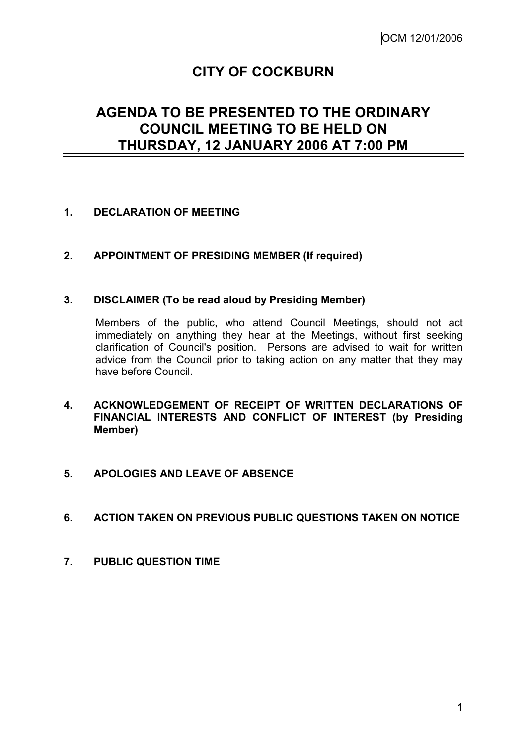# CITY OF COCKBURN

## AGENDA TO BE PRESENTED TO THE ORDINARY COUNCIL MEETING TO BE HELD ON THURSDAY, 12 JANUARY 2006 AT 7:00 PM

**1. DECLARATION OF MEETING**

**2. APPOINTMENT OF PRESIDING MEMBER (If required)**

**3. DISCLAIMER (To be read aloud by Presiding Member)**

Members of the public, who attend Council Meetings, should not act immediately on anything they hear at the Meetings, without first seeking clarification of Council's position. Persons are advised to wait for written advice from the Council prior to taking action on any matter that they may have before Council.

**4. ACKNOWLEDGEMENT OF RECEIPT OF WRITTEN DECLARATIONS OF FINANCIAL INTERESTS AND CONFLICT OF INTEREST (by Presiding Member)**

**5. APOLOGIES AND LEAVE OF ABSENCE**

**6. ACTION TAKEN ON PREVIOUS PUBLIC QUESTIONS TAKEN ON NOTICE**

**7. PUBLIC QUESTION TIME**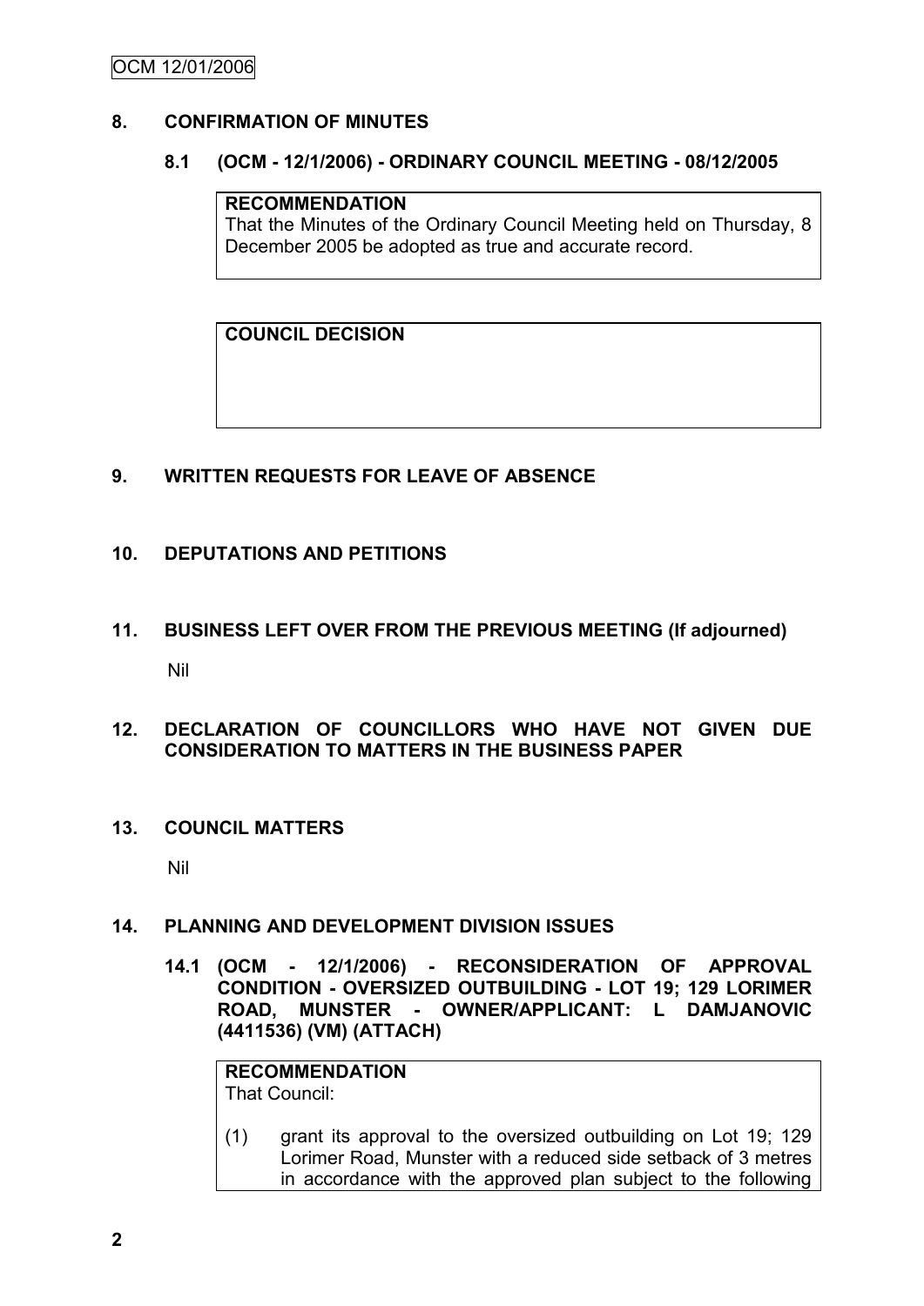## 8. CONFIRMATION OF MINUTES

### 8.1 (OCM - 12/1/2006) - ORDINARY COUNCIL MEETING - 08/12/2005

**RECOMMENDATION**
That the Minutes of the Ordinary Council Meeting held on Thursday, 8 December 2005 be adopted as true and accurate record.

**COUNCIL DECISION**

## 9. WRITTEN REQUESTS FOR LEAVE OF ABSENCE

## 10. DEPUTATIONS AND PETITIONS

## 11. BUSINESS LEFT OVER FROM THE PREVIOUS MEETING (If adjourned)

Nil

## 12. DECLARATION OF COUNCILLORS WHO HAVE NOT GIVEN DUE CONSIDERATION TO MATTERS IN THE BUSINESS PAPER

## 13. COUNCIL MATTERS

Nil

## 14. PLANNING AND DEVELOPMENT DIVISION ISSUES

### 14.1 (OCM - 12/1/2006) - RECONSIDERATION OF APPROVAL CONDITION - OVERSIZED OUTBUILDING - LOT 19; 129 LORIMER ROAD, MUNSTER - OWNER/APPLICANT: L DAMJANOVIC (4411536) (VM) (ATTACH)

**RECOMMENDATION**
That Council:

(1) grant its approval to the oversized outbuilding on Lot 19; 129 Lorimer Road, Munster with a reduced side setback of 3 metres in accordance with the approved plan subject to the following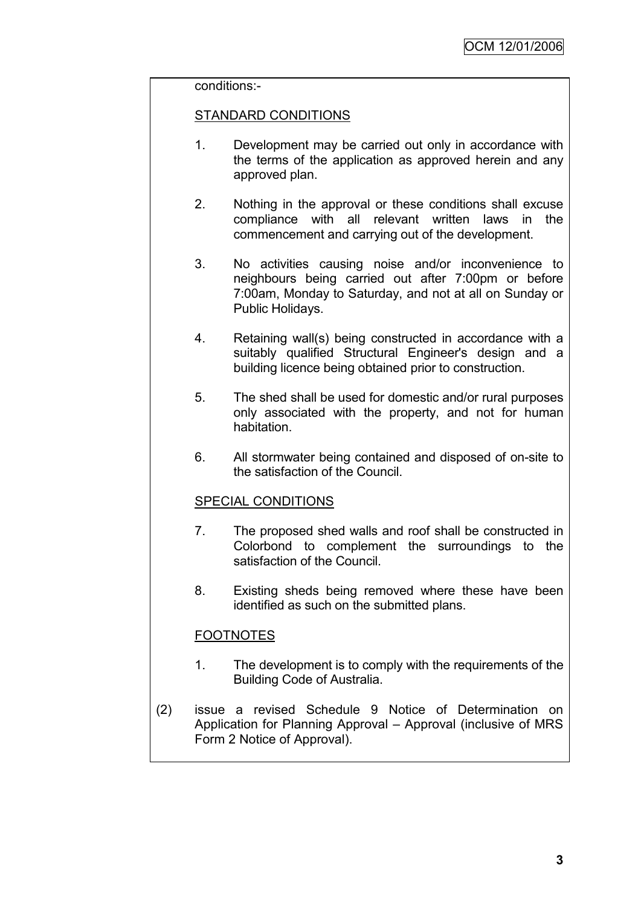conditions:-

STANDARD CONDITIONS

1. Development may be carried out only in accordance with the terms of the application as approved herein and any approved plan.

2. Nothing in the approval or these conditions shall excuse compliance with all relevant written laws in the commencement and carrying out of the development.

3. No activities causing noise and/or inconvenience to neighbours being carried out after 7:00pm or before 7:00am, Monday to Saturday, and not at all on Sunday or Public Holidays.

4. Retaining wall(s) being constructed in accordance with a suitably qualified Structural Engineer's design and a building licence being obtained prior to construction.

5. The shed shall be used for domestic and/or rural purposes only associated with the property, and not for human habitation.

6. All stormwater being contained and disposed of on-site to the satisfaction of the Council.

SPECIAL CONDITIONS

7. The proposed shed walls and roof shall be constructed in Colorbond to complement the surroundings to the satisfaction of the Council.

8. Existing sheds being removed where these have been identified as such on the submitted plans.

FOOTNOTES

1. The development is to comply with the requirements of the Building Code of Australia.

(2) issue a revised Schedule 9 Notice of Determination on Application for Planning Approval – Approval (inclusive of MRS Form 2 Notice of Approval).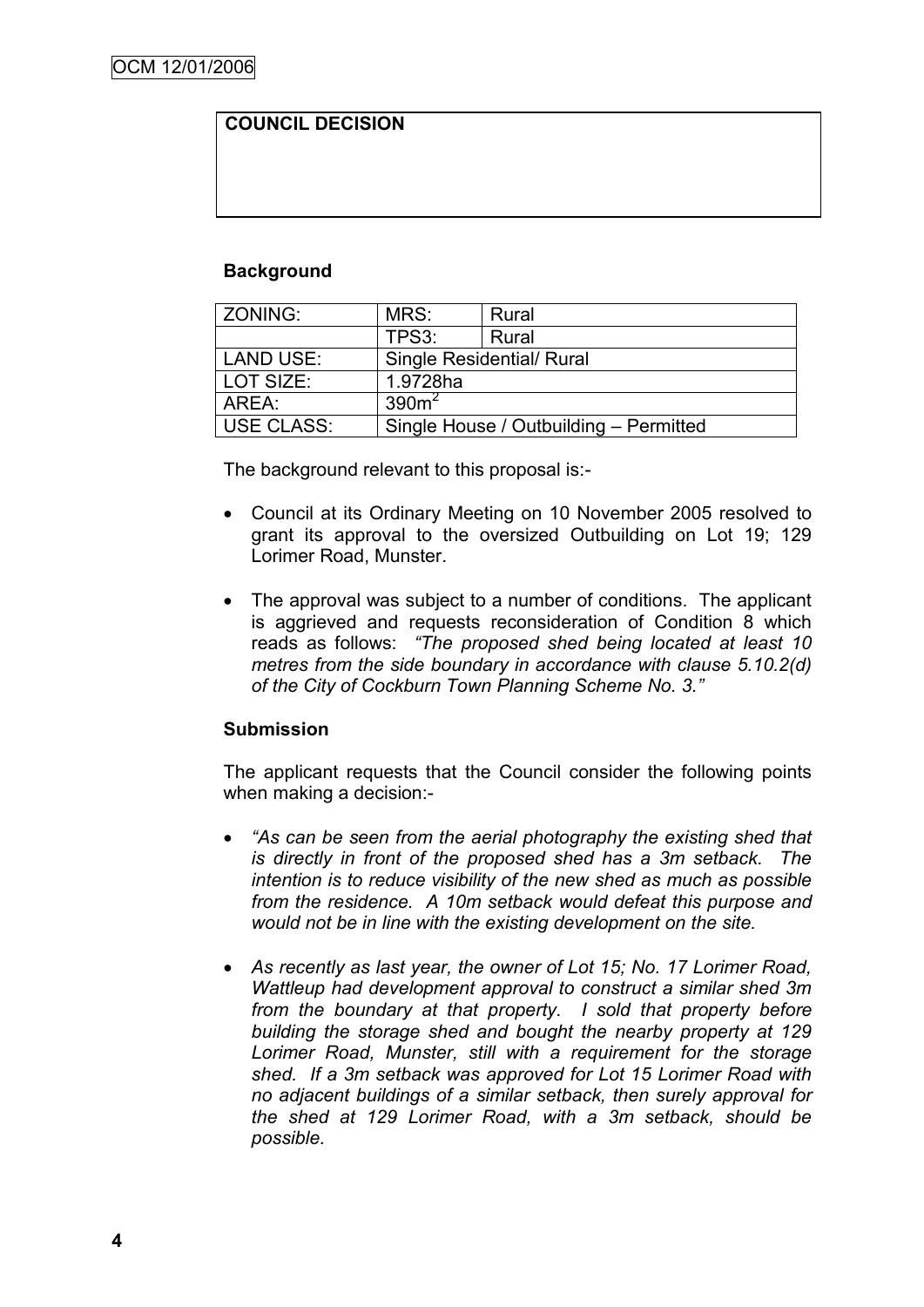**COUNCIL DECISION**

**Background**

| ZONING: | MRS: | Rural |
|---|---|---|
| | TPS3: | Rural |
| LAND USE: | Single Residential/ Rural | |
| LOT SIZE: | 1.9728ha | |
| AREA: | $390m^2$ | |
| USE CLASS: | Single House / Outbuilding – Permitted | |

The background relevant to this proposal is:-

- Council at its Ordinary Meeting on 10 November 2005 resolved to grant its approval to the oversized Outbuilding on Lot 19; 129 Lorimer Road, Munster.

- The approval was subject to a number of conditions. The applicant is aggrieved and requests reconsideration of Condition 8 which reads as follows: *"The proposed shed being located at least 10 metres from the side boundary in accordance with clause 5.10.2(d) of the City of Cockburn Town Planning Scheme No. 3."*

**Submission**

The applicant requests that the Council consider the following points when making a decision:-

- *"As can be seen from the aerial photography the existing shed that is directly in front of the proposed shed has a 3m setback. The intention is to reduce visibility of the new shed as much as possible from the residence. A 10m setback would defeat this purpose and would not be in line with the existing development on the site.*

- *As recently as last year, the owner of Lot 15; No. 17 Lorimer Road, Wattleup had development approval to construct a similar shed 3m from the boundary at that property. I sold that property before building the storage shed and bought the nearby property at 129 Lorimer Road, Munster, still with a requirement for the storage shed. If a 3m setback was approved for Lot 15 Lorimer Road with no adjacent buildings of a similar setback, then surely approval for the shed at 129 Lorimer Road, with a 3m setback, should be possible.*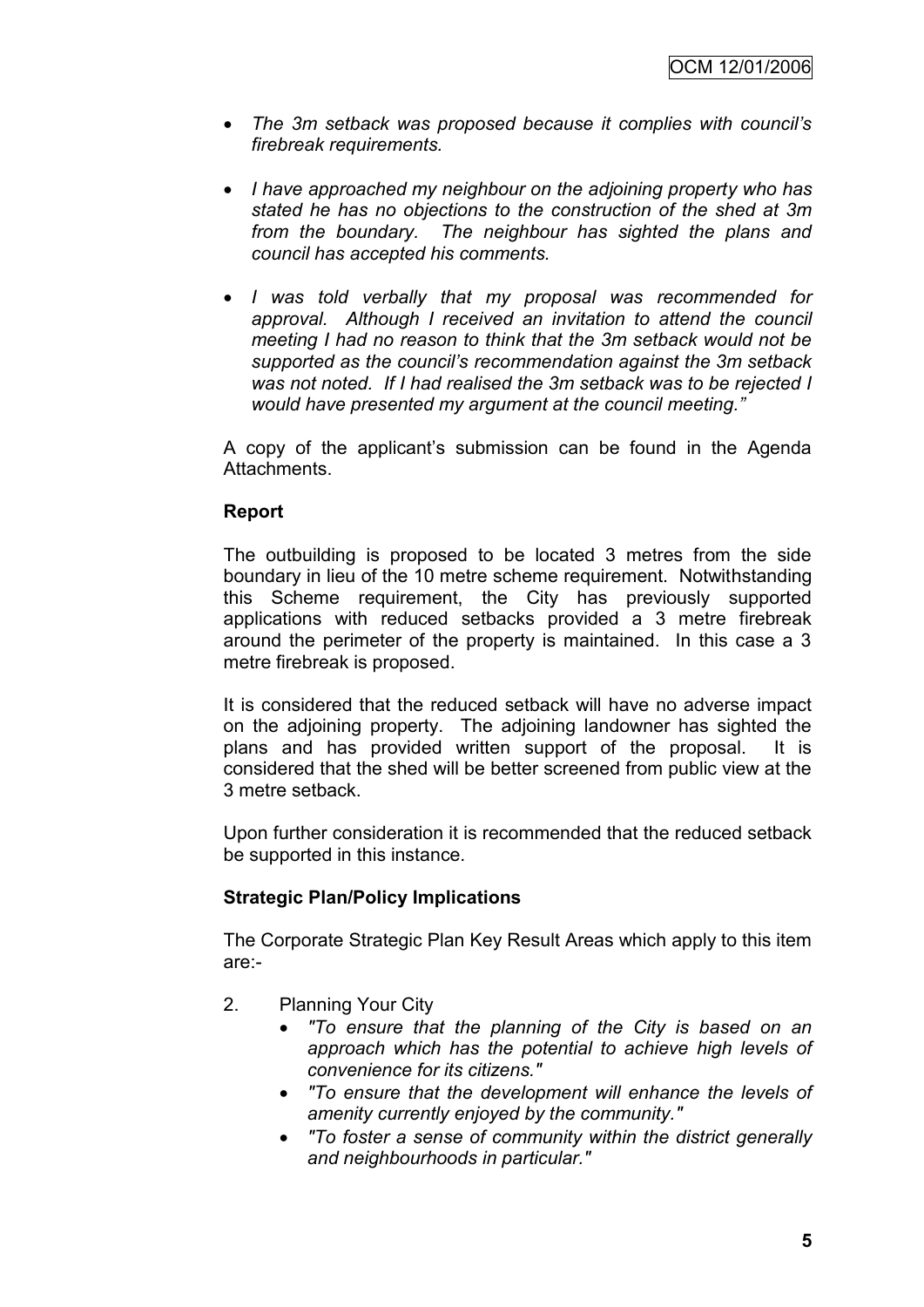- *The 3m setback was proposed because it complies with council's firebreak requirements.*

- *I have approached my neighbour on the adjoining property who has stated he has no objections to the construction of the shed at 3m from the boundary. The neighbour has sighted the plans and council has accepted his comments.*

- *I was told verbally that my proposal was recommended for approval. Although I received an invitation to attend the council meeting I had no reason to think that the 3m setback would not be supported as the council's recommendation against the 3m setback was not noted. If I had realised the 3m setback was to be rejected I would have presented my argument at the council meeting."*

A copy of the applicant's submission can be found in the Agenda Attachments.

**Report**

The outbuilding is proposed to be located 3 metres from the side boundary in lieu of the 10 metre scheme requirement. Notwithstanding this Scheme requirement, the City has previously supported applications with reduced setbacks provided a 3 metre firebreak around the perimeter of the property is maintained. In this case a 3 metre firebreak is proposed.

It is considered that the reduced setback will have no adverse impact on the adjoining property. The adjoining landowner has sighted the plans and has provided written support of the proposal. It is considered that the shed will be better screened from public view at the 3 metre setback.

Upon further consideration it is recommended that the reduced setback be supported in this instance.

**Strategic Plan/Policy Implications**

The Corporate Strategic Plan Key Result Areas which apply to this item are:-

2. Planning Your City
   - *"To ensure that the planning of the City is based on an approach which has the potential to achieve high levels of convenience for its citizens."*
   - *"To ensure that the development will enhance the levels of amenity currently enjoyed by the community."*
   - *"To foster a sense of community within the district generally and neighbourhoods in particular."*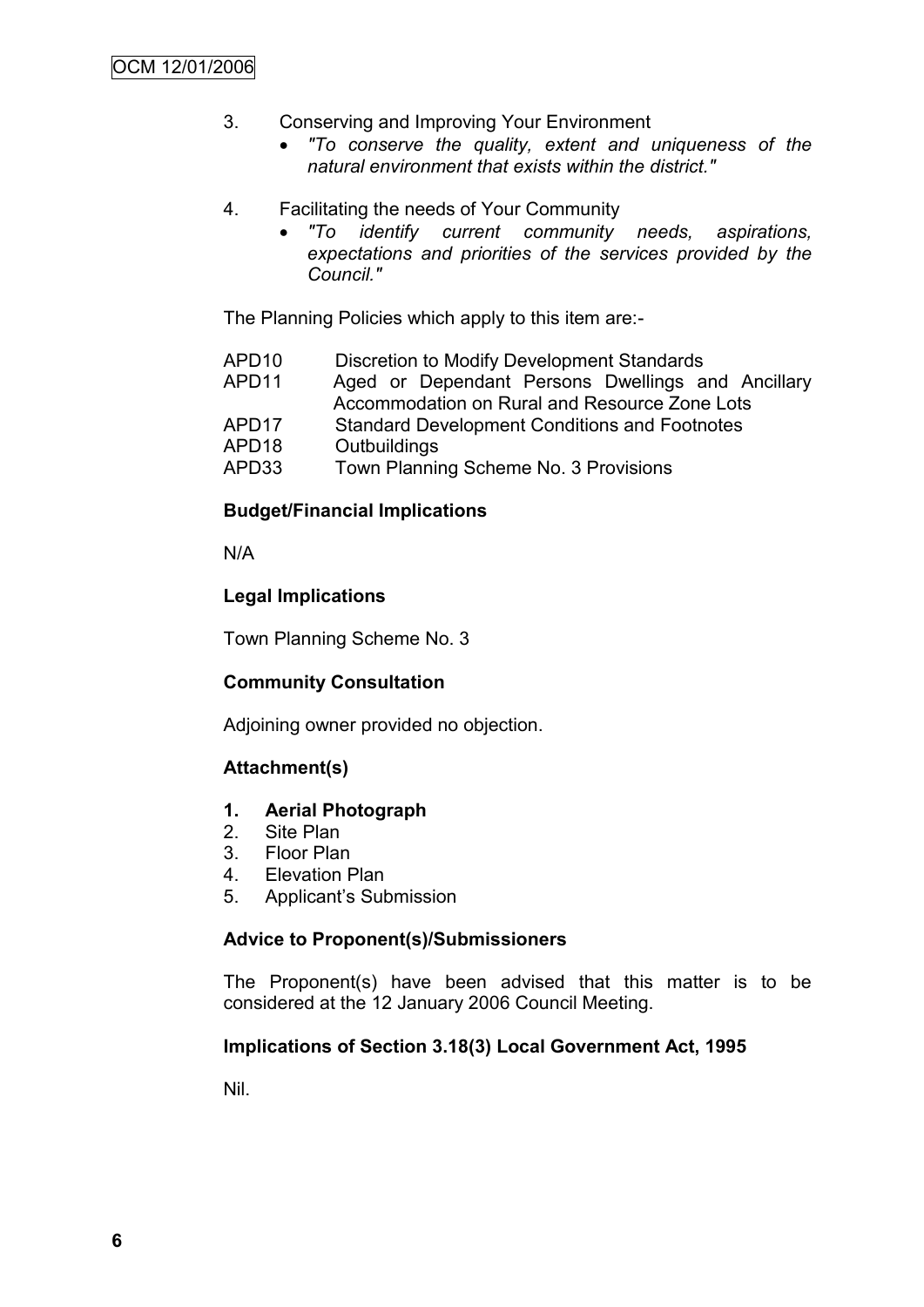3. Conserving and Improving Your Environment
   - *"To conserve the quality, extent and uniqueness of the natural environment that exists within the district."*

4. Facilitating the needs of Your Community
   - *"To identify current community needs, aspirations, expectations and priorities of the services provided by the Council."*

The Planning Policies which apply to this item are:-

| | |
|---|---|
| APD10 | Discretion to Modify Development Standards |
| APD11 | Aged or Dependant Persons Dwellings and Ancillary Accommodation on Rural and Resource Zone Lots |
| APD17 | Standard Development Conditions and Footnotes |
| APD18 | Outbuildings |
| APD33 | Town Planning Scheme No. 3 Provisions |

**Budget/Financial Implications**

N/A

**Legal Implications**

Town Planning Scheme No. 3

**Community Consultation**

Adjoining owner provided no objection.

**Attachment(s)**

1. **Aerial Photograph**
2. Site Plan
3. Floor Plan
4. Elevation Plan
5. Applicant's Submission

**Advice to Proponent(s)/Submissioners**

The Proponent(s) have been advised that this matter is to be considered at the 12 January 2006 Council Meeting.

**Implications of Section 3.18(3) Local Government Act, 1995**

Nil.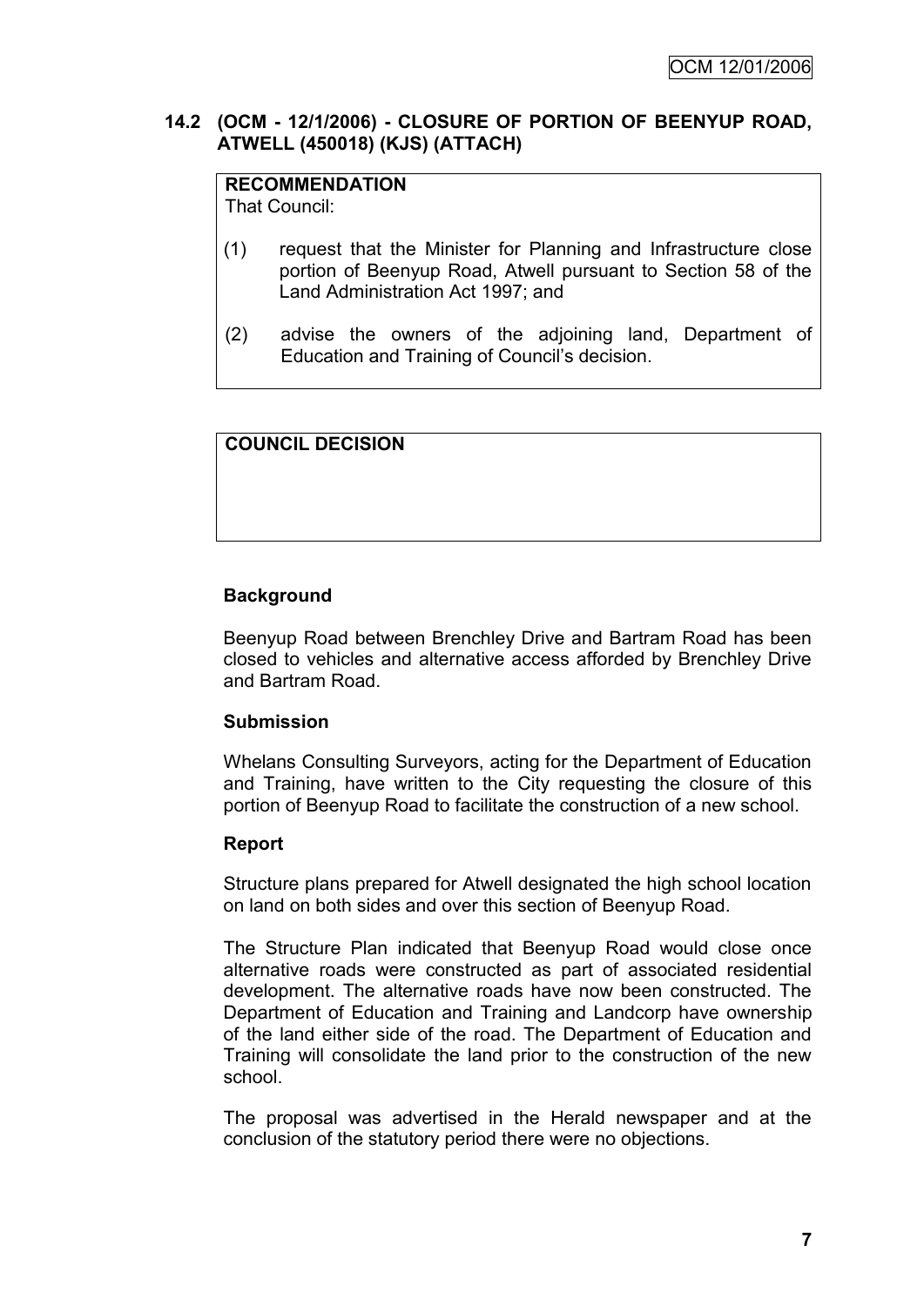### 14.2 (OCM - 12/1/2006) - CLOSURE OF PORTION OF BEENYUP ROAD, ATWELL (450018) (KJS) (ATTACH)

**RECOMMENDATION**
That Council:

(1) request that the Minister for Planning and Infrastructure close portion of Beenyup Road, Atwell pursuant to Section 58 of the Land Administration Act 1997; and

(2) advise the owners of the adjoining land, Department of Education and Training of Council's decision.

**COUNCIL DECISION**

**Background**

Beenyup Road between Brenchley Drive and Bartram Road has been closed to vehicles and alternative access afforded by Brenchley Drive and Bartram Road.

**Submission**

Whelans Consulting Surveyors, acting for the Department of Education and Training, have written to the City requesting the closure of this portion of Beenyup Road to facilitate the construction of a new school.

**Report**

Structure plans prepared for Atwell designated the high school location on land on both sides and over this section of Beenyup Road.

The Structure Plan indicated that Beenyup Road would close once alternative roads were constructed as part of associated residential development. The alternative roads have now been constructed. The Department of Education and Training and Landcorp have ownership of the land either side of the road. The Department of Education and Training will consolidate the land prior to the construction of the new school.

The proposal was advertised in the Herald newspaper and at the conclusion of the statutory period there were no objections.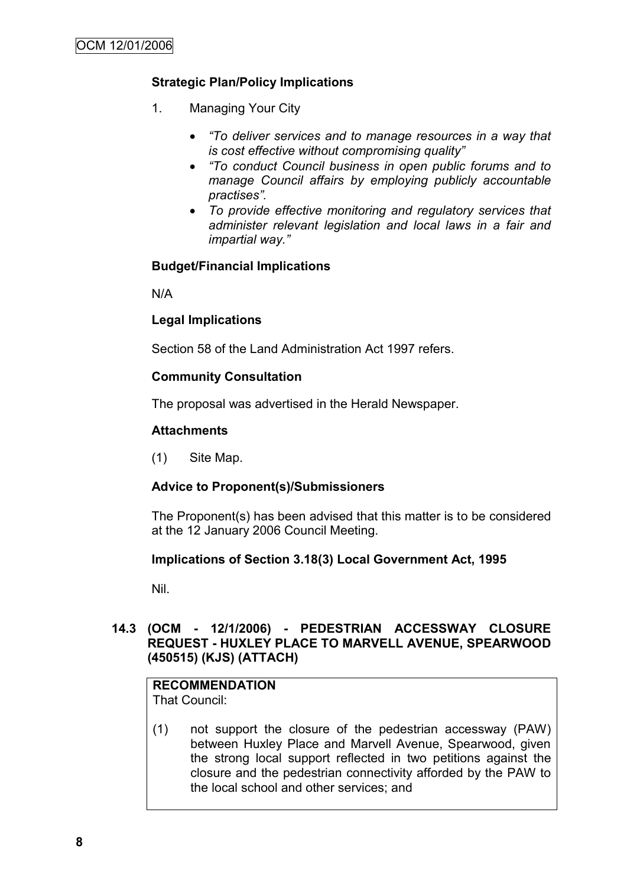### Strategic Plan/Policy Implications

1. Managing Your City

   - *"To deliver services and to manage resources in a way that is cost effective without compromising quality"*
   - *"To conduct Council business in open public forums and to manage Council affairs by employing publicly accountable practises".*
   - *To provide effective monitoring and regulatory services that administer relevant legislation and local laws in a fair and impartial way."*

### Budget/Financial Implications

N/A

### Legal Implications

Section 58 of the Land Administration Act 1997 refers.

### Community Consultation

The proposal was advertised in the Herald Newspaper.

### Attachments

(1) Site Map.

### Advice to Proponent(s)/Submissioners

The Proponent(s) has been advised that this matter is to be considered at the 12 January 2006 Council Meeting.

### Implications of Section 3.18(3) Local Government Act, 1995

Nil.

## 14.3 (OCM - 12/1/2006) - PEDESTRIAN ACCESSWAY CLOSURE REQUEST - HUXLEY PLACE TO MARVELL AVENUE, SPEARWOOD (450515) (KJS) (ATTACH)

**RECOMMENDATION**

That Council:

(1) not support the closure of the pedestrian accessway (PAW) between Huxley Place and Marvell Avenue, Spearwood, given the strong local support reflected in two petitions against the closure and the pedestrian connectivity afforded by the PAW to the local school and other services; and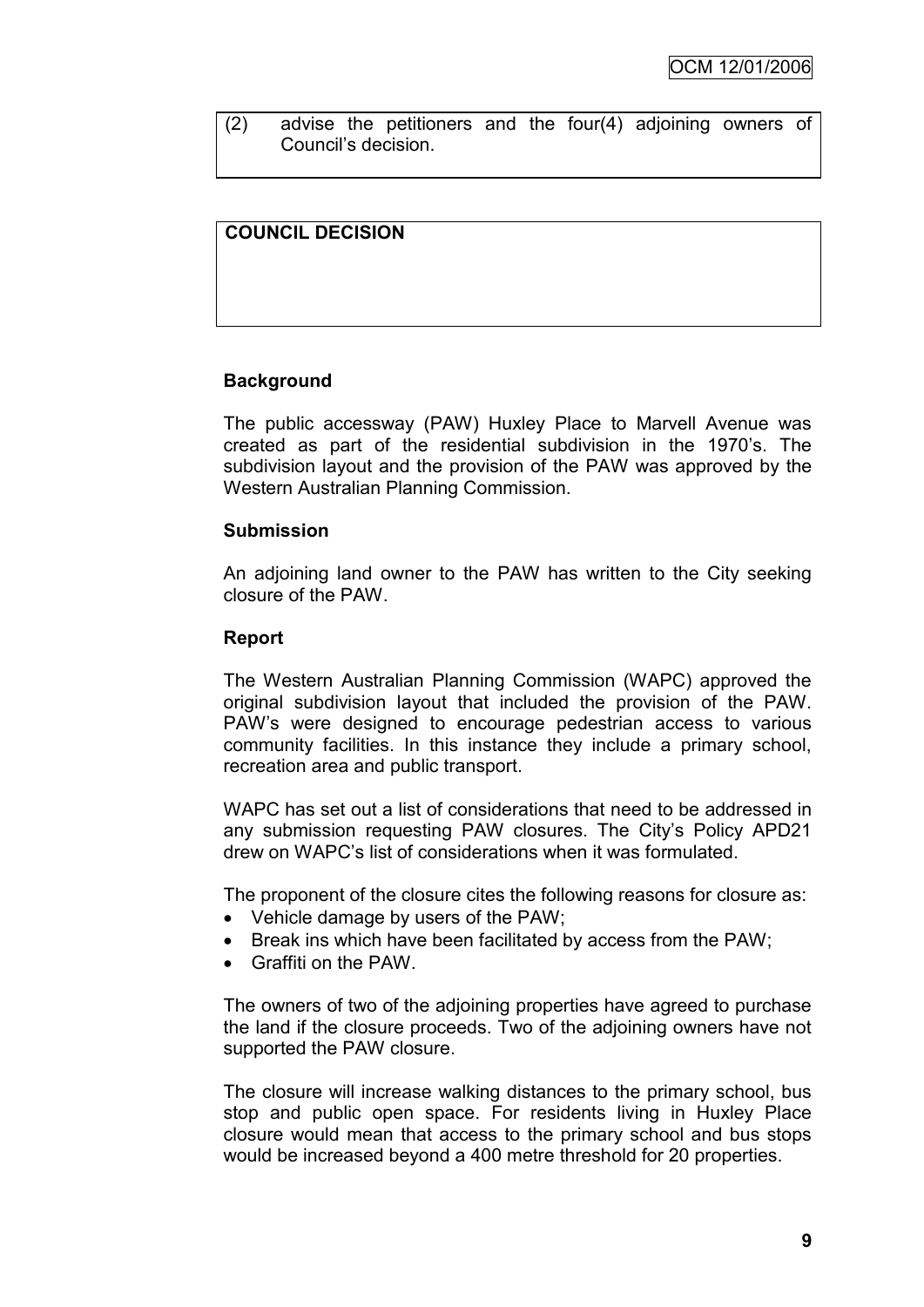(2) advise the petitioners and the four(4) adjoining owners of Council's decision.

**COUNCIL DECISION**

### Background

The public accessway (PAW) Huxley Place to Marvell Avenue was created as part of the residential subdivision in the 1970's. The subdivision layout and the provision of the PAW was approved by the Western Australian Planning Commission.

### Submission

An adjoining land owner to the PAW has written to the City seeking closure of the PAW.

### Report

The Western Australian Planning Commission (WAPC) approved the original subdivision layout that included the provision of the PAW. PAW's were designed to encourage pedestrian access to various community facilities. In this instance they include a primary school, recreation area and public transport.

WAPC has set out a list of considerations that need to be addressed in any submission requesting PAW closures. The City's Policy APD21 drew on WAPC's list of considerations when it was formulated.

The proponent of the closure cites the following reasons for closure as:

- Vehicle damage by users of the PAW;
- Break ins which have been facilitated by access from the PAW;
- Graffiti on the PAW.

The owners of two of the adjoining properties have agreed to purchase the land if the closure proceeds. Two of the adjoining owners have not supported the PAW closure.

The closure will increase walking distances to the primary school, bus stop and public open space. For residents living in Huxley Place closure would mean that access to the primary school and bus stops would be increased beyond a 400 metre threshold for 20 properties.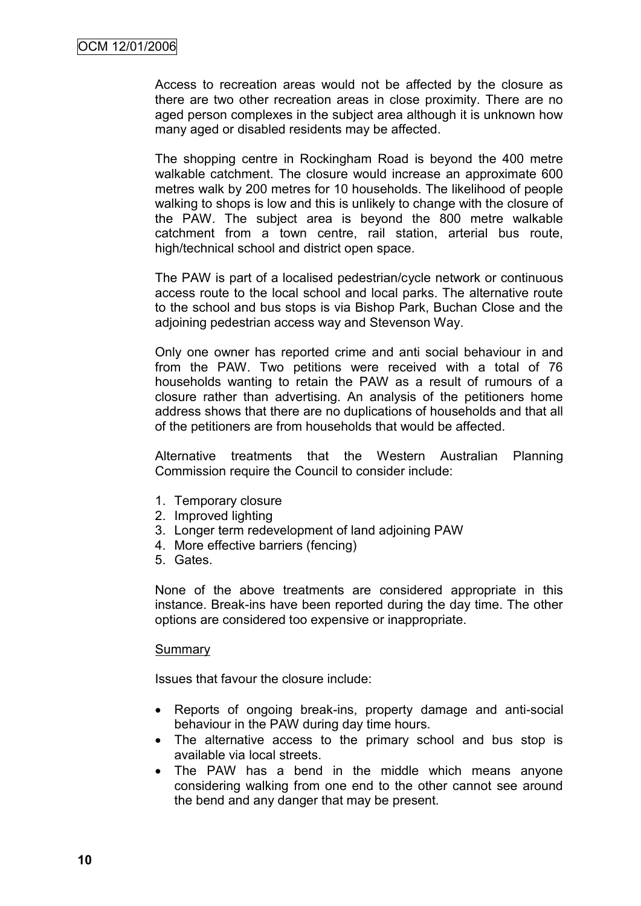Access to recreation areas would not be affected by the closure as there are two other recreation areas in close proximity. There are no aged person complexes in the subject area although it is unknown how many aged or disabled residents may be affected.

The shopping centre in Rockingham Road is beyond the 400 metre walkable catchment. The closure would increase an approximate 600 metres walk by 200 metres for 10 households. The likelihood of people walking to shops is low and this is unlikely to change with the closure of the PAW. The subject area is beyond the 800 metre walkable catchment from a town centre, rail station, arterial bus route, high/technical school and district open space.

The PAW is part of a localised pedestrian/cycle network or continuous access route to the local school and local parks. The alternative route to the school and bus stops is via Bishop Park, Buchan Close and the adjoining pedestrian access way and Stevenson Way.

Only one owner has reported crime and anti social behaviour in and from the PAW. Two petitions were received with a total of 76 households wanting to retain the PAW as a result of rumours of a closure rather than advertising. An analysis of the petitioners home address shows that there are no duplications of households and that all of the petitioners are from households that would be affected.

Alternative treatments that the Western Australian Planning Commission require the Council to consider include:

1. Temporary closure
2. Improved lighting
3. Longer term redevelopment of land adjoining PAW
4. More effective barriers (fencing)
5. Gates.

None of the above treatments are considered appropriate in this instance. Break-ins have been reported during the day time. The other options are considered too expensive or inappropriate.

<u>Summary</u>

Issues that favour the closure include:

- Reports of ongoing break-ins, property damage and anti-social behaviour in the PAW during day time hours.
- The alternative access to the primary school and bus stop is available via local streets.
- The PAW has a bend in the middle which means anyone considering walking from one end to the other cannot see around the bend and any danger that may be present.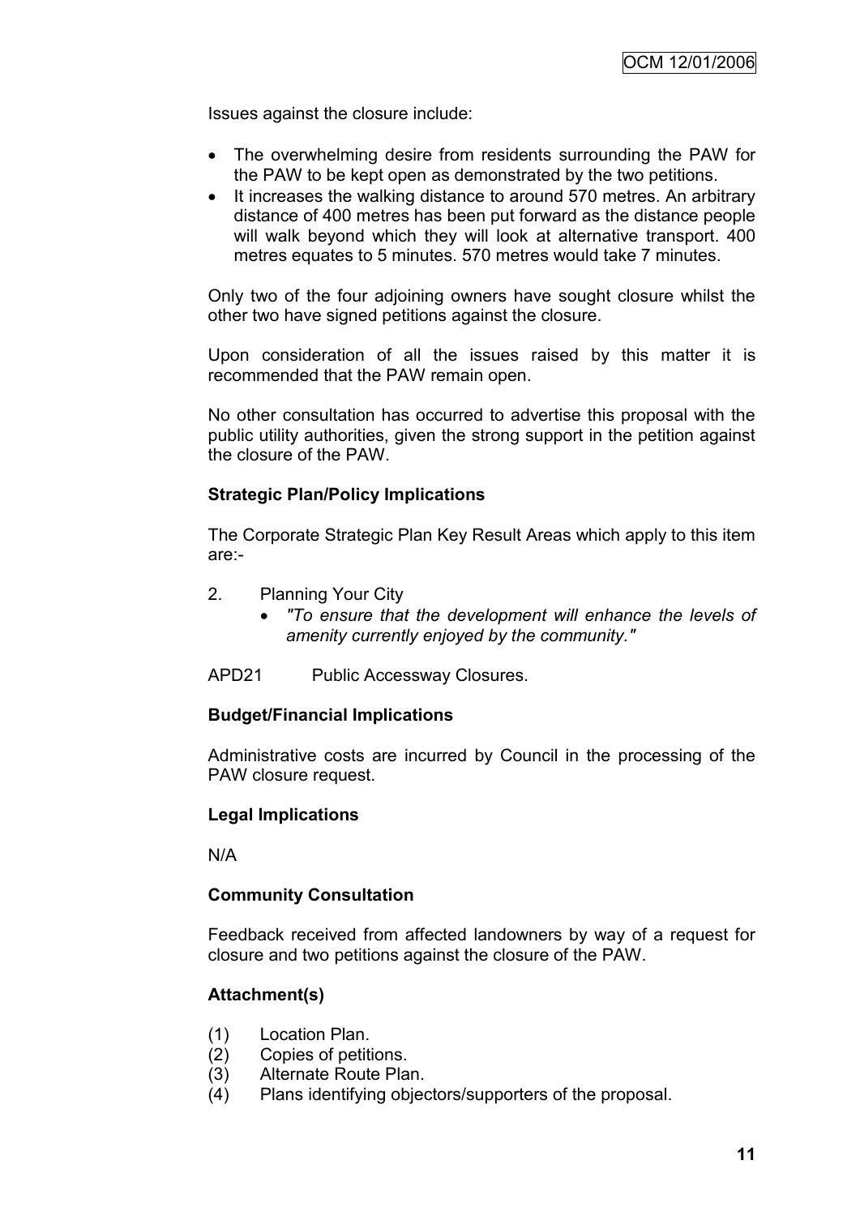Issues against the closure include:

- The overwhelming desire from residents surrounding the PAW for the PAW to be kept open as demonstrated by the two petitions.
- It increases the walking distance to around 570 metres. An arbitrary distance of 400 metres has been put forward as the distance people will walk beyond which they will look at alternative transport. 400 metres equates to 5 minutes. 570 metres would take 7 minutes.

Only two of the four adjoining owners have sought closure whilst the other two have signed petitions against the closure.

Upon consideration of all the issues raised by this matter it is recommended that the PAW remain open.

No other consultation has occurred to advertise this proposal with the public utility authorities, given the strong support in the petition against the closure of the PAW.

**Strategic Plan/Policy Implications**

The Corporate Strategic Plan Key Result Areas which apply to this item are:-

2. Planning Your City
   - *"To ensure that the development will enhance the levels of amenity currently enjoyed by the community."*

APD21 Public Accessway Closures.

**Budget/Financial Implications**

Administrative costs are incurred by Council in the processing of the PAW closure request.

**Legal Implications**

N/A

**Community Consultation**

Feedback received from affected landowners by way of a request for closure and two petitions against the closure of the PAW.

**Attachment(s)**

(1) Location Plan.
(2) Copies of petitions.
(3) Alternate Route Plan.
(4) Plans identifying objectors/supporters of the proposal.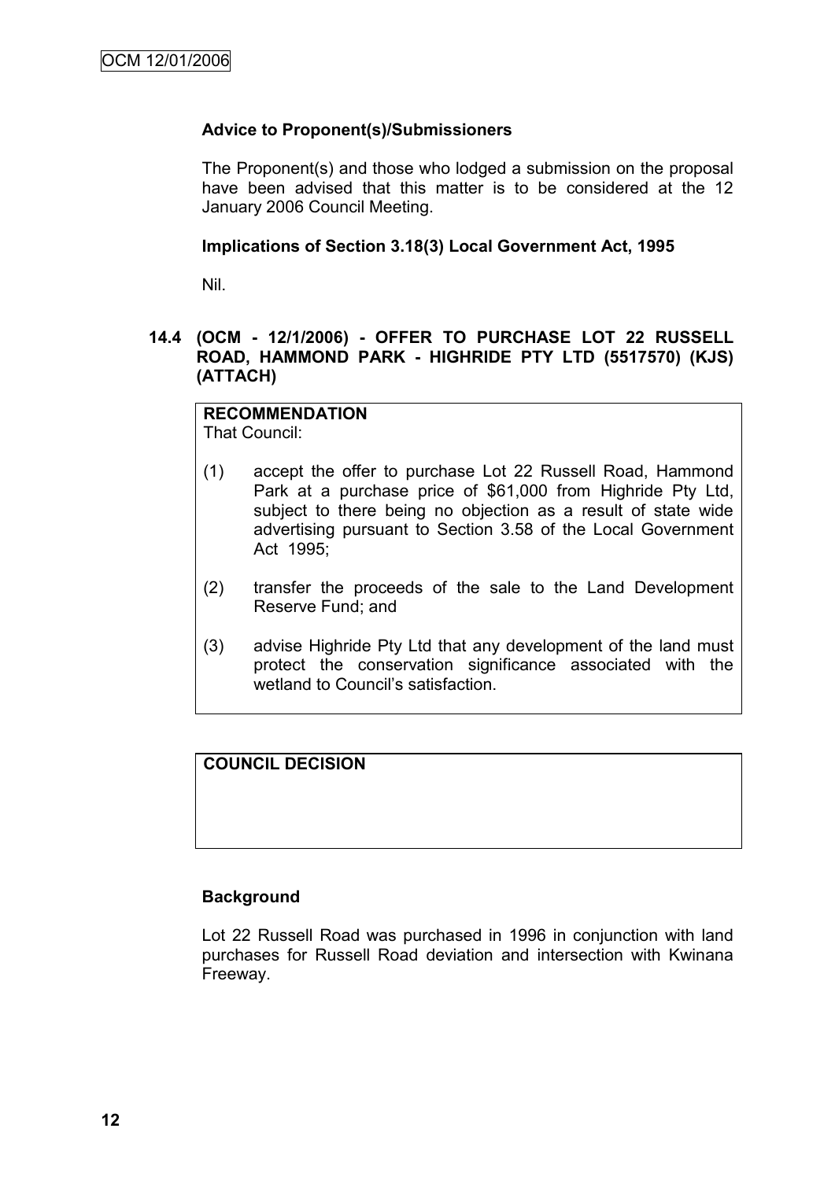### Advice to Proponent(s)/Submissioners

The Proponent(s) and those who lodged a submission on the proposal have been advised that this matter is to be considered at the 12 January 2006 Council Meeting.

### Implications of Section 3.18(3) Local Government Act, 1995

Nil.

## 14.4 (OCM - 12/1/2006) - OFFER TO PURCHASE LOT 22 RUSSELL ROAD, HAMMOND PARK - HIGHRIDE PTY LTD (5517570) (KJS) (ATTACH)

**RECOMMENDATION**
That Council:

(1) accept the offer to purchase Lot 22 Russell Road, Hammond Park at a purchase price of $61,000 from Highride Pty Ltd, subject to there being no objection as a result of state wide advertising pursuant to Section 3.58 of the Local Government Act 1995;

(2) transfer the proceeds of the sale to the Land Development Reserve Fund; and

(3) advise Highride Pty Ltd that any development of the land must protect the conservation significance associated with the wetland to Council's satisfaction.

**COUNCIL DECISION**

### Background

Lot 22 Russell Road was purchased in 1996 in conjunction with land purchases for Russell Road deviation and intersection with Kwinana Freeway.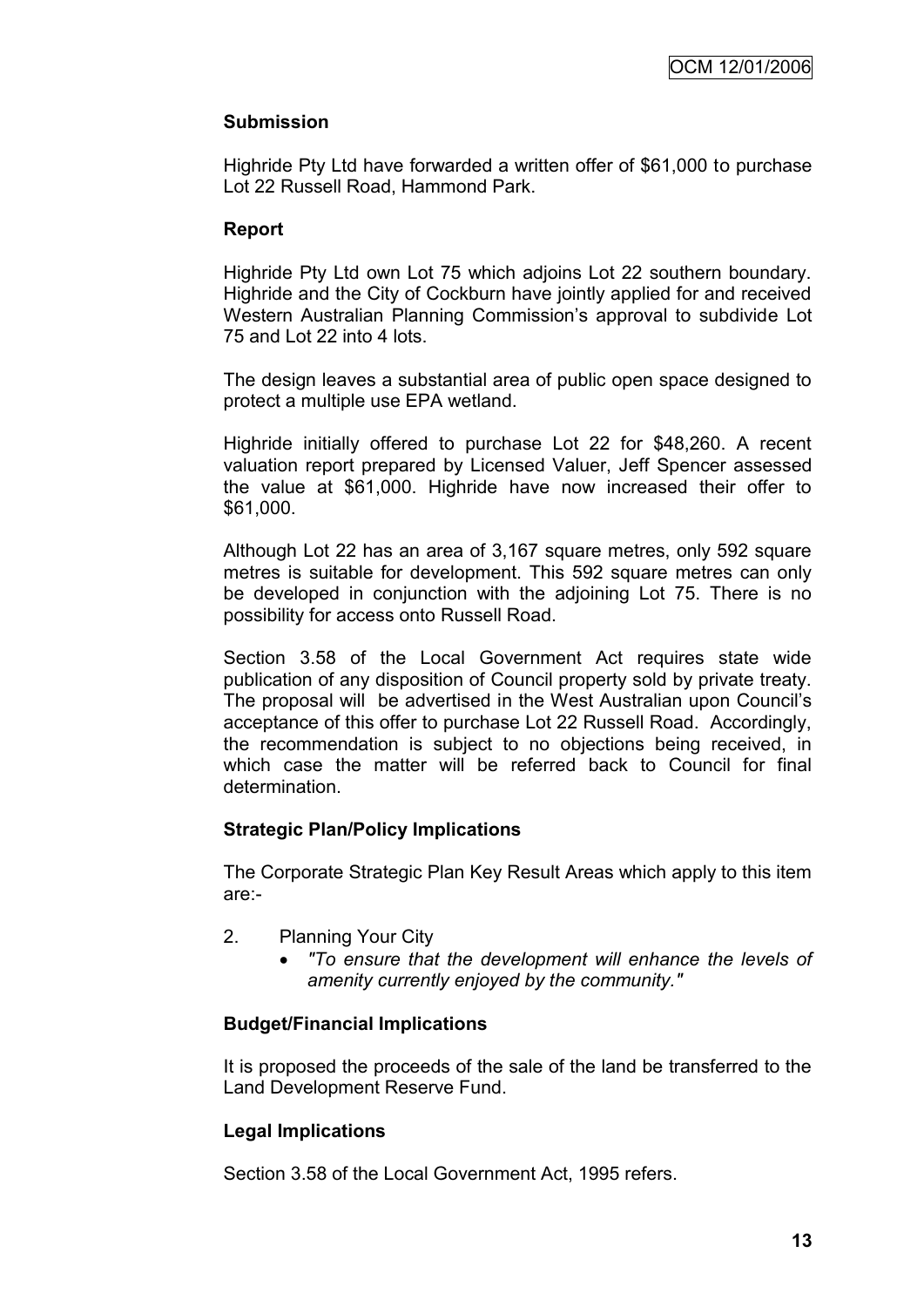**Submission**

Highride Pty Ltd have forwarded a written offer of $61,000 to purchase Lot 22 Russell Road, Hammond Park.

**Report**

Highride Pty Ltd own Lot 75 which adjoins Lot 22 southern boundary. Highride and the City of Cockburn have jointly applied for and received Western Australian Planning Commission's approval to subdivide Lot 75 and Lot 22 into 4 lots.

The design leaves a substantial area of public open space designed to protect a multiple use EPA wetland.

Highride initially offered to purchase Lot 22 for $48,260. A recent valuation report prepared by Licensed Valuer, Jeff Spencer assessed the value at $61,000. Highride have now increased their offer to $61,000.

Although Lot 22 has an area of 3,167 square metres, only 592 square metres is suitable for development. This 592 square metres can only be developed in conjunction with the adjoining Lot 75. There is no possibility for access onto Russell Road.

Section 3.58 of the Local Government Act requires state wide publication of any disposition of Council property sold by private treaty. The proposal will be advertised in the West Australian upon Council's acceptance of this offer to purchase Lot 22 Russell Road. Accordingly, the recommendation is subject to no objections being received, in which case the matter will be referred back to Council for final determination.

**Strategic Plan/Policy Implications**

The Corporate Strategic Plan Key Result Areas which apply to this item are:-

2. Planning Your City
   - *"To ensure that the development will enhance the levels of amenity currently enjoyed by the community."*

**Budget/Financial Implications**

It is proposed the proceeds of the sale of the land be transferred to the Land Development Reserve Fund.

**Legal Implications**

Section 3.58 of the Local Government Act, 1995 refers.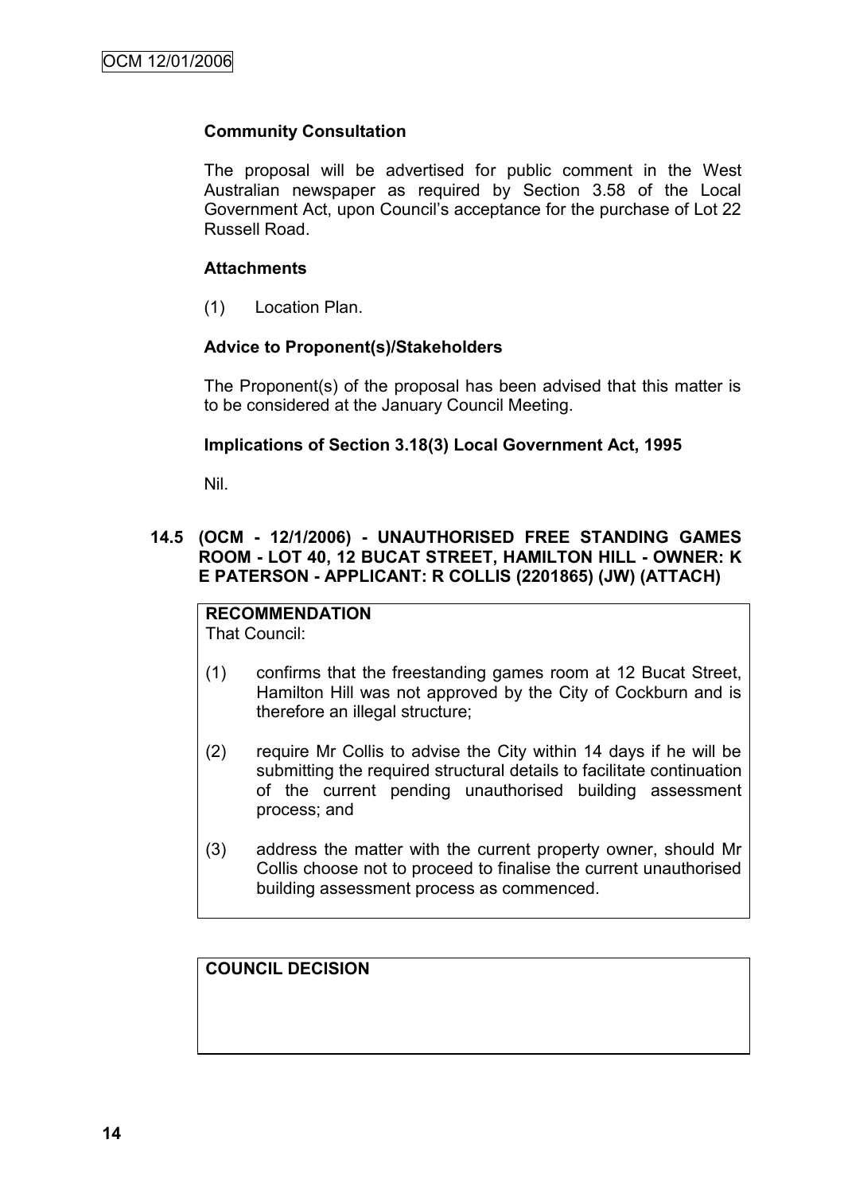### Community Consultation

The proposal will be advertised for public comment in the West Australian newspaper as required by Section 3.58 of the Local Government Act, upon Council's acceptance for the purchase of Lot 22 Russell Road.

### Attachments

(1) Location Plan.

### Advice to Proponent(s)/Stakeholders

The Proponent(s) of the proposal has been advised that this matter is to be considered at the January Council Meeting.

### Implications of Section 3.18(3) Local Government Act, 1995

Nil.

## 14.5 (OCM - 12/1/2006) - UNAUTHORISED FREE STANDING GAMES ROOM - LOT 40, 12 BUCAT STREET, HAMILTON HILL - OWNER: K E PATERSON - APPLICANT: R COLLIS (2201865) (JW) (ATTACH)

**RECOMMENDATION**
That Council:

(1) confirms that the freestanding games room at 12 Bucat Street, Hamilton Hill was not approved by the City of Cockburn and is therefore an illegal structure;

(2) require Mr Collis to advise the City within 14 days if he will be submitting the required structural details to facilitate continuation of the current pending unauthorised building assessment process; and

(3) address the matter with the current property owner, should Mr Collis choose not to proceed to finalise the current unauthorised building assessment process as commenced.

**COUNCIL DECISION**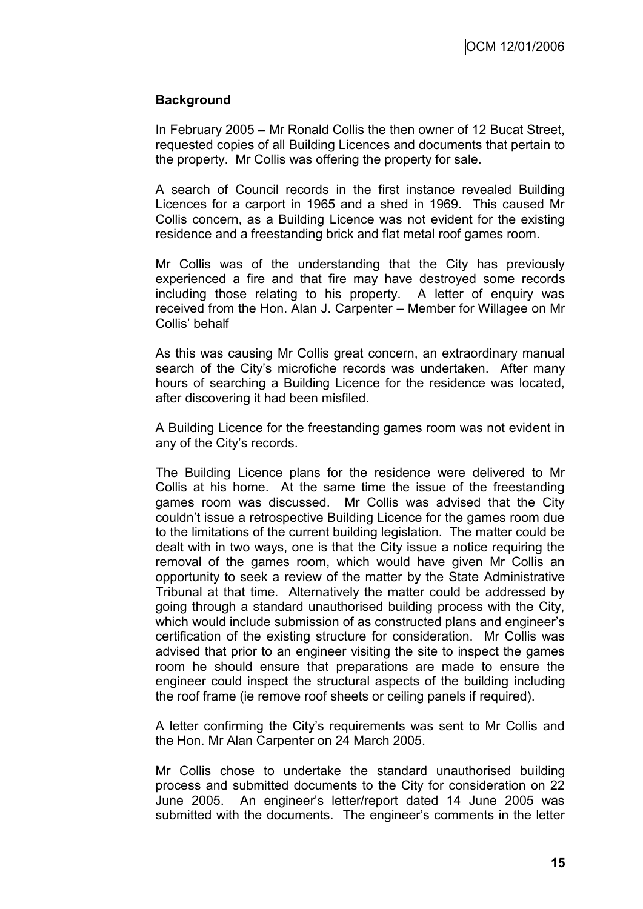## Background

In February 2005 – Mr Ronald Collis the then owner of 12 Bucat Street, requested copies of all Building Licences and documents that pertain to the property. Mr Collis was offering the property for sale.

A search of Council records in the first instance revealed Building Licences for a carport in 1965 and a shed in 1969. This caused Mr Collis concern, as a Building Licence was not evident for the existing residence and a freestanding brick and flat metal roof games room.

Mr Collis was of the understanding that the City has previously experienced a fire and that fire may have destroyed some records including those relating to his property. A letter of enquiry was received from the Hon. Alan J. Carpenter – Member for Willagee on Mr Collis' behalf

As this was causing Mr Collis great concern, an extraordinary manual search of the City's microfiche records was undertaken. After many hours of searching a Building Licence for the residence was located, after discovering it had been misfiled.

A Building Licence for the freestanding games room was not evident in any of the City's records.

The Building Licence plans for the residence were delivered to Mr Collis at his home. At the same time the issue of the freestanding games room was discussed. Mr Collis was advised that the City couldn't issue a retrospective Building Licence for the games room due to the limitations of the current building legislation. The matter could be dealt with in two ways, one is that the City issue a notice requiring the removal of the games room, which would have given Mr Collis an opportunity to seek a review of the matter by the State Administrative Tribunal at that time. Alternatively the matter could be addressed by going through a standard unauthorised building process with the City, which would include submission of as constructed plans and engineer's certification of the existing structure for consideration. Mr Collis was advised that prior to an engineer visiting the site to inspect the games room he should ensure that preparations are made to ensure the engineer could inspect the structural aspects of the building including the roof frame (ie remove roof sheets or ceiling panels if required).

A letter confirming the City's requirements was sent to Mr Collis and the Hon. Mr Alan Carpenter on 24 March 2005.

Mr Collis chose to undertake the standard unauthorised building process and submitted documents to the City for consideration on 22 June 2005. An engineer's letter/report dated 14 June 2005 was submitted with the documents. The engineer's comments in the letter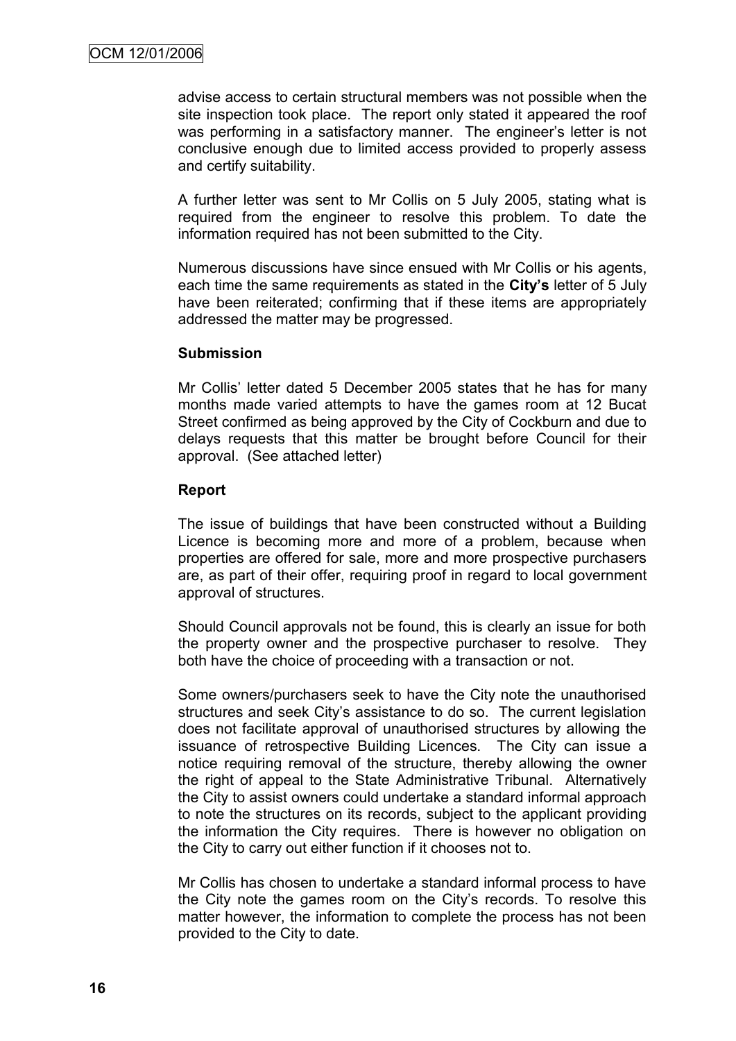advise access to certain structural members was not possible when the site inspection took place. The report only stated it appeared the roof was performing in a satisfactory manner. The engineer's letter is not conclusive enough due to limited access provided to properly assess and certify suitability.

A further letter was sent to Mr Collis on 5 July 2005, stating what is required from the engineer to resolve this problem. To date the information required has not been submitted to the City.

Numerous discussions have since ensued with Mr Collis or his agents, each time the same requirements as stated in the **City's** letter of 5 July have been reiterated; confirming that if these items are appropriately addressed the matter may be progressed.

**Submission**

Mr Collis' letter dated 5 December 2005 states that he has for many months made varied attempts to have the games room at 12 Bucat Street confirmed as being approved by the City of Cockburn and due to delays requests that this matter be brought before Council for their approval. (See attached letter)

**Report**

The issue of buildings that have been constructed without a Building Licence is becoming more and more of a problem, because when properties are offered for sale, more and more prospective purchasers are, as part of their offer, requiring proof in regard to local government approval of structures.

Should Council approvals not be found, this is clearly an issue for both the property owner and the prospective purchaser to resolve. They both have the choice of proceeding with a transaction or not.

Some owners/purchasers seek to have the City note the unauthorised structures and seek City's assistance to do so. The current legislation does not facilitate approval of unauthorised structures by allowing the issuance of retrospective Building Licences. The City can issue a notice requiring removal of the structure, thereby allowing the owner the right of appeal to the State Administrative Tribunal. Alternatively the City to assist owners could undertake a standard informal approach to note the structures on its records, subject to the applicant providing the information the City requires. There is however no obligation on the City to carry out either function if it chooses not to.

Mr Collis has chosen to undertake a standard informal process to have the City note the games room on the City's records. To resolve this matter however, the information to complete the process has not been provided to the City to date.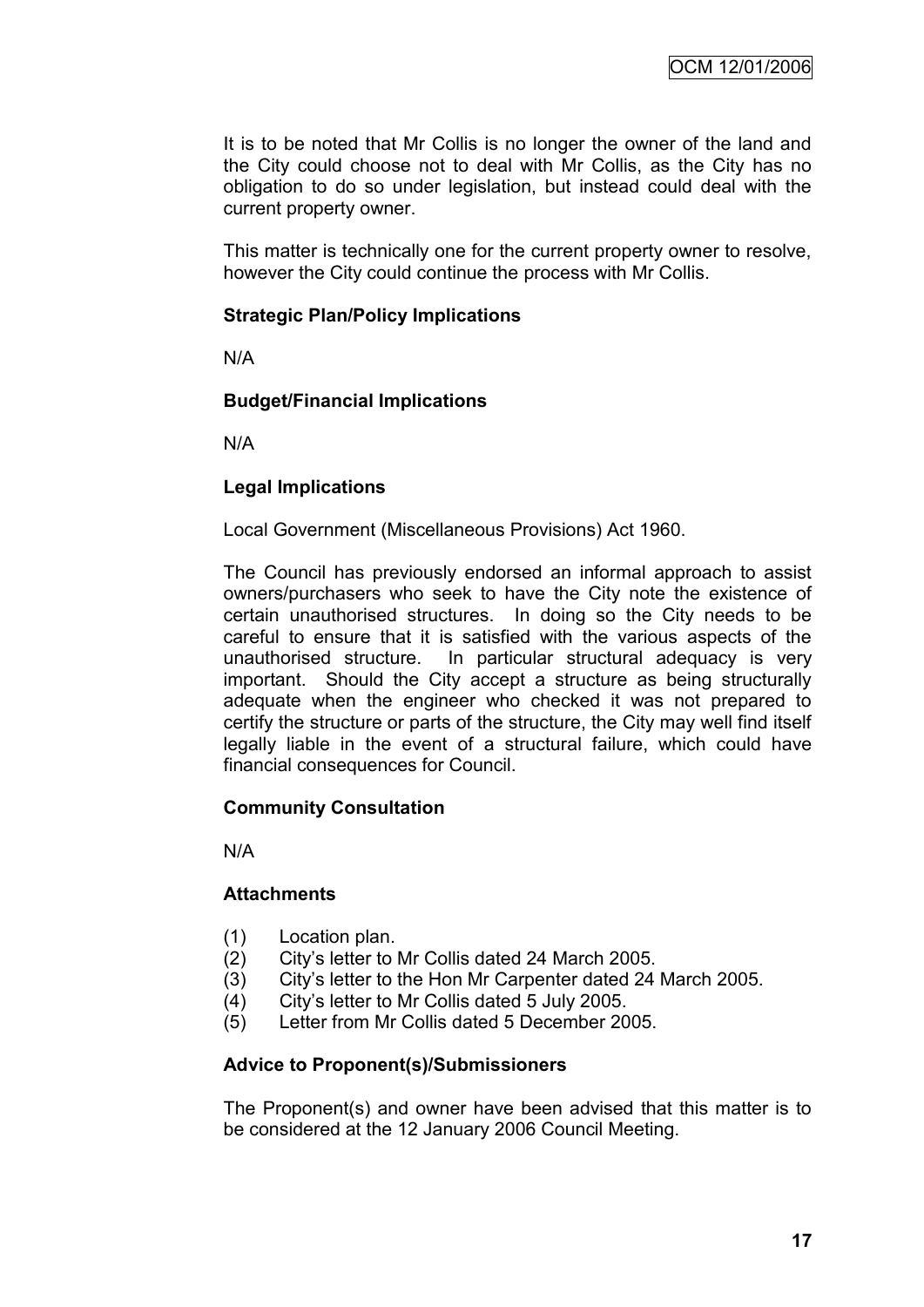It is to be noted that Mr Collis is no longer the owner of the land and the City could choose not to deal with Mr Collis, as the City has no obligation to do so under legislation, but instead could deal with the current property owner.

This matter is technically one for the current property owner to resolve, however the City could continue the process with Mr Collis.

**Strategic Plan/Policy Implications**

N/A

**Budget/Financial Implications**

N/A

**Legal Implications**

Local Government (Miscellaneous Provisions) Act 1960.

The Council has previously endorsed an informal approach to assist owners/purchasers who seek to have the City note the existence of certain unauthorised structures. In doing so the City needs to be careful to ensure that it is satisfied with the various aspects of the unauthorised structure. In particular structural adequacy is very important. Should the City accept a structure as being structurally adequate when the engineer who checked it was not prepared to certify the structure or parts of the structure, the City may well find itself legally liable in the event of a structural failure, which could have financial consequences for Council.

**Community Consultation**

N/A

**Attachments**

(1) Location plan.
(2) City's letter to Mr Collis dated 24 March 2005.
(3) City's letter to the Hon Mr Carpenter dated 24 March 2005.
(4) City's letter to Mr Collis dated 5 July 2005.
(5) Letter from Mr Collis dated 5 December 2005.

**Advice to Proponent(s)/Submissioners**

The Proponent(s) and owner have been advised that this matter is to be considered at the 12 January 2006 Council Meeting.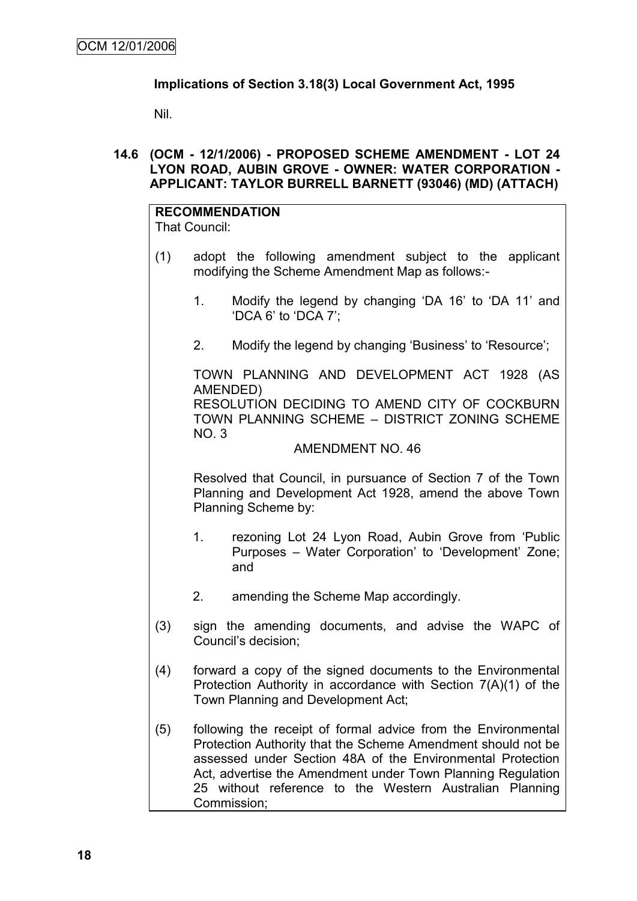**Implications of Section 3.18(3) Local Government Act, 1995**

Nil.

### 14.6 (OCM - 12/1/2006) - PROPOSED SCHEME AMENDMENT - LOT 24 LYON ROAD, AUBIN GROVE - OWNER: WATER CORPORATION - APPLICANT: TAYLOR BURRELL BARNETT (93046) (MD) (ATTACH)

**RECOMMENDATION**
That Council:

(1) adopt the following amendment subject to the applicant modifying the Scheme Amendment Map as follows:-

1. Modify the legend by changing 'DA 16' to 'DA 11' and 'DCA 6' to 'DCA 7';

2. Modify the legend by changing 'Business' to 'Resource';

TOWN PLANNING AND DEVELOPMENT ACT 1928 (AS AMENDED)
RESOLUTION DECIDING TO AMEND CITY OF COCKBURN TOWN PLANNING SCHEME – DISTRICT ZONING SCHEME NO. 3

AMENDMENT NO. 46

Resolved that Council, in pursuance of Section 7 of the Town Planning and Development Act 1928, amend the above Town Planning Scheme by:

1. rezoning Lot 24 Lyon Road, Aubin Grove from 'Public Purposes – Water Corporation' to 'Development' Zone; and

2. amending the Scheme Map accordingly.

(3) sign the amending documents, and advise the WAPC of Council's decision;

(4) forward a copy of the signed documents to the Environmental Protection Authority in accordance with Section 7(A)(1) of the Town Planning and Development Act;

(5) following the receipt of formal advice from the Environmental Protection Authority that the Scheme Amendment should not be assessed under Section 48A of the Environmental Protection Act, advertise the Amendment under Town Planning Regulation 25 without reference to the Western Australian Planning Commission;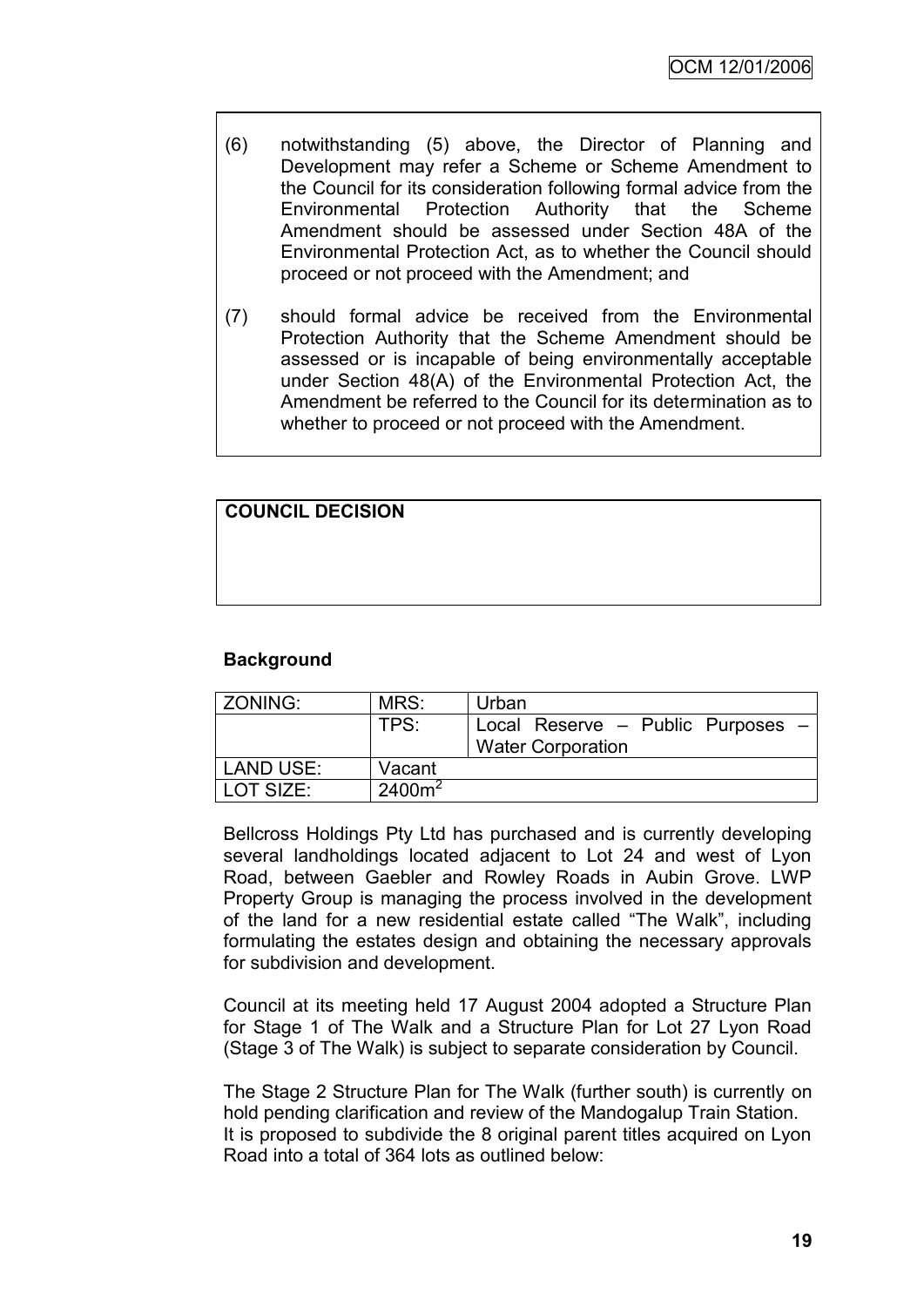(6) notwithstanding (5) above, the Director of Planning and Development may refer a Scheme or Scheme Amendment to the Council for its consideration following formal advice from the Environmental Protection Authority that the Scheme Amendment should be assessed under Section 48A of the Environmental Protection Act, as to whether the Council should proceed or not proceed with the Amendment; and

(7) should formal advice be received from the Environmental Protection Authority that the Scheme Amendment should be assessed or is incapable of being environmentally acceptable under Section 48(A) of the Environmental Protection Act, the Amendment be referred to the Council for its determination as to whether to proceed or not proceed with the Amendment.

**COUNCIL DECISION**

**Background**

| ZONING: | MRS: | Urban |
|---|---|---|
| | TPS: | Local Reserve – Public Purposes – Water Corporation |
| LAND USE: | Vacant | |
| LOT SIZE: | 2400m$^2$ | |

Bellcross Holdings Pty Ltd has purchased and is currently developing several landholdings located adjacent to Lot 24 and west of Lyon Road, between Gaebler and Rowley Roads in Aubin Grove. LWP Property Group is managing the process involved in the development of the land for a new residential estate called "The Walk", including formulating the estates design and obtaining the necessary approvals for subdivision and development.

Council at its meeting held 17 August 2004 adopted a Structure Plan for Stage 1 of The Walk and a Structure Plan for Lot 27 Lyon Road (Stage 3 of The Walk) is subject to separate consideration by Council.

The Stage 2 Structure Plan for The Walk (further south) is currently on hold pending clarification and review of the Mandogalup Train Station. It is proposed to subdivide the 8 original parent titles acquired on Lyon Road into a total of 364 lots as outlined below: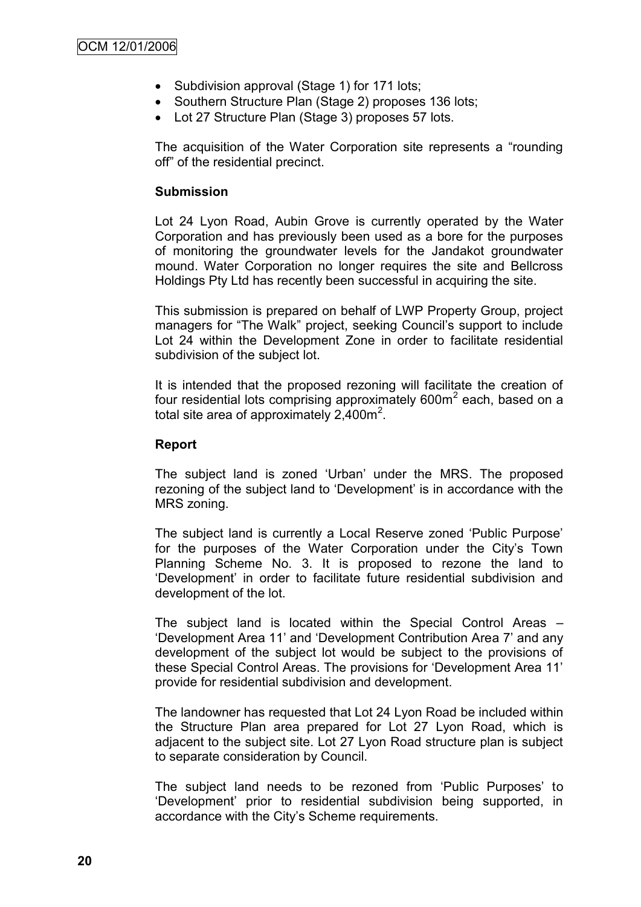- Subdivision approval (Stage 1) for 171 lots;
- Southern Structure Plan (Stage 2) proposes 136 lots;
- Lot 27 Structure Plan (Stage 3) proposes 57 lots.

The acquisition of the Water Corporation site represents a "rounding off" of the residential precinct.

**Submission**

Lot 24 Lyon Road, Aubin Grove is currently operated by the Water Corporation and has previously been used as a bore for the purposes of monitoring the groundwater levels for the Jandakot groundwater mound. Water Corporation no longer requires the site and Bellcross Holdings Pty Ltd has recently been successful in acquiring the site.

This submission is prepared on behalf of LWP Property Group, project managers for "The Walk" project, seeking Council's support to include Lot 24 within the Development Zone in order to facilitate residential subdivision of the subject lot.

It is intended that the proposed rezoning will facilitate the creation of four residential lots comprising approximately 600m$^2$ each, based on a total site area of approximately 2,400m$^2$.

**Report**

The subject land is zoned 'Urban' under the MRS. The proposed rezoning of the subject land to 'Development' is in accordance with the MRS zoning.

The subject land is currently a Local Reserve zoned 'Public Purpose' for the purposes of the Water Corporation under the City's Town Planning Scheme No. 3. It is proposed to rezone the land to 'Development' in order to facilitate future residential subdivision and development of the lot.

The subject land is located within the Special Control Areas – 'Development Area 11' and 'Development Contribution Area 7' and any development of the subject lot would be subject to the provisions of these Special Control Areas. The provisions for 'Development Area 11' provide for residential subdivision and development.

The landowner has requested that Lot 24 Lyon Road be included within the Structure Plan area prepared for Lot 27 Lyon Road, which is adjacent to the subject site. Lot 27 Lyon Road structure plan is subject to separate consideration by Council.

The subject land needs to be rezoned from 'Public Purposes' to 'Development' prior to residential subdivision being supported, in accordance with the City's Scheme requirements.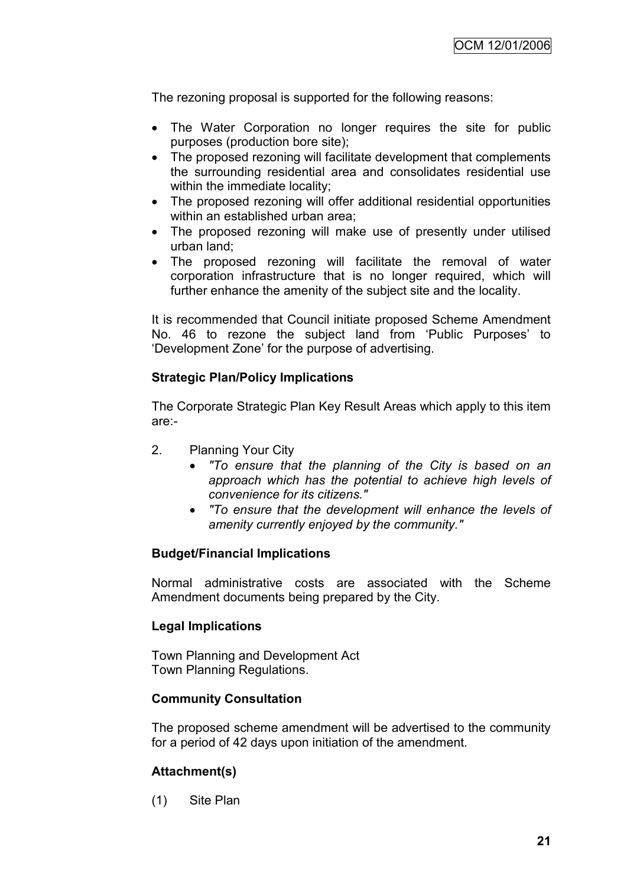The rezoning proposal is supported for the following reasons:

- The Water Corporation no longer requires the site for public purposes (production bore site);
- The proposed rezoning will facilitate development that complements the surrounding residential area and consolidates residential use within the immediate locality;
- The proposed rezoning will offer additional residential opportunities within an established urban area;
- The proposed rezoning will make use of presently under utilised urban land;
- The proposed rezoning will facilitate the removal of water corporation infrastructure that is no longer required, which will further enhance the amenity of the subject site and the locality.

It is recommended that Council initiate proposed Scheme Amendment No. 46 to rezone the subject land from 'Public Purposes' to 'Development Zone' for the purpose of advertising.

**Strategic Plan/Policy Implications**

The Corporate Strategic Plan Key Result Areas which apply to this item are:-

2. Planning Your City
   - *"To ensure that the planning of the City is based on an approach which has the potential to achieve high levels of convenience for its citizens."*
   - *"To ensure that the development will enhance the levels of amenity currently enjoyed by the community."*

**Budget/Financial Implications**

Normal administrative costs are associated with the Scheme Amendment documents being prepared by the City.

**Legal Implications**

Town Planning and Development Act
Town Planning Regulations.

**Community Consultation**

The proposed scheme amendment will be advertised to the community for a period of 42 days upon initiation of the amendment.

**Attachment(s)**

(1) Site Plan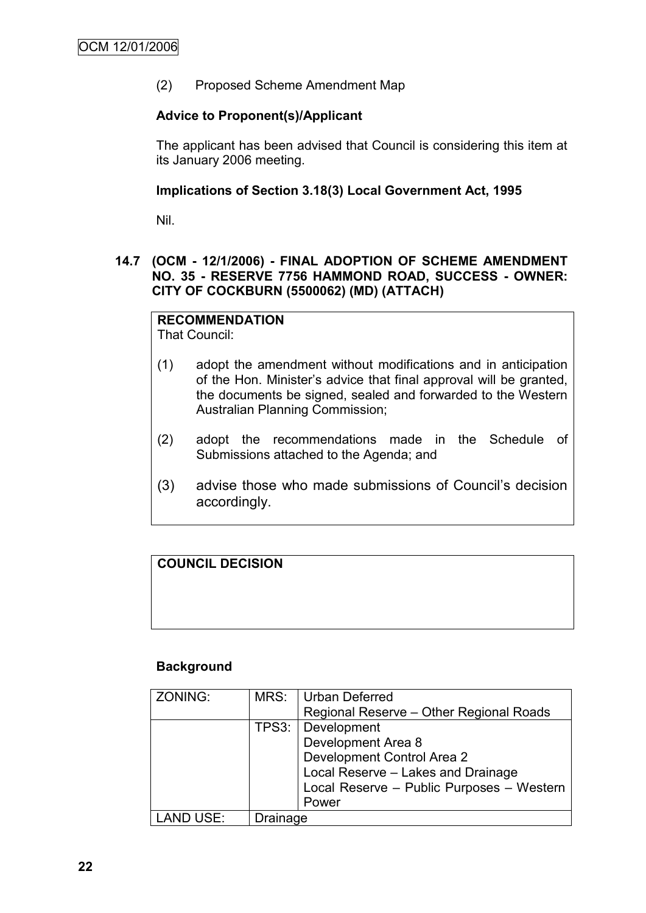(2) Proposed Scheme Amendment Map

**Advice to Proponent(s)/Applicant**

The applicant has been advised that Council is considering this item at its January 2006 meeting.

**Implications of Section 3.18(3) Local Government Act, 1995**

Nil.

### 14.7 (OCM - 12/1/2006) - FINAL ADOPTION OF SCHEME AMENDMENT NO. 35 - RESERVE 7756 HAMMOND ROAD, SUCCESS - OWNER: CITY OF COCKBURN (5500062) (MD) (ATTACH)

**RECOMMENDATION**
That Council:

(1) adopt the amendment without modifications and in anticipation of the Hon. Minister's advice that final approval will be granted, the documents be signed, sealed and forwarded to the Western Australian Planning Commission;

(2) adopt the recommendations made in the Schedule of Submissions attached to the Agenda; and

(3) advise those who made submissions of Council's decision accordingly.

**COUNCIL DECISION**

**Background**

| ZONING: | MRS: | Urban Deferred<br>Regional Reserve – Other Regional Roads |
|---|---|---|
| | TPS3: | Development<br>Development Area 8<br>Development Control Area 2<br>Local Reserve – Lakes and Drainage<br>Local Reserve – Public Purposes – Western Power |
| LAND USE: | Drainage | |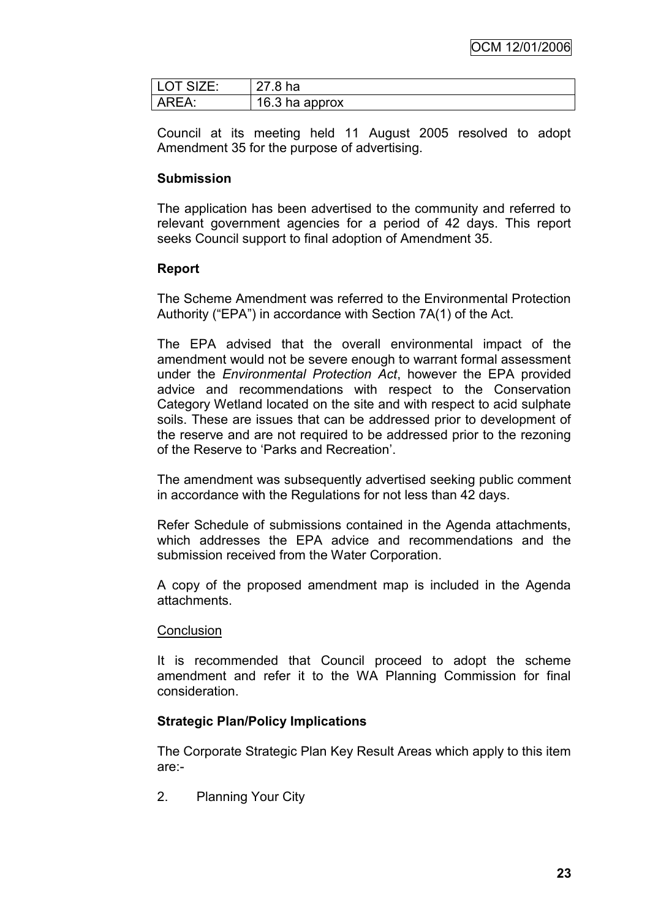| LOT SIZE: | 27.8 ha |
|---|---|
| AREA: | 16.3 ha approx |

Council at its meeting held 11 August 2005 resolved to adopt Amendment 35 for the purpose of advertising.

**Submission**

The application has been advertised to the community and referred to relevant government agencies for a period of 42 days. This report seeks Council support to final adoption of Amendment 35.

**Report**

The Scheme Amendment was referred to the Environmental Protection Authority ("EPA") in accordance with Section 7A(1) of the Act.

The EPA advised that the overall environmental impact of the amendment would not be severe enough to warrant formal assessment under the *Environmental Protection Act*, however the EPA provided advice and recommendations with respect to the Conservation Category Wetland located on the site and with respect to acid sulphate soils. These are issues that can be addressed prior to development of the reserve and are not required to be addressed prior to the rezoning of the Reserve to 'Parks and Recreation'.

The amendment was subsequently advertised seeking public comment in accordance with the Regulations for not less than 42 days.

Refer Schedule of submissions contained in the Agenda attachments, which addresses the EPA advice and recommendations and the submission received from the Water Corporation.

A copy of the proposed amendment map is included in the Agenda attachments.

Conclusion

It is recommended that Council proceed to adopt the scheme amendment and refer it to the WA Planning Commission for final consideration.

**Strategic Plan/Policy Implications**

The Corporate Strategic Plan Key Result Areas which apply to this item are:-

2. Planning Your City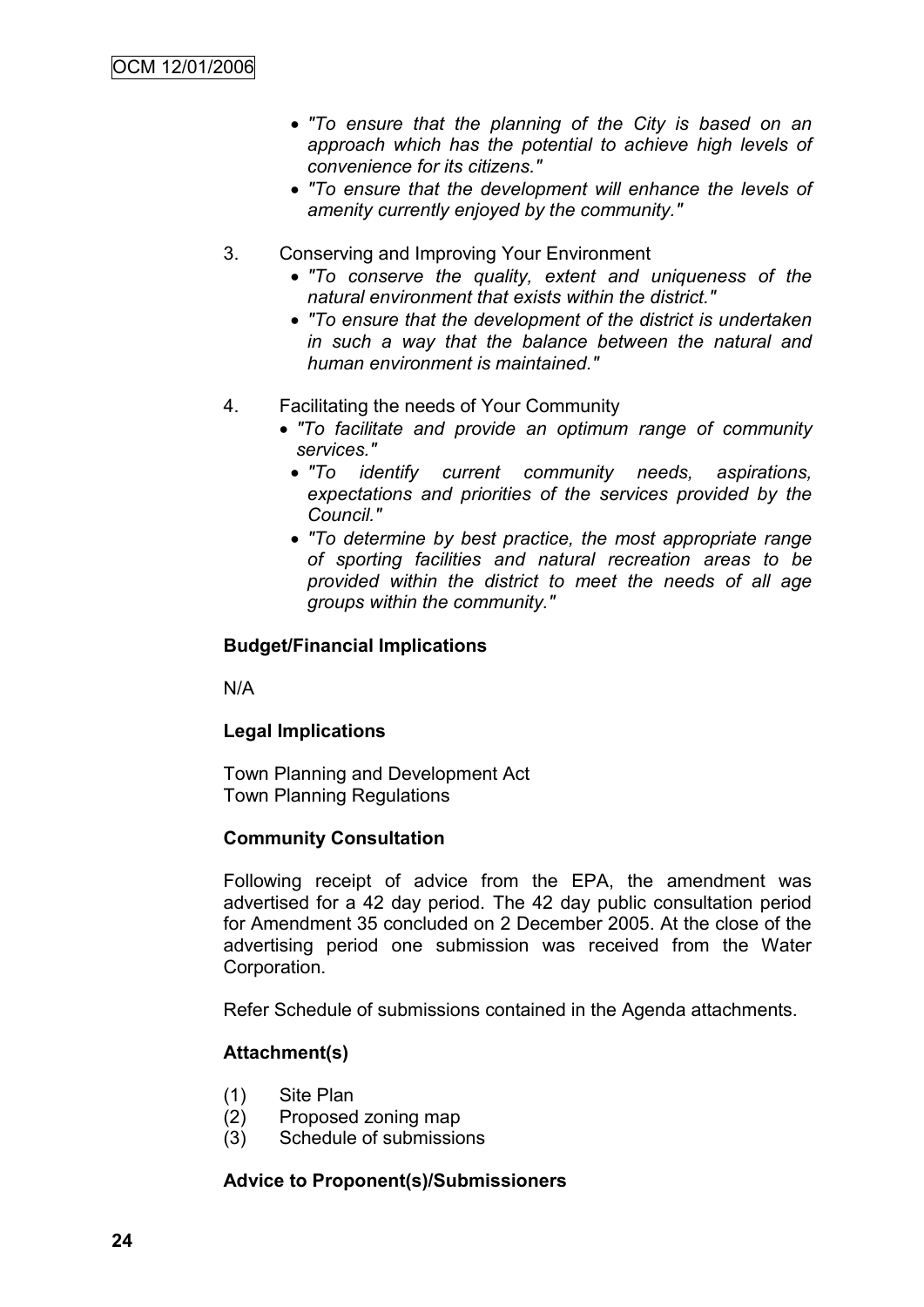- *"To ensure that the planning of the City is based on an approach which has the potential to achieve high levels of convenience for its citizens."*
- *"To ensure that the development will enhance the levels of amenity currently enjoyed by the community."*

3. Conserving and Improving Your Environment
   - *"To conserve the quality, extent and uniqueness of the natural environment that exists within the district."*
   - *"To ensure that the development of the district is undertaken in such a way that the balance between the natural and human environment is maintained."*

4. Facilitating the needs of Your Community
   - *"To facilitate and provide an optimum range of community services."*
   - *"To identify current community needs, aspirations, expectations and priorities of the services provided by the Council."*
   - *"To determine by best practice, the most appropriate range of sporting facilities and natural recreation areas to be provided within the district to meet the needs of all age groups within the community."*

**Budget/Financial Implications**

N/A

**Legal Implications**

Town Planning and Development Act
Town Planning Regulations

**Community Consultation**

Following receipt of advice from the EPA, the amendment was advertised for a 42 day period. The 42 day public consultation period for Amendment 35 concluded on 2 December 2005. At the close of the advertising period one submission was received from the Water Corporation.

Refer Schedule of submissions contained in the Agenda attachments.

**Attachment(s)**

(1) Site Plan
(2) Proposed zoning map
(3) Schedule of submissions

**Advice to Proponent(s)/Submissioners**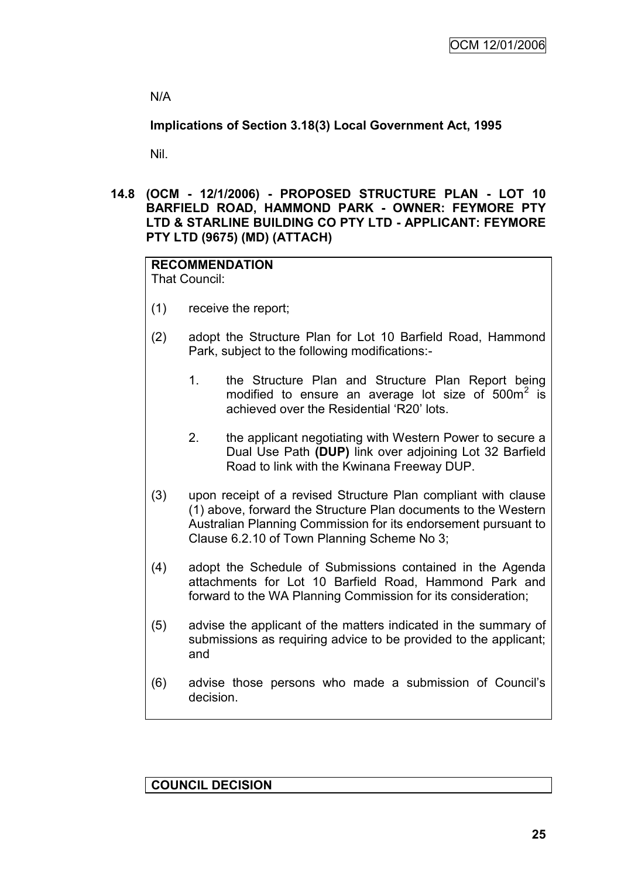N/A

**Implications of Section 3.18(3) Local Government Act, 1995**

Nil.

**14.8 (OCM - 12/1/2006) - PROPOSED STRUCTURE PLAN - LOT 10 BARFIELD ROAD, HAMMOND PARK - OWNER: FEYMORE PTY LTD & STARLINE BUILDING CO PTY LTD - APPLICANT: FEYMORE PTY LTD (9675) (MD) (ATTACH)**

**RECOMMENDATION**

That Council:

(1) receive the report;

(2) adopt the Structure Plan for Lot 10 Barfield Road, Hammond Park, subject to the following modifications:-

1. the Structure Plan and Structure Plan Report being modified to ensure an average lot size of $500m^2$ is achieved over the Residential 'R20' lots.

2. the applicant negotiating with Western Power to secure a Dual Use Path **(DUP)** link over adjoining Lot 32 Barfield Road to link with the Kwinana Freeway DUP.

(3) upon receipt of a revised Structure Plan compliant with clause (1) above, forward the Structure Plan documents to the Western Australian Planning Commission for its endorsement pursuant to Clause 6.2.10 of Town Planning Scheme No 3;

(4) adopt the Schedule of Submissions contained in the Agenda attachments for Lot 10 Barfield Road, Hammond Park and forward to the WA Planning Commission for its consideration;

(5) advise the applicant of the matters indicated in the summary of submissions as requiring advice to be provided to the applicant; and

(6) advise those persons who made a submission of Council's decision.

**COUNCIL DECISION**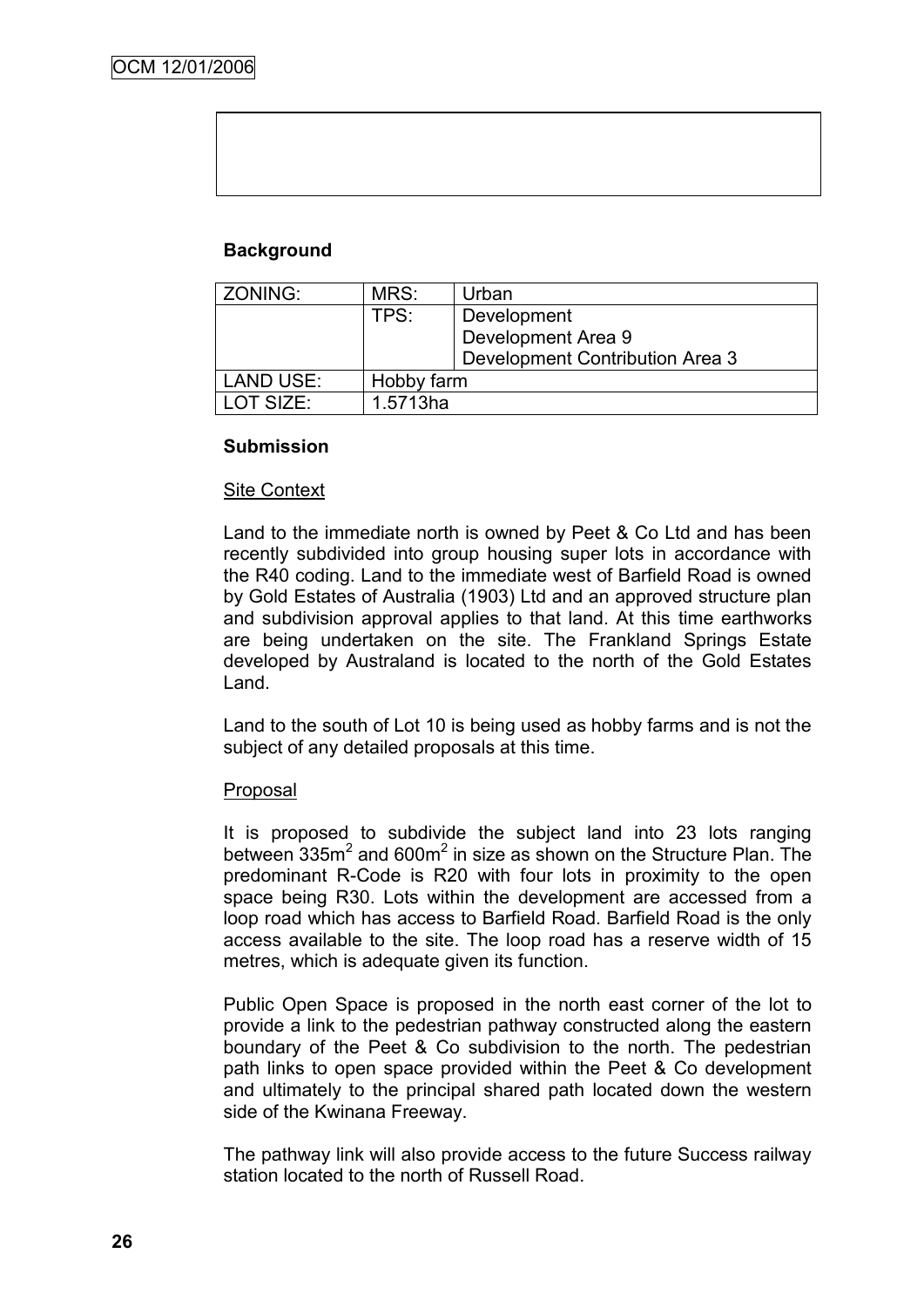**Background**

| ZONING: | MRS: | Urban |
|---|---|---|
| | TPS: | Development<br>Development Area 9<br>Development Contribution Area 3 |
| LAND USE: | Hobby farm | |
| LOT SIZE: | 1.5713ha | |

**Submission**

Site Context

Land to the immediate north is owned by Peet & Co Ltd and has been recently subdivided into group housing super lots in accordance with the R40 coding. Land to the immediate west of Barfield Road is owned by Gold Estates of Australia (1903) Ltd and an approved structure plan and subdivision approval applies to that land. At this time earthworks are being undertaken on the site. The Frankland Springs Estate developed by Australand is located to the north of the Gold Estates Land.

Land to the south of Lot 10 is being used as hobby farms and is not the subject of any detailed proposals at this time.

Proposal

It is proposed to subdivide the subject land into 23 lots ranging between 335m$^2$ and 600m$^2$ in size as shown on the Structure Plan. The predominant R-Code is R20 with four lots in proximity to the open space being R30. Lots within the development are accessed from a loop road which has access to Barfield Road. Barfield Road is the only access available to the site. The loop road has a reserve width of 15 metres, which is adequate given its function.

Public Open Space is proposed in the north east corner of the lot to provide a link to the pedestrian pathway constructed along the eastern boundary of the Peet & Co subdivision to the north. The pedestrian path links to open space provided within the Peet & Co development and ultimately to the principal shared path located down the western side of the Kwinana Freeway.

The pathway link will also provide access to the future Success railway station located to the north of Russell Road.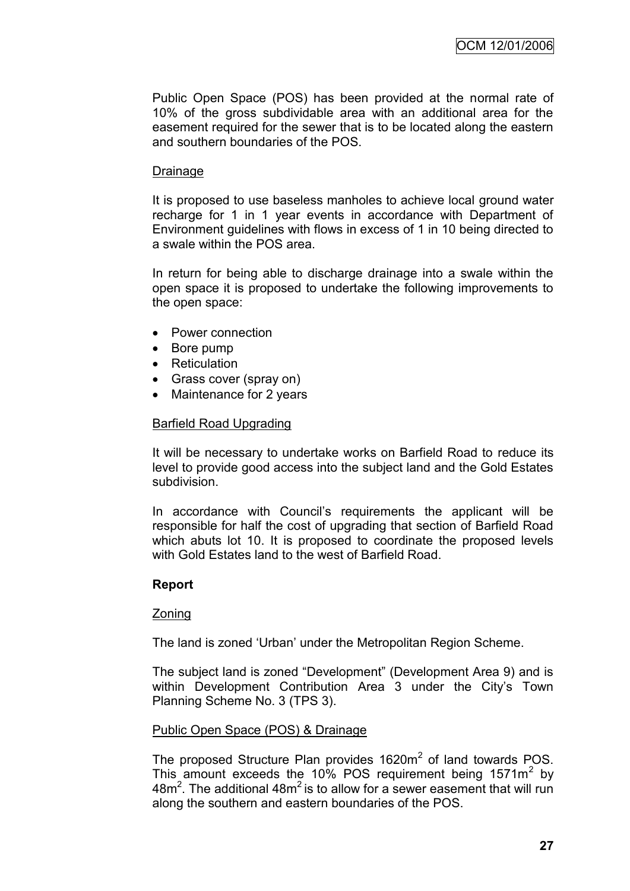Public Open Space (POS) has been provided at the normal rate of 10% of the gross subdividable area with an additional area for the easement required for the sewer that is to be located along the eastern and southern boundaries of the POS.

Drainage

It is proposed to use baseless manholes to achieve local ground water recharge for 1 in 1 year events in accordance with Department of Environment guidelines with flows in excess of 1 in 10 being directed to a swale within the POS area.

In return for being able to discharge drainage into a swale within the open space it is proposed to undertake the following improvements to the open space:

- Power connection
- Bore pump
- Reticulation
- Grass cover (spray on)
- Maintenance for 2 years

Barfield Road Upgrading

It will be necessary to undertake works on Barfield Road to reduce its level to provide good access into the subject land and the Gold Estates subdivision.

In accordance with Council's requirements the applicant will be responsible for half the cost of upgrading that section of Barfield Road which abuts lot 10. It is proposed to coordinate the proposed levels with Gold Estates land to the west of Barfield Road.

**Report**

Zoning

The land is zoned 'Urban' under the Metropolitan Region Scheme.

The subject land is zoned "Development" (Development Area 9) and is within Development Contribution Area 3 under the City's Town Planning Scheme No. 3 (TPS 3).

Public Open Space (POS) & Drainage

The proposed Structure Plan provides 1620m$^2$ of land towards POS. This amount exceeds the 10% POS requirement being 1571m$^2$ by 48m$^2$. The additional 48m$^2$ is to allow for a sewer easement that will run along the southern and eastern boundaries of the POS.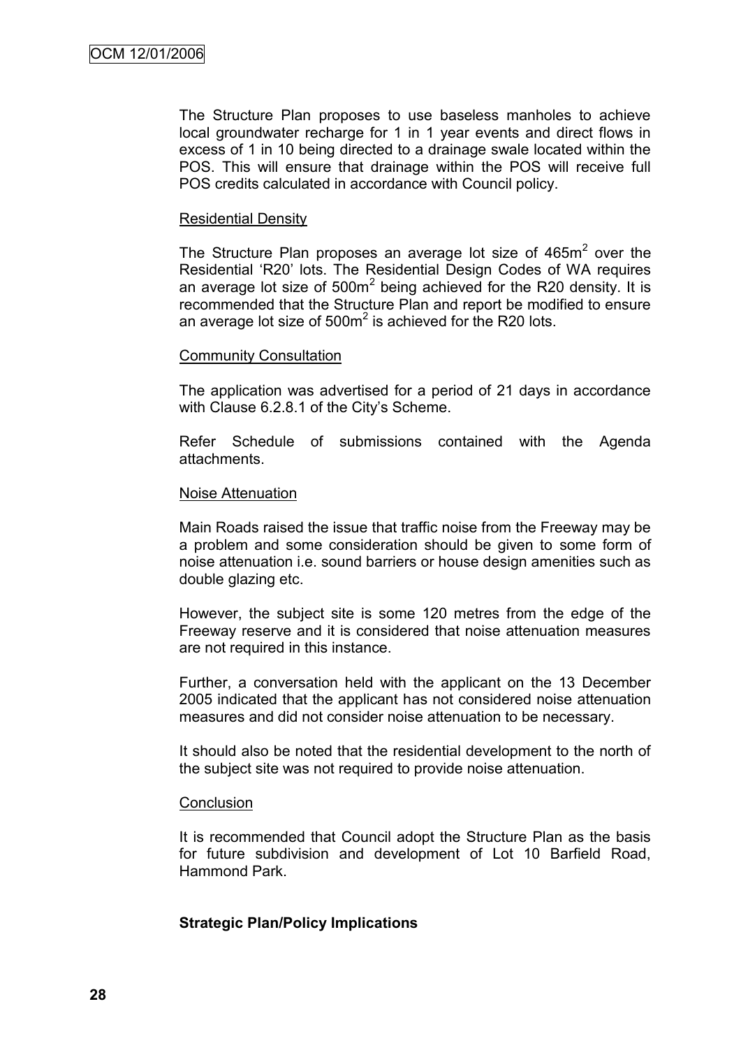The Structure Plan proposes to use baseless manholes to achieve local groundwater recharge for 1 in 1 year events and direct flows in excess of 1 in 10 being directed to a drainage swale located within the POS. This will ensure that drainage within the POS will receive full POS credits calculated in accordance with Council policy.

Residential Density

The Structure Plan proposes an average lot size of 465m$^2$ over the Residential 'R20' lots. The Residential Design Codes of WA requires an average lot size of 500m$^2$ being achieved for the R20 density. It is recommended that the Structure Plan and report be modified to ensure an average lot size of 500m$^2$ is achieved for the R20 lots.

Community Consultation

The application was advertised for a period of 21 days in accordance with Clause 6.2.8.1 of the City's Scheme.

Refer Schedule of submissions contained with the Agenda attachments.

Noise Attenuation

Main Roads raised the issue that traffic noise from the Freeway may be a problem and some consideration should be given to some form of noise attenuation i.e. sound barriers or house design amenities such as double glazing etc.

However, the subject site is some 120 metres from the edge of the Freeway reserve and it is considered that noise attenuation measures are not required in this instance.

Further, a conversation held with the applicant on the 13 December 2005 indicated that the applicant has not considered noise attenuation measures and did not consider noise attenuation to be necessary.

It should also be noted that the residential development to the north of the subject site was not required to provide noise attenuation.

Conclusion

It is recommended that Council adopt the Structure Plan as the basis for future subdivision and development of Lot 10 Barfield Road, Hammond Park.

**Strategic Plan/Policy Implications**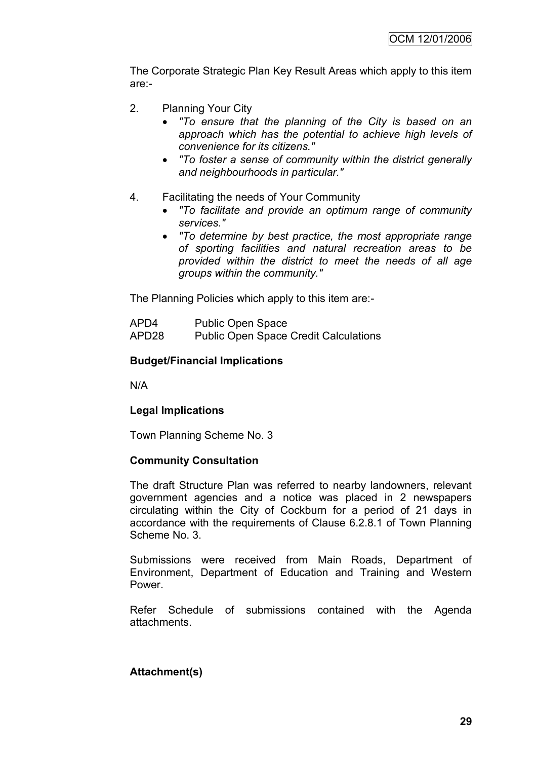The Corporate Strategic Plan Key Result Areas which apply to this item are:-

2. Planning Your City
   - *"To ensure that the planning of the City is based on an approach which has the potential to achieve high levels of convenience for its citizens."*
   - *"To foster a sense of community within the district generally and neighbourhoods in particular."*

4. Facilitating the needs of Your Community
   - *"To facilitate and provide an optimum range of community services."*
   - *"To determine by best practice, the most appropriate range of sporting facilities and natural recreation areas to be provided within the district to meet the needs of all age groups within the community."*

The Planning Policies which apply to this item are:-

APD4 Public Open Space
APD28 Public Open Space Credit Calculations

**Budget/Financial Implications**

N/A

**Legal Implications**

Town Planning Scheme No. 3

**Community Consultation**

The draft Structure Plan was referred to nearby landowners, relevant government agencies and a notice was placed in 2 newspapers circulating within the City of Cockburn for a period of 21 days in accordance with the requirements of Clause 6.2.8.1 of Town Planning Scheme No. 3.

Submissions were received from Main Roads, Department of Environment, Department of Education and Training and Western Power.

Refer Schedule of submissions contained with the Agenda attachments.

**Attachment(s)**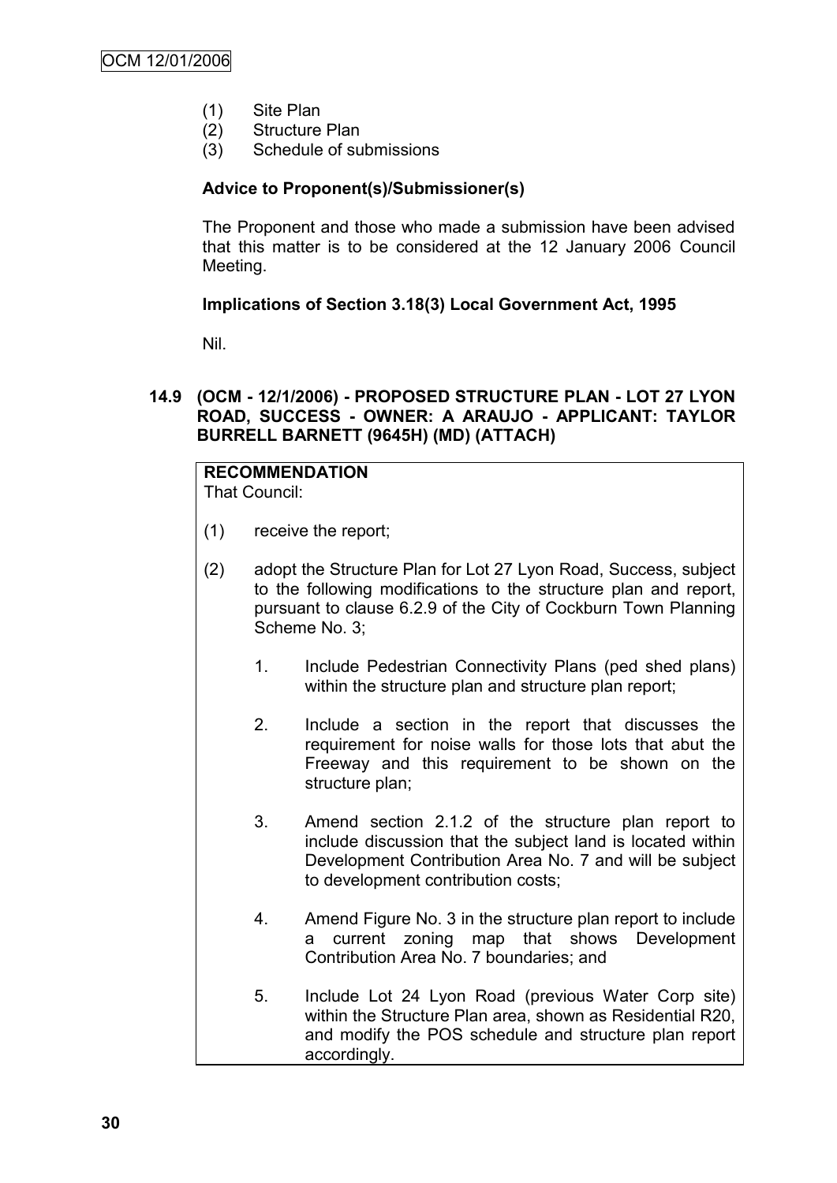(1) Site Plan
(2) Structure Plan
(3) Schedule of submissions

**Advice to Proponent(s)/Submissioner(s)**

The Proponent and those who made a submission have been advised that this matter is to be considered at the 12 January 2006 Council Meeting.

**Implications of Section 3.18(3) Local Government Act, 1995**

Nil.

### 14.9 (OCM - 12/1/2006) - PROPOSED STRUCTURE PLAN - LOT 27 LYON ROAD, SUCCESS - OWNER: A ARAUJO - APPLICANT: TAYLOR BURRELL BARNETT (9645H) (MD) (ATTACH)

**RECOMMENDATION**
That Council:

(1) receive the report;

(2) adopt the Structure Plan for Lot 27 Lyon Road, Success, subject to the following modifications to the structure plan and report, pursuant to clause 6.2.9 of the City of Cockburn Town Planning Scheme No. 3;

1. Include Pedestrian Connectivity Plans (ped shed plans) within the structure plan and structure plan report;

2. Include a section in the report that discusses the requirement for noise walls for those lots that abut the Freeway and this requirement to be shown on the structure plan;

3. Amend section 2.1.2 of the structure plan report to include discussion that the subject land is located within Development Contribution Area No. 7 and will be subject to development contribution costs;

4. Amend Figure No. 3 in the structure plan report to include a current zoning map that shows Development Contribution Area No. 7 boundaries; and

5. Include Lot 24 Lyon Road (previous Water Corp site) within the Structure Plan area, shown as Residential R20, and modify the POS schedule and structure plan report accordingly.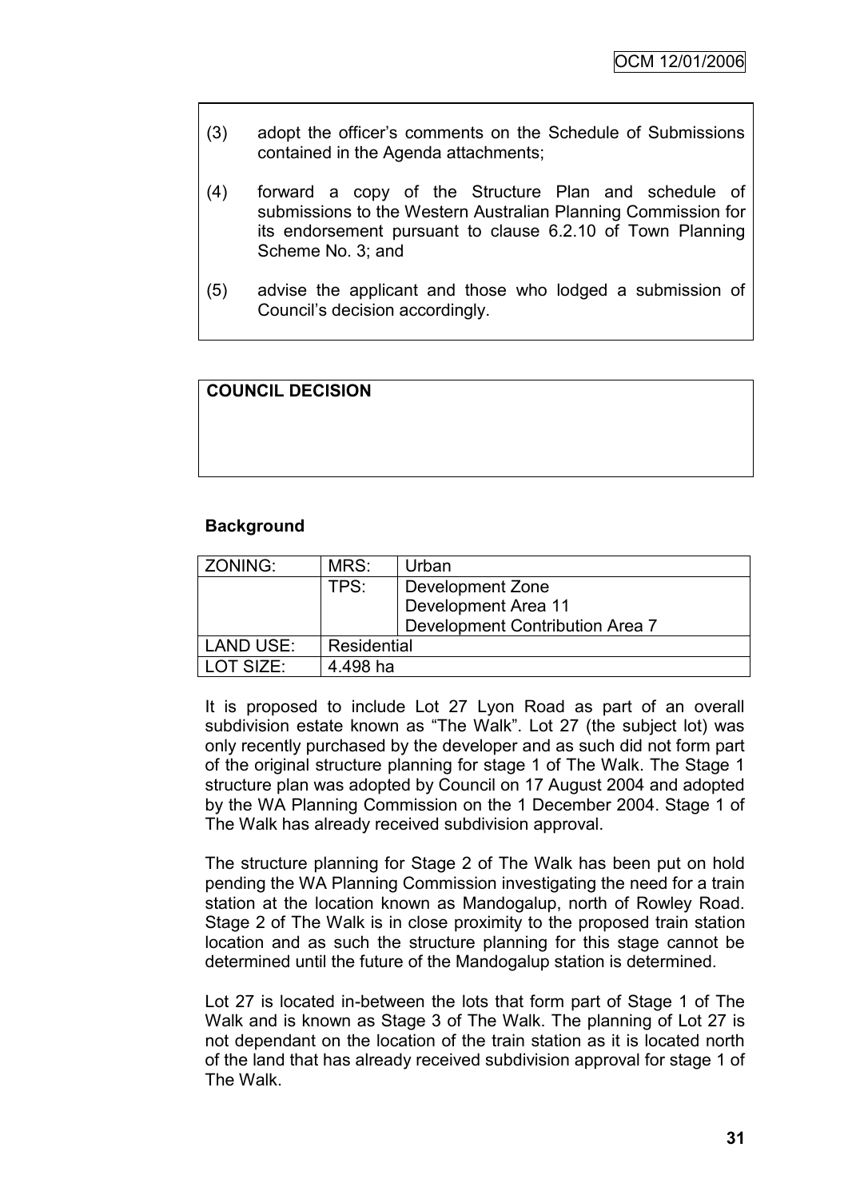(3) adopt the officer's comments on the Schedule of Submissions contained in the Agenda attachments;

(4) forward a copy of the Structure Plan and schedule of submissions to the Western Australian Planning Commission for its endorsement pursuant to clause 6.2.10 of Town Planning Scheme No. 3; and

(5) advise the applicant and those who lodged a submission of Council's decision accordingly.

**COUNCIL DECISION**

**Background**

| ZONING: | MRS: | Urban |
|---|---|---|
| | TPS: | Development Zone<br>Development Area 11<br>Development Contribution Area 7 |
| LAND USE: | Residential | |
| LOT SIZE: | 4.498 ha | |

It is proposed to include Lot 27 Lyon Road as part of an overall subdivision estate known as "The Walk". Lot 27 (the subject lot) was only recently purchased by the developer and as such did not form part of the original structure planning for stage 1 of The Walk. The Stage 1 structure plan was adopted by Council on 17 August 2004 and adopted by the WA Planning Commission on the 1 December 2004. Stage 1 of The Walk has already received subdivision approval.

The structure planning for Stage 2 of The Walk has been put on hold pending the WA Planning Commission investigating the need for a train station at the location known as Mandogalup, north of Rowley Road. Stage 2 of The Walk is in close proximity to the proposed train station location and as such the structure planning for this stage cannot be determined until the future of the Mandogalup station is determined.

Lot 27 is located in-between the lots that form part of Stage 1 of The Walk and is known as Stage 3 of The Walk. The planning of Lot 27 is not dependant on the location of the train station as it is located north of the land that has already received subdivision approval for stage 1 of The Walk.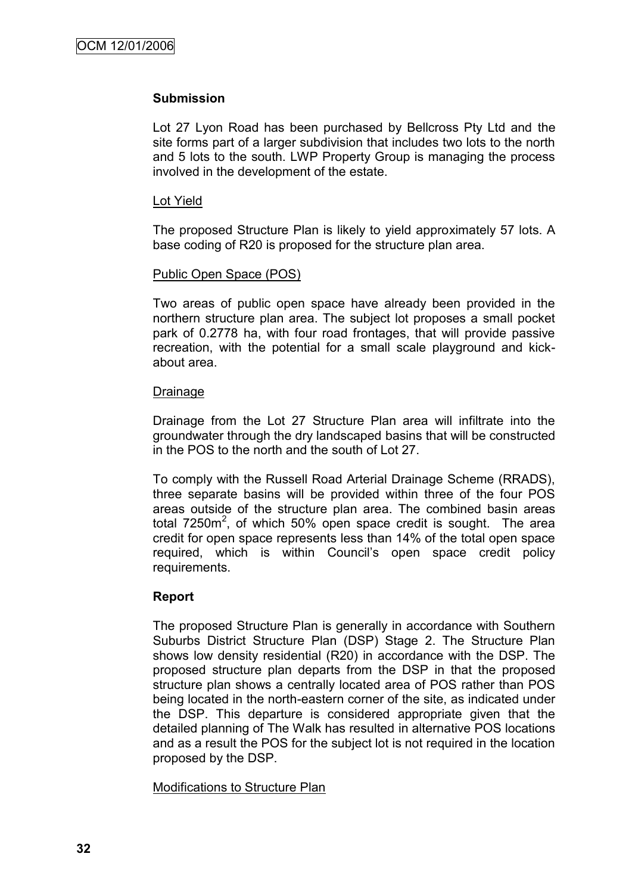### Submission

Lot 27 Lyon Road has been purchased by Bellcross Pty Ltd and the site forms part of a larger subdivision that includes two lots to the north and 5 lots to the south. LWP Property Group is managing the process involved in the development of the estate.

#### Lot Yield

The proposed Structure Plan is likely to yield approximately 57 lots. A base coding of R20 is proposed for the structure plan area.

#### Public Open Space (POS)

Two areas of public open space have already been provided in the northern structure plan area. The subject lot proposes a small pocket park of 0.2778 ha, with four road frontages, that will provide passive recreation, with the potential for a small scale playground and kick-about area.

#### Drainage

Drainage from the Lot 27 Structure Plan area will infiltrate into the groundwater through the dry landscaped basins that will be constructed in the POS to the north and the south of Lot 27.

To comply with the Russell Road Arterial Drainage Scheme (RRADS), three separate basins will be provided within three of the four POS areas outside of the structure plan area. The combined basin areas total 7250m$^2$, of which 50% open space credit is sought. The area credit for open space represents less than 14% of the total open space required, which is within Council's open space credit policy requirements.

### Report

The proposed Structure Plan is generally in accordance with Southern Suburbs District Structure Plan (DSP) Stage 2. The Structure Plan shows low density residential (R20) in accordance with the DSP. The proposed structure plan departs from the DSP in that the proposed structure plan shows a centrally located area of POS rather than POS being located in the north-eastern corner of the site, as indicated under the DSP. This departure is considered appropriate given that the detailed planning of The Walk has resulted in alternative POS locations and as a result the POS for the subject lot is not required in the location proposed by the DSP.

#### Modifications to Structure Plan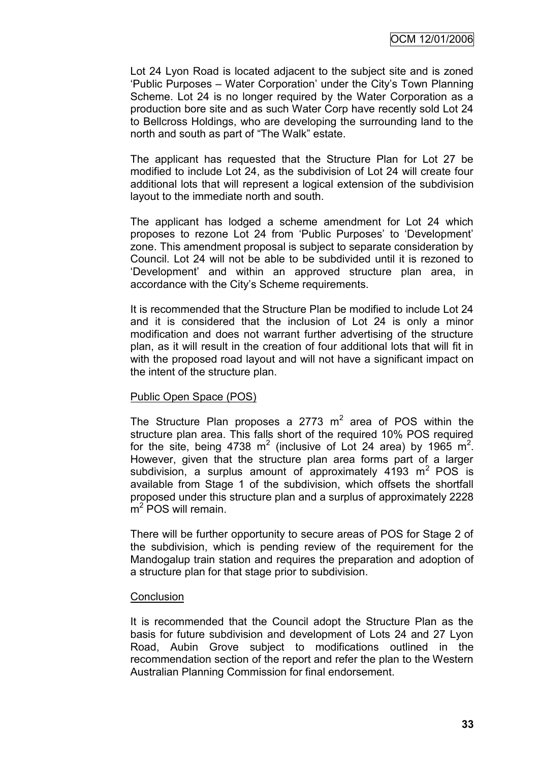Lot 24 Lyon Road is located adjacent to the subject site and is zoned 'Public Purposes – Water Corporation' under the City's Town Planning Scheme. Lot 24 is no longer required by the Water Corporation as a production bore site and as such Water Corp have recently sold Lot 24 to Bellcross Holdings, who are developing the surrounding land to the north and south as part of "The Walk" estate.

The applicant has requested that the Structure Plan for Lot 27 be modified to include Lot 24, as the subdivision of Lot 24 will create four additional lots that will represent a logical extension of the subdivision layout to the immediate north and south.

The applicant has lodged a scheme amendment for Lot 24 which proposes to rezone Lot 24 from 'Public Purposes' to 'Development' zone. This amendment proposal is subject to separate consideration by Council. Lot 24 will not be able to be subdivided until it is rezoned to 'Development' and within an approved structure plan area, in accordance with the City's Scheme requirements.

It is recommended that the Structure Plan be modified to include Lot 24 and it is considered that the inclusion of Lot 24 is only a minor modification and does not warrant further advertising of the structure plan, as it will result in the creation of four additional lots that will fit in with the proposed road layout and will not have a significant impact on the intent of the structure plan.

Public Open Space (POS)

The Structure Plan proposes a 2773 $m^2$ area of POS within the structure plan area. This falls short of the required 10% POS required for the site, being 4738 $m^2$ (inclusive of Lot 24 area) by 1965 $m^2$. However, given that the structure plan area forms part of a larger subdivision, a surplus amount of approximately 4193 $m^2$ POS is available from Stage 1 of the subdivision, which offsets the shortfall proposed under this structure plan and a surplus of approximately 2228 $m^2$ POS will remain.

There will be further opportunity to secure areas of POS for Stage 2 of the subdivision, which is pending review of the requirement for the Mandogalup train station and requires the preparation and adoption of a structure plan for that stage prior to subdivision.

Conclusion

It is recommended that the Council adopt the Structure Plan as the basis for future subdivision and development of Lots 24 and 27 Lyon Road, Aubin Grove subject to modifications outlined in the recommendation section of the report and refer the plan to the Western Australian Planning Commission for final endorsement.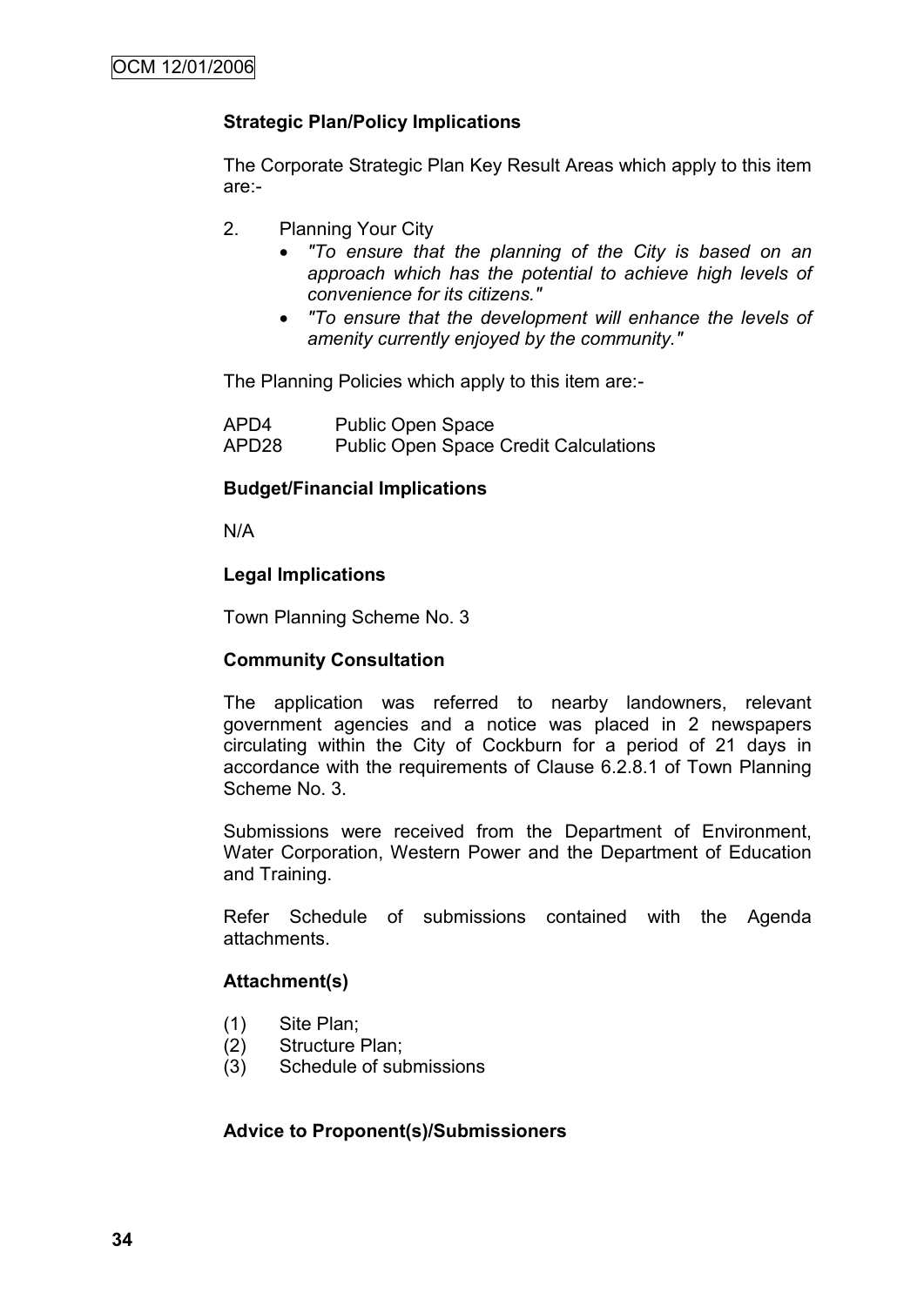**Strategic Plan/Policy Implications**

The Corporate Strategic Plan Key Result Areas which apply to this item are:-

2. Planning Your City
   - *"To ensure that the planning of the City is based on an approach which has the potential to achieve high levels of convenience for its citizens."*
   - *"To ensure that the development will enhance the levels of amenity currently enjoyed by the community."*

The Planning Policies which apply to this item are:-

APD4 Public Open Space
APD28 Public Open Space Credit Calculations

**Budget/Financial Implications**

N/A

**Legal Implications**

Town Planning Scheme No. 3

**Community Consultation**

The application was referred to nearby landowners, relevant government agencies and a notice was placed in 2 newspapers circulating within the City of Cockburn for a period of 21 days in accordance with the requirements of Clause 6.2.8.1 of Town Planning Scheme No. 3.

Submissions were received from the Department of Environment, Water Corporation, Western Power and the Department of Education and Training.

Refer Schedule of submissions contained with the Agenda attachments.

**Attachment(s)**

(1) Site Plan;
(2) Structure Plan;
(3) Schedule of submissions

**Advice to Proponent(s)/Submissioners**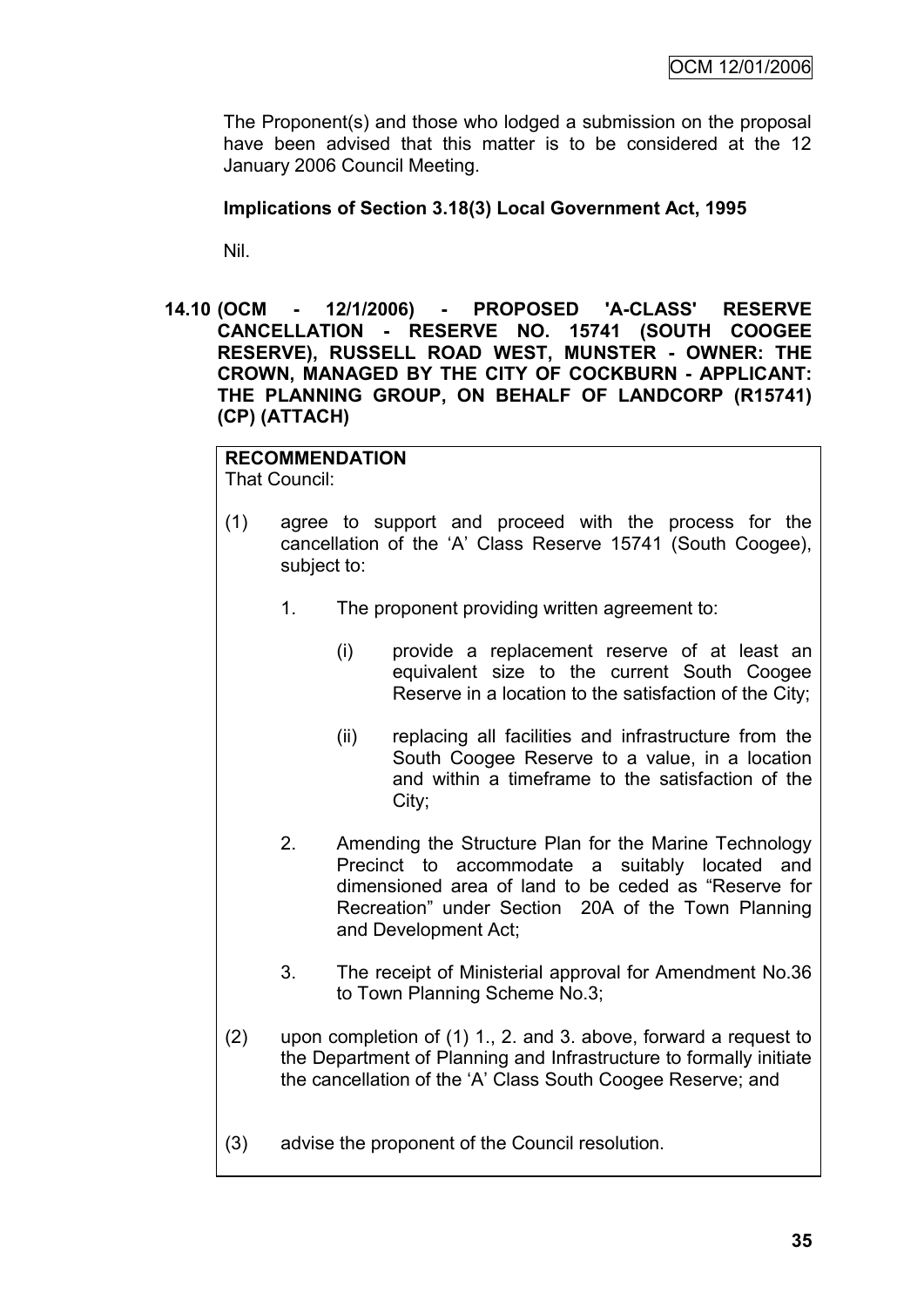The Proponent(s) and those who lodged a submission on the proposal have been advised that this matter is to be considered at the 12 January 2006 Council Meeting.

**Implications of Section 3.18(3) Local Government Act, 1995**

Nil.

**14.10 (OCM - 12/1/2006) - PROPOSED 'A-CLASS' RESERVE CANCELLATION - RESERVE NO. 15741 (SOUTH COOGEE RESERVE), RUSSELL ROAD WEST, MUNSTER - OWNER: THE CROWN, MANAGED BY THE CITY OF COCKBURN - APPLICANT: THE PLANNING GROUP, ON BEHALF OF LANDCORP (R15741) (CP) (ATTACH)**

**RECOMMENDATION**

That Council:

(1) agree to support and proceed with the process for the cancellation of the 'A' Class Reserve 15741 (South Coogee), subject to:

  1. The proponent providing written agreement to:

     (i) provide a replacement reserve of at least an equivalent size to the current South Coogee Reserve in a location to the satisfaction of the City;

     (ii) replacing all facilities and infrastructure from the South Coogee Reserve to a value, in a location and within a timeframe to the satisfaction of the City;

  2. Amending the Structure Plan for the Marine Technology Precinct to accommodate a suitably located and dimensioned area of land to be ceded as "Reserve for Recreation" under Section 20A of the Town Planning and Development Act;

  3. The receipt of Ministerial approval for Amendment No.36 to Town Planning Scheme No.3;

(2) upon completion of (1) 1., 2. and 3. above, forward a request to the Department of Planning and Infrastructure to formally initiate the cancellation of the 'A' Class South Coogee Reserve; and

(3) advise the proponent of the Council resolution.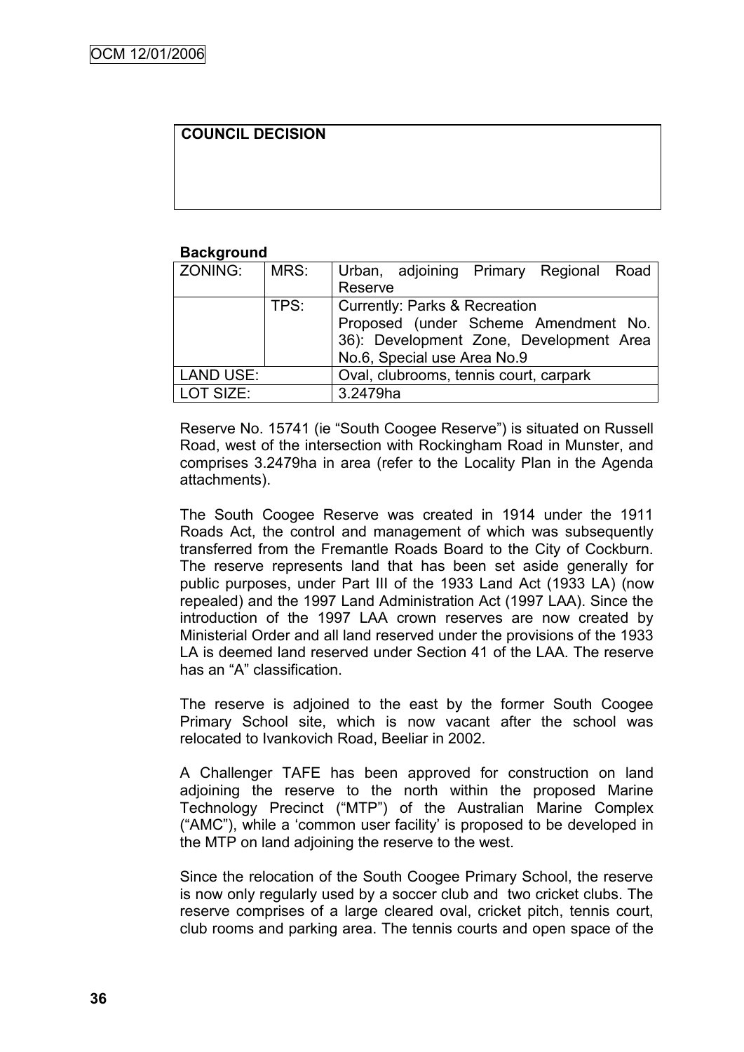| COUNCIL DECISION |
| --- |
| |

**Background**

| ZONING: | MRS: | Urban, adjoining Primary Regional Road Reserve |
| --- | --- | --- |
| | TPS: | Currently: Parks & Recreation<br>Proposed (under Scheme Amendment No. 36): Development Zone, Development Area No.6, Special use Area No.9 |
| LAND USE: | | Oval, clubrooms, tennis court, carpark |
| LOT SIZE: | | 3.2479ha |

Reserve No. 15741 (ie "South Coogee Reserve") is situated on Russell Road, west of the intersection with Rockingham Road in Munster, and comprises 3.2479ha in area (refer to the Locality Plan in the Agenda attachments).

The South Coogee Reserve was created in 1914 under the 1911 Roads Act, the control and management of which was subsequently transferred from the Fremantle Roads Board to the City of Cockburn. The reserve represents land that has been set aside generally for public purposes, under Part III of the 1933 Land Act (1933 LA) (now repealed) and the 1997 Land Administration Act (1997 LAA). Since the introduction of the 1997 LAA crown reserves are now created by Ministerial Order and all land reserved under the provisions of the 1933 LA is deemed land reserved under Section 41 of the LAA. The reserve has an "A" classification.

The reserve is adjoined to the east by the former South Coogee Primary School site, which is now vacant after the school was relocated to Ivankovich Road, Beeliar in 2002.

A Challenger TAFE has been approved for construction on land adjoining the reserve to the north within the proposed Marine Technology Precinct ("MTP") of the Australian Marine Complex ("AMC"), while a 'common user facility' is proposed to be developed in the MTP on land adjoining the reserve to the west.

Since the relocation of the South Coogee Primary School, the reserve is now only regularly used by a soccer club and two cricket clubs. The reserve comprises of a large cleared oval, cricket pitch, tennis court, club rooms and parking area. The tennis courts and open space of the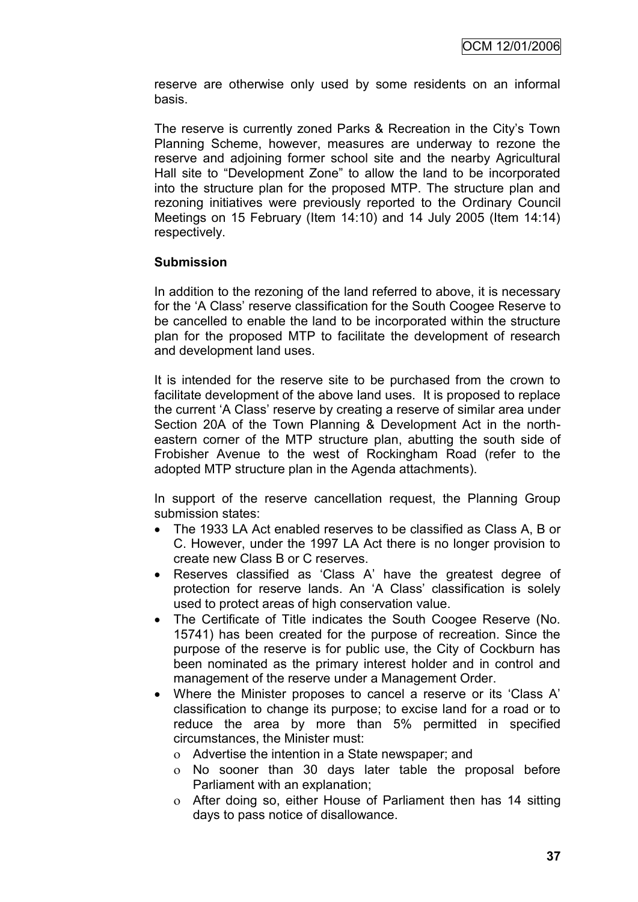reserve are otherwise only used by some residents on an informal basis.

The reserve is currently zoned Parks & Recreation in the City's Town Planning Scheme, however, measures are underway to rezone the reserve and adjoining former school site and the nearby Agricultural Hall site to "Development Zone" to allow the land to be incorporated into the structure plan for the proposed MTP. The structure plan and rezoning initiatives were previously reported to the Ordinary Council Meetings on 15 February (Item 14:10) and 14 July 2005 (Item 14:14) respectively.

**Submission**

In addition to the rezoning of the land referred to above, it is necessary for the 'A Class' reserve classification for the South Coogee Reserve to be cancelled to enable the land to be incorporated within the structure plan for the proposed MTP to facilitate the development of research and development land uses.

It is intended for the reserve site to be purchased from the crown to facilitate development of the above land uses. It is proposed to replace the current 'A Class' reserve by creating a reserve of similar area under Section 20A of the Town Planning & Development Act in the north-eastern corner of the MTP structure plan, abutting the south side of Frobisher Avenue to the west of Rockingham Road (refer to the adopted MTP structure plan in the Agenda attachments).

In support of the reserve cancellation request, the Planning Group submission states:

- The 1933 LA Act enabled reserves to be classified as Class A, B or C. However, under the 1997 LA Act there is no longer provision to create new Class B or C reserves.
- Reserves classified as 'Class A' have the greatest degree of protection for reserve lands. An 'A Class' classification is solely used to protect areas of high conservation value.
- The Certificate of Title indicates the South Coogee Reserve (No. 15741) has been created for the purpose of recreation. Since the purpose of the reserve is for public use, the City of Cockburn has been nominated as the primary interest holder and in control and management of the reserve under a Management Order.
- Where the Minister proposes to cancel a reserve or its 'Class A' classification to change its purpose; to excise land for a road or to reduce the area by more than 5% permitted in specified circumstances, the Minister must:
  - Advertise the intention in a State newspaper; and
  - No sooner than 30 days later table the proposal before Parliament with an explanation;
  - After doing so, either House of Parliament then has 14 sitting days to pass notice of disallowance.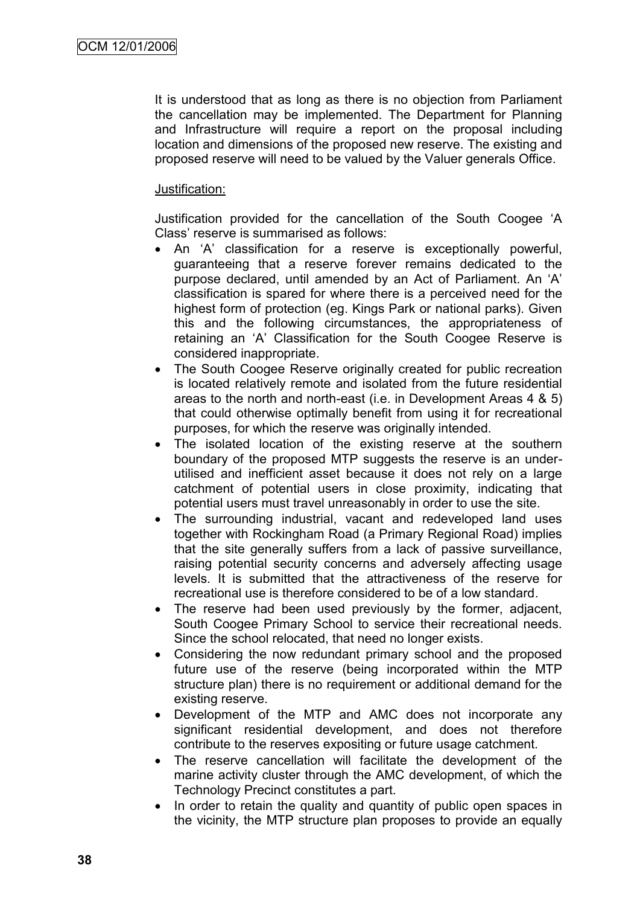It is understood that as long as there is no objection from Parliament the cancellation may be implemented. The Department for Planning and Infrastructure will require a report on the proposal including location and dimensions of the proposed new reserve. The existing and proposed reserve will need to be valued by the Valuer generals Office.

Justification:

Justification provided for the cancellation of the South Coogee 'A Class' reserve is summarised as follows:

- An 'A' classification for a reserve is exceptionally powerful, guaranteeing that a reserve forever remains dedicated to the purpose declared, until amended by an Act of Parliament. An 'A' classification is spared for where there is a perceived need for the highest form of protection (eg. Kings Park or national parks). Given this and the following circumstances, the appropriateness of retaining an 'A' Classification for the South Coogee Reserve is considered inappropriate.
- The South Coogee Reserve originally created for public recreation is located relatively remote and isolated from the future residential areas to the north and north-east (i.e. in Development Areas 4 & 5) that could otherwise optimally benefit from using it for recreational purposes, for which the reserve was originally intended.
- The isolated location of the existing reserve at the southern boundary of the proposed MTP suggests the reserve is an under-utilised and inefficient asset because it does not rely on a large catchment of potential users in close proximity, indicating that potential users must travel unreasonably in order to use the site.
- The surrounding industrial, vacant and redeveloped land uses together with Rockingham Road (a Primary Regional Road) implies that the site generally suffers from a lack of passive surveillance, raising potential security concerns and adversely affecting usage levels. It is submitted that the attractiveness of the reserve for recreational use is therefore considered to be of a low standard.
- The reserve had been used previously by the former, adjacent, South Coogee Primary School to service their recreational needs. Since the school relocated, that need no longer exists.
- Considering the now redundant primary school and the proposed future use of the reserve (being incorporated within the MTP structure plan) there is no requirement or additional demand for the existing reserve.
- Development of the MTP and AMC does not incorporate any significant residential development, and does not therefore contribute to the reserves expositing or future usage catchment.
- The reserve cancellation will facilitate the development of the marine activity cluster through the AMC development, of which the Technology Precinct constitutes a part.
- In order to retain the quality and quantity of public open spaces in the vicinity, the MTP structure plan proposes to provide an equally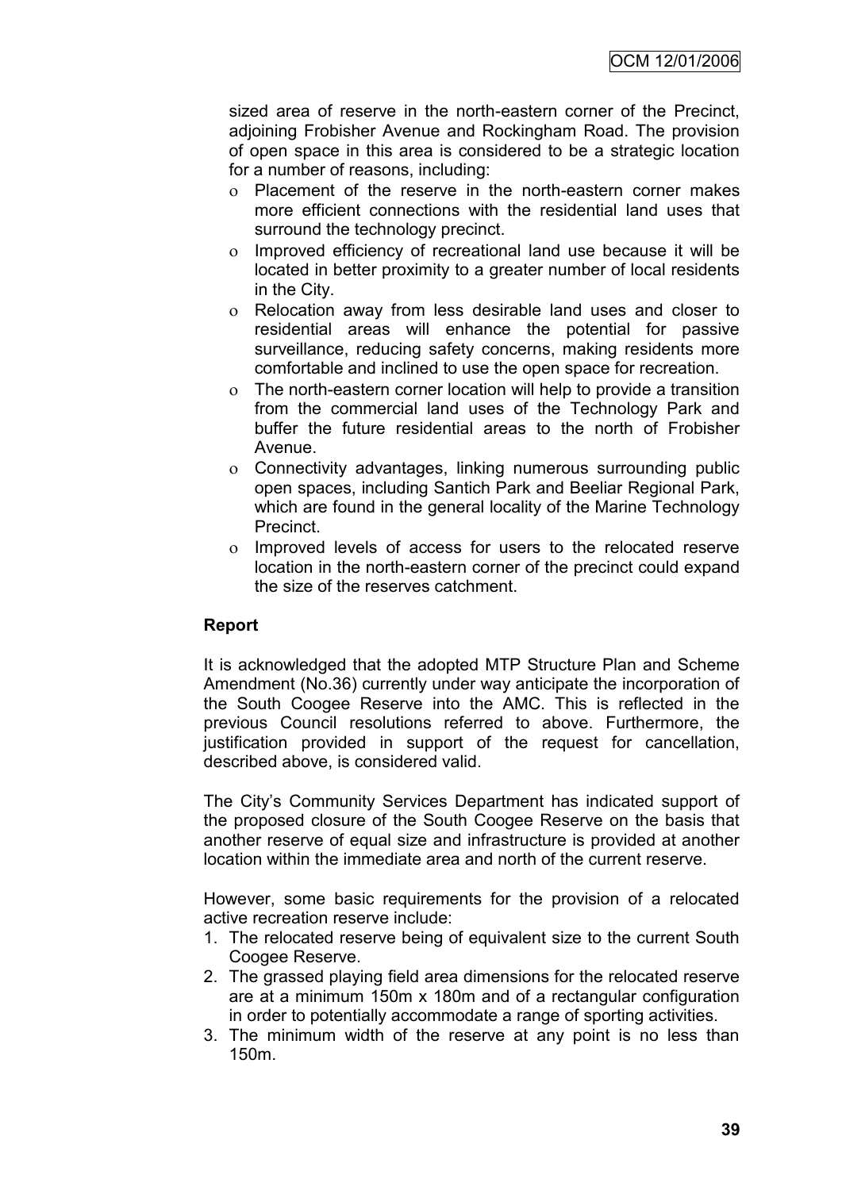sized area of reserve in the north-eastern corner of the Precinct, adjoining Frobisher Avenue and Rockingham Road. The provision of open space in this area is considered to be a strategic location for a number of reasons, including:

- Placement of the reserve in the north-eastern corner makes more efficient connections with the residential land uses that surround the technology precinct.
- Improved efficiency of recreational land use because it will be located in better proximity to a greater number of local residents in the City.
- Relocation away from less desirable land uses and closer to residential areas will enhance the potential for passive surveillance, reducing safety concerns, making residents more comfortable and inclined to use the open space for recreation.
- The north-eastern corner location will help to provide a transition from the commercial land uses of the Technology Park and buffer the future residential areas to the north of Frobisher Avenue.
- Connectivity advantages, linking numerous surrounding public open spaces, including Santich Park and Beeliar Regional Park, which are found in the general locality of the Marine Technology Precinct.
- Improved levels of access for users to the relocated reserve location in the north-eastern corner of the precinct could expand the size of the reserves catchment.

**Report**

It is acknowledged that the adopted MTP Structure Plan and Scheme Amendment (No.36) currently under way anticipate the incorporation of the South Coogee Reserve into the AMC. This is reflected in the previous Council resolutions referred to above. Furthermore, the justification provided in support of the request for cancellation, described above, is considered valid.

The City's Community Services Department has indicated support of the proposed closure of the South Coogee Reserve on the basis that another reserve of equal size and infrastructure is provided at another location within the immediate area and north of the current reserve.

However, some basic requirements for the provision of a relocated active recreation reserve include:

1. The relocated reserve being of equivalent size to the current South Coogee Reserve.
2. The grassed playing field area dimensions for the relocated reserve are at a minimum 150m x 180m and of a rectangular configuration in order to potentially accommodate a range of sporting activities.
3. The minimum width of the reserve at any point is no less than 150m.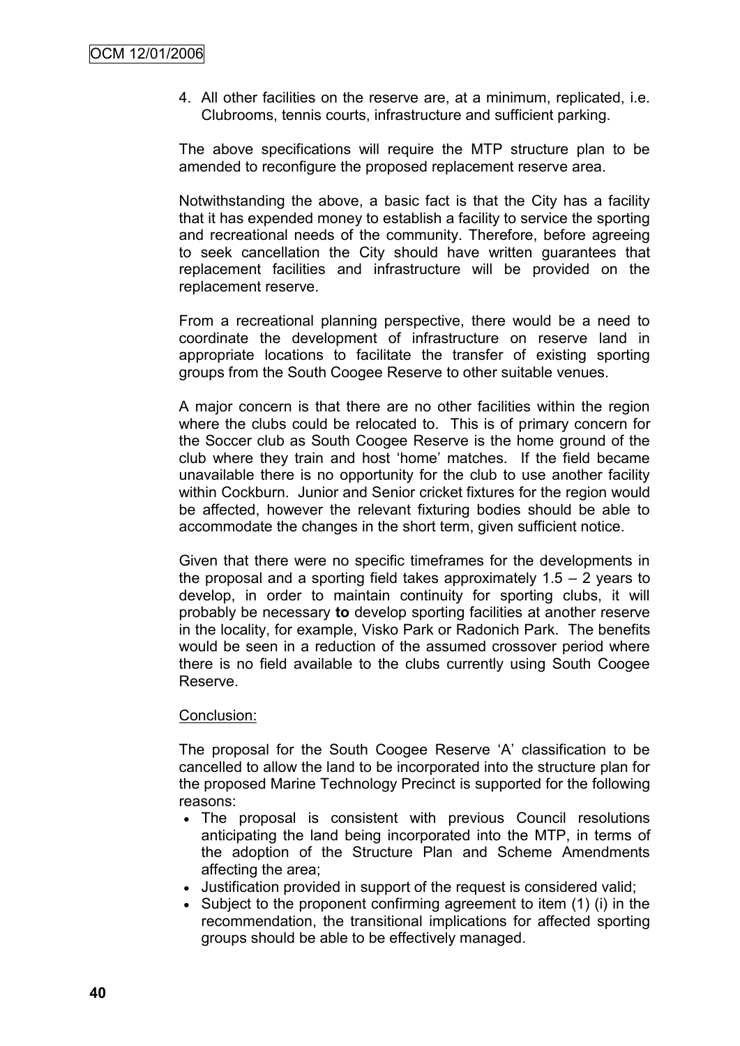4. All other facilities on the reserve are, at a minimum, replicated, i.e. Clubrooms, tennis courts, infrastructure and sufficient parking.

The above specifications will require the MTP structure plan to be amended to reconfigure the proposed replacement reserve area.

Notwithstanding the above, a basic fact is that the City has a facility that it has expended money to establish a facility to service the sporting and recreational needs of the community. Therefore, before agreeing to seek cancellation the City should have written guarantees that replacement facilities and infrastructure will be provided on the replacement reserve.

From a recreational planning perspective, there would be a need to coordinate the development of infrastructure on reserve land in appropriate locations to facilitate the transfer of existing sporting groups from the South Coogee Reserve to other suitable venues.

A major concern is that there are no other facilities within the region where the clubs could be relocated to. This is of primary concern for the Soccer club as South Coogee Reserve is the home ground of the club where they train and host 'home' matches. If the field became unavailable there is no opportunity for the club to use another facility within Cockburn. Junior and Senior cricket fixtures for the region would be affected, however the relevant fixturing bodies should be able to accommodate the changes in the short term, given sufficient notice.

Given that there were no specific timeframes for the developments in the proposal and a sporting field takes approximately 1.5 – 2 years to develop, in order to maintain continuity for sporting clubs, it will probably be necessary **to** develop sporting facilities at another reserve in the locality, for example, Visko Park or Radonich Park. The benefits would be seen in a reduction of the assumed crossover period where there is no field available to the clubs currently using South Coogee Reserve.

Conclusion:

The proposal for the South Coogee Reserve 'A' classification to be cancelled to allow the land to be incorporated into the structure plan for the proposed Marine Technology Precinct is supported for the following reasons:

- The proposal is consistent with previous Council resolutions anticipating the land being incorporated into the MTP, in terms of the adoption of the Structure Plan and Scheme Amendments affecting the area;
- Justification provided in support of the request is considered valid;
- Subject to the proponent confirming agreement to item (1) (i) in the recommendation, the transitional implications for affected sporting groups should be able to be effectively managed.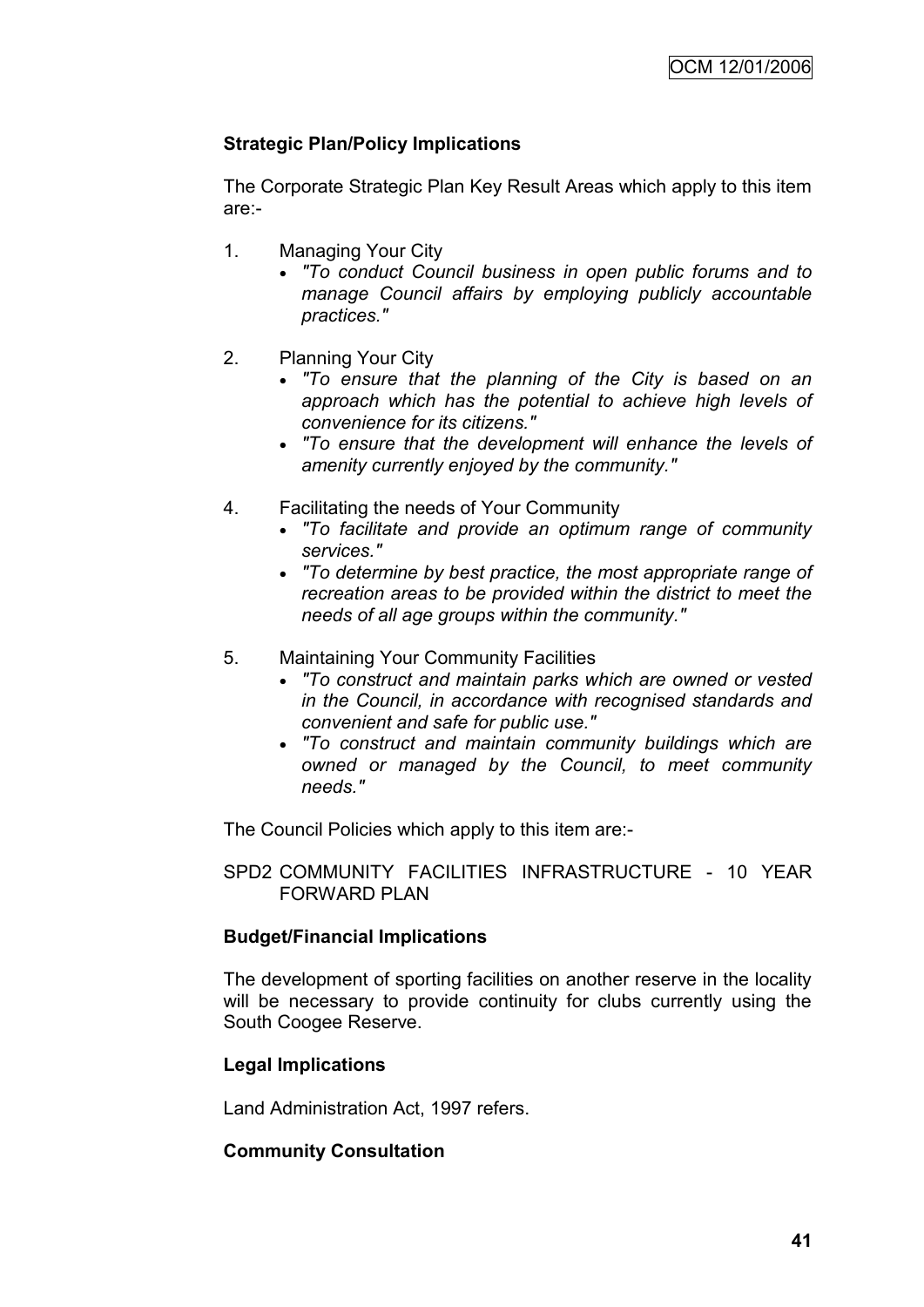**Strategic Plan/Policy Implications**

The Corporate Strategic Plan Key Result Areas which apply to this item are:-

1. Managing Your City
   - *"To conduct Council business in open public forums and to manage Council affairs by employing publicly accountable practices."*

2. Planning Your City
   - *"To ensure that the planning of the City is based on an approach which has the potential to achieve high levels of convenience for its citizens."*
   - *"To ensure that the development will enhance the levels of amenity currently enjoyed by the community."*

4. Facilitating the needs of Your Community
   - *"To facilitate and provide an optimum range of community services."*
   - *"To determine by best practice, the most appropriate range of recreation areas to be provided within the district to meet the needs of all age groups within the community."*

5. Maintaining Your Community Facilities
   - *"To construct and maintain parks which are owned or vested in the Council, in accordance with recognised standards and convenient and safe for public use."*
   - *"To construct and maintain community buildings which are owned or managed by the Council, to meet community needs."*

The Council Policies which apply to this item are:-

SPD2 COMMUNITY FACILITIES INFRASTRUCTURE - 10 YEAR FORWARD PLAN

**Budget/Financial Implications**

The development of sporting facilities on another reserve in the locality will be necessary to provide continuity for clubs currently using the South Coogee Reserve.

**Legal Implications**

Land Administration Act, 1997 refers.

**Community Consultation**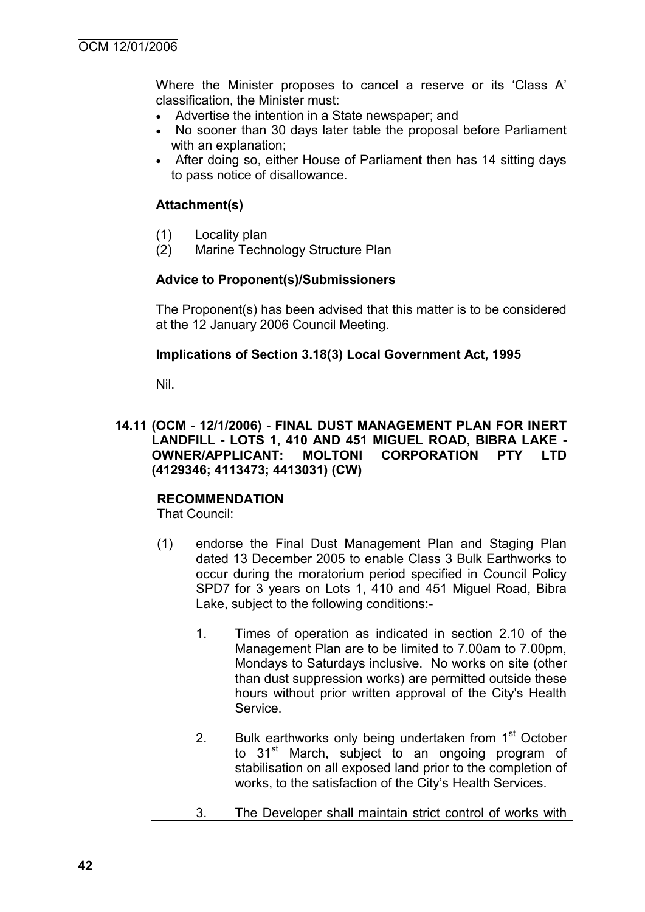Where the Minister proposes to cancel a reserve or its 'Class A' classification, the Minister must:

- Advertise the intention in a State newspaper; and
- No sooner than 30 days later table the proposal before Parliament with an explanation;
- After doing so, either House of Parliament then has 14 sitting days to pass notice of disallowance.

### Attachment(s)

(1) Locality plan
(2) Marine Technology Structure Plan

### Advice to Proponent(s)/Submissioners

The Proponent(s) has been advised that this matter is to be considered at the 12 January 2006 Council Meeting.

### Implications of Section 3.18(3) Local Government Act, 1995

Nil.

## 14.11 (OCM - 12/1/2006) - FINAL DUST MANAGEMENT PLAN FOR INERT LANDFILL - LOTS 1, 410 AND 451 MIGUEL ROAD, BIBRA LAKE - OWNER/APPLICANT: MOLTONI CORPORATION PTY LTD (4129346; 4113473; 4413031) (CW)

**RECOMMENDATION**
That Council:

(1) endorse the Final Dust Management Plan and Staging Plan dated 13 December 2005 to enable Class 3 Bulk Earthworks to occur during the moratorium period specified in Council Policy SPD7 for 3 years on Lots 1, 410 and 451 Miguel Road, Bibra Lake, subject to the following conditions:-

1. Times of operation as indicated in section 2.10 of the Management Plan are to be limited to 7.00am to 7.00pm, Mondays to Saturdays inclusive. No works on site (other than dust suppression works) are permitted outside these hours without prior written approval of the City's Health Service.

2. Bulk earthworks only being undertaken from 1st October to 31st March, subject to an ongoing program of stabilisation on all exposed land prior to the completion of works, to the satisfaction of the City's Health Services.

3. The Developer shall maintain strict control of works with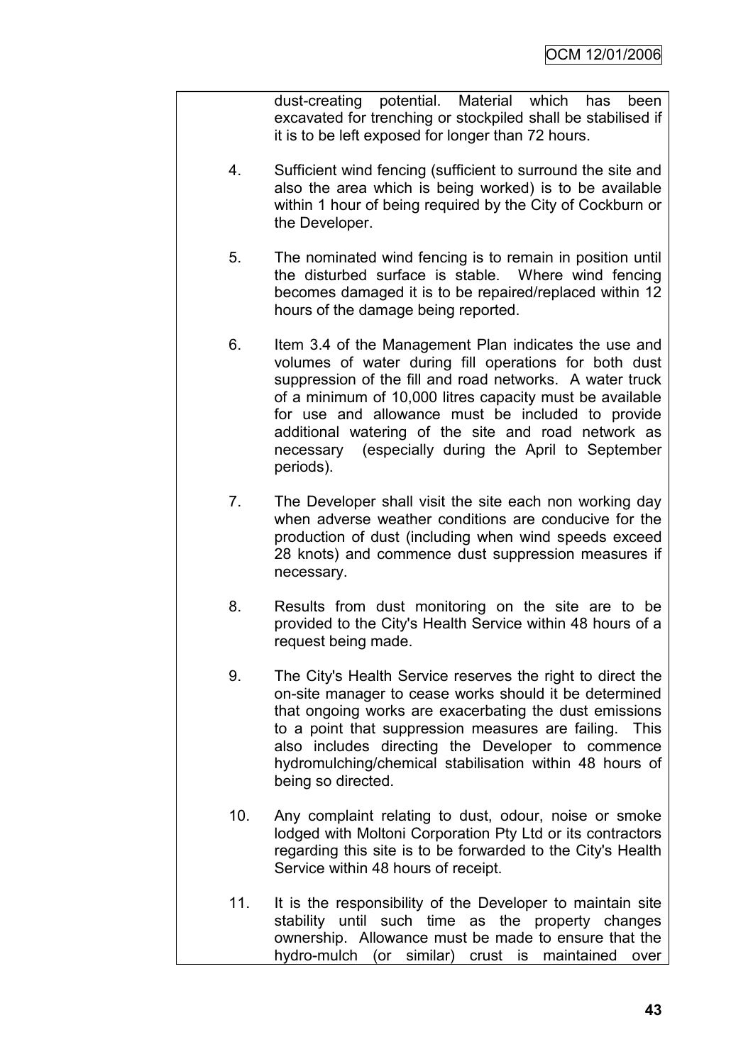dust-creating potential. Material which has been excavated for trenching or stockpiled shall be stabilised if it is to be left exposed for longer than 72 hours.

4. Sufficient wind fencing (sufficient to surround the site and also the area which is being worked) is to be available within 1 hour of being required by the City of Cockburn or the Developer.

5. The nominated wind fencing is to remain in position until the disturbed surface is stable. Where wind fencing becomes damaged it is to be repaired/replaced within 12 hours of the damage being reported.

6. Item 3.4 of the Management Plan indicates the use and volumes of water during fill operations for both dust suppression of the fill and road networks. A water truck of a minimum of 10,000 litres capacity must be available for use and allowance must be included to provide additional watering of the site and road network as necessary (especially during the April to September periods).

7. The Developer shall visit the site each non working day when adverse weather conditions are conducive for the production of dust (including when wind speeds exceed 28 knots) and commence dust suppression measures if necessary.

8. Results from dust monitoring on the site are to be provided to the City's Health Service within 48 hours of a request being made.

9. The City's Health Service reserves the right to direct the on-site manager to cease works should it be determined that ongoing works are exacerbating the dust emissions to a point that suppression measures are failing. This also includes directing the Developer to commence hydromulching/chemical stabilisation within 48 hours of being so directed.

10. Any complaint relating to dust, odour, noise or smoke lodged with Moltoni Corporation Pty Ltd or its contractors regarding this site is to be forwarded to the City's Health Service within 48 hours of receipt.

11. It is the responsibility of the Developer to maintain site stability until such time as the property changes ownership. Allowance must be made to ensure that the hydro-mulch (or similar) crust is maintained over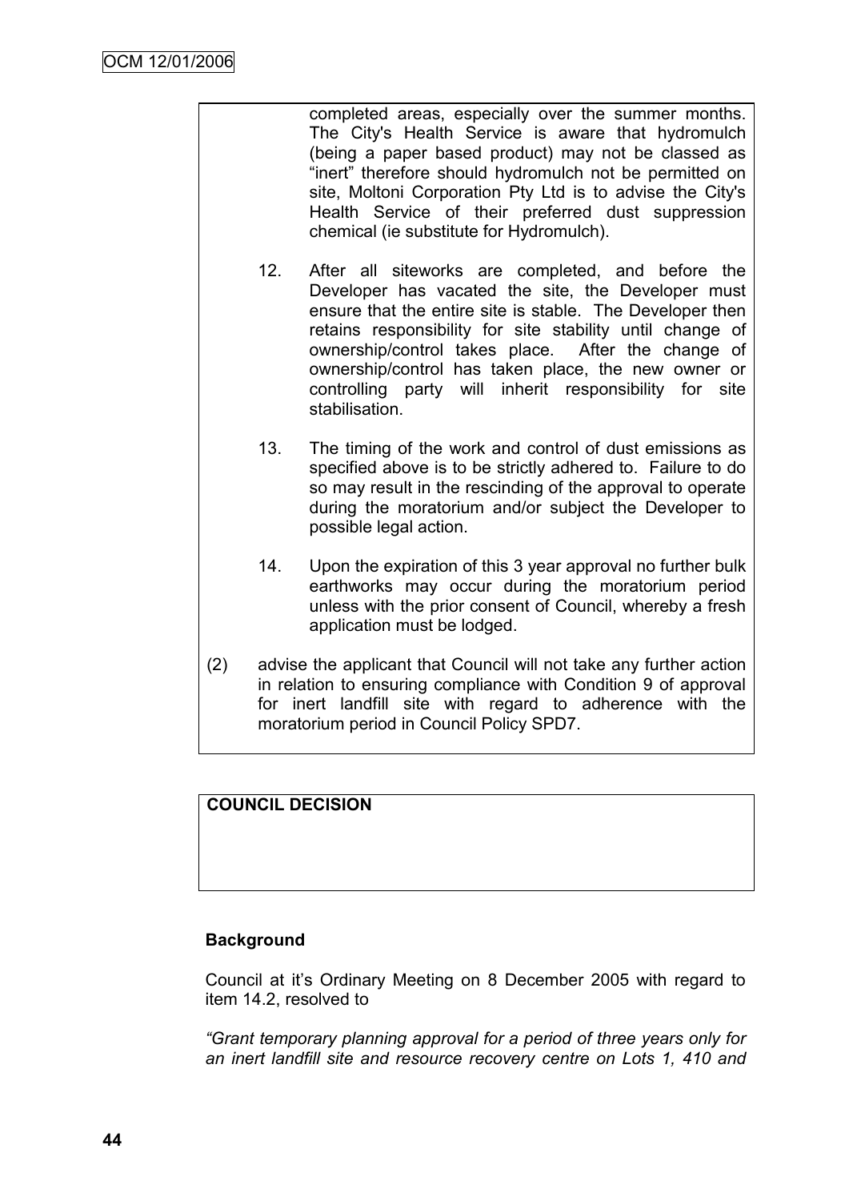completed areas, especially over the summer months. The City's Health Service is aware that hydromulch (being a paper based product) may not be classed as "inert" therefore should hydromulch not be permitted on site, Moltoni Corporation Pty Ltd is to advise the City's Health Service of their preferred dust suppression chemical (ie substitute for Hydromulch).

12. After all siteworks are completed, and before the Developer has vacated the site, the Developer must ensure that the entire site is stable. The Developer then retains responsibility for site stability until change of ownership/control takes place. After the change of ownership/control has taken place, the new owner or controlling party will inherit responsibility for site stabilisation.

13. The timing of the work and control of dust emissions as specified above is to be strictly adhered to. Failure to do so may result in the rescinding of the approval to operate during the moratorium and/or subject the Developer to possible legal action.

14. Upon the expiration of this 3 year approval no further bulk earthworks may occur during the moratorium period unless with the prior consent of Council, whereby a fresh application must be lodged.

(2) advise the applicant that Council will not take any further action in relation to ensuring compliance with Condition 9 of approval for inert landfill site with regard to adherence with the moratorium period in Council Policy SPD7.

**COUNCIL DECISION**

**Background**

Council at it's Ordinary Meeting on 8 December 2005 with regard to item 14.2, resolved to

*"Grant temporary planning approval for a period of three years only for an inert landfill site and resource recovery centre on Lots 1, 410 and*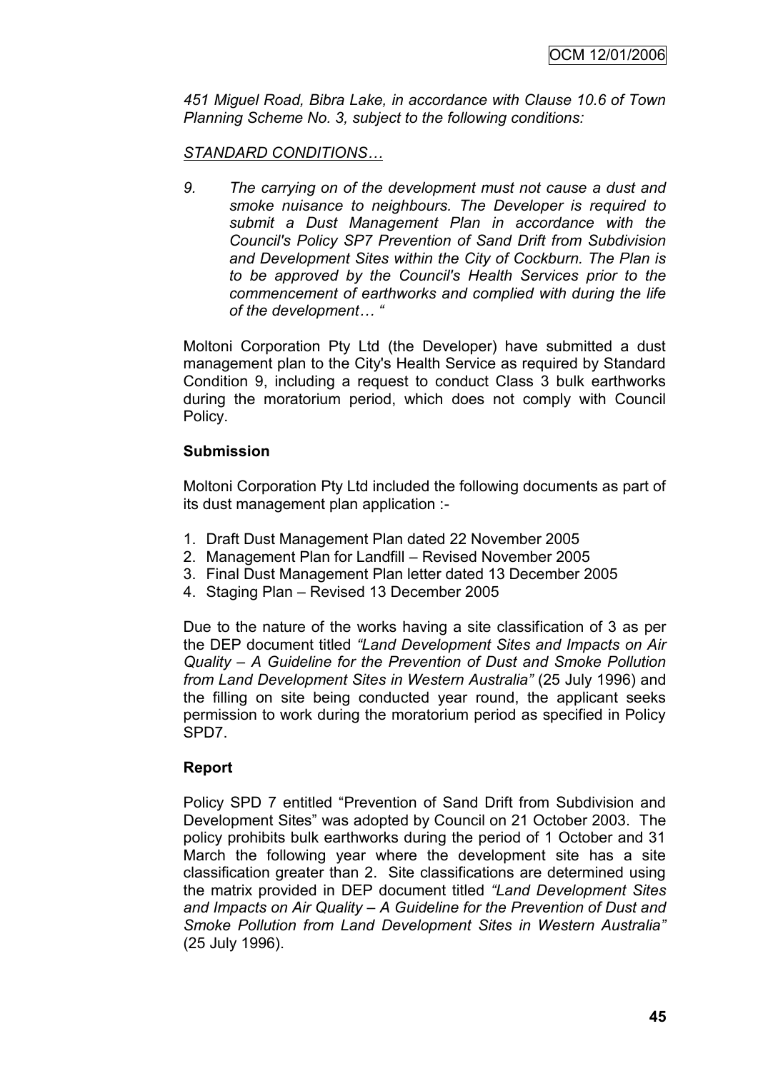*451 Miguel Road, Bibra Lake, in accordance with Clause 10.6 of Town Planning Scheme No. 3, subject to the following conditions:*

*STANDARD CONDITIONS…*

*9. The carrying on of the development must not cause a dust and smoke nuisance to neighbours. The Developer is required to submit a Dust Management Plan in accordance with the Council's Policy SP7 Prevention of Sand Drift from Subdivision and Development Sites within the City of Cockburn. The Plan is to be approved by the Council's Health Services prior to the commencement of earthworks and complied with during the life of the development… "*

Moltoni Corporation Pty Ltd (the Developer) have submitted a dust management plan to the City's Health Service as required by Standard Condition 9, including a request to conduct Class 3 bulk earthworks during the moratorium period, which does not comply with Council Policy.

**Submission**

Moltoni Corporation Pty Ltd included the following documents as part of its dust management plan application :-

1. Draft Dust Management Plan dated 22 November 2005
2. Management Plan for Landfill – Revised November 2005
3. Final Dust Management Plan letter dated 13 December 2005
4. Staging Plan – Revised 13 December 2005

Due to the nature of the works having a site classification of 3 as per the DEP document titled *"Land Development Sites and Impacts on Air Quality – A Guideline for the Prevention of Dust and Smoke Pollution from Land Development Sites in Western Australia"* (25 July 1996) and the filling on site being conducted year round, the applicant seeks permission to work during the moratorium period as specified in Policy SPD7.

**Report**

Policy SPD 7 entitled "Prevention of Sand Drift from Subdivision and Development Sites" was adopted by Council on 21 October 2003. The policy prohibits bulk earthworks during the period of 1 October and 31 March the following year where the development site has a site classification greater than 2. Site classifications are determined using the matrix provided in DEP document titled *"Land Development Sites and Impacts on Air Quality – A Guideline for the Prevention of Dust and Smoke Pollution from Land Development Sites in Western Australia"* (25 July 1996).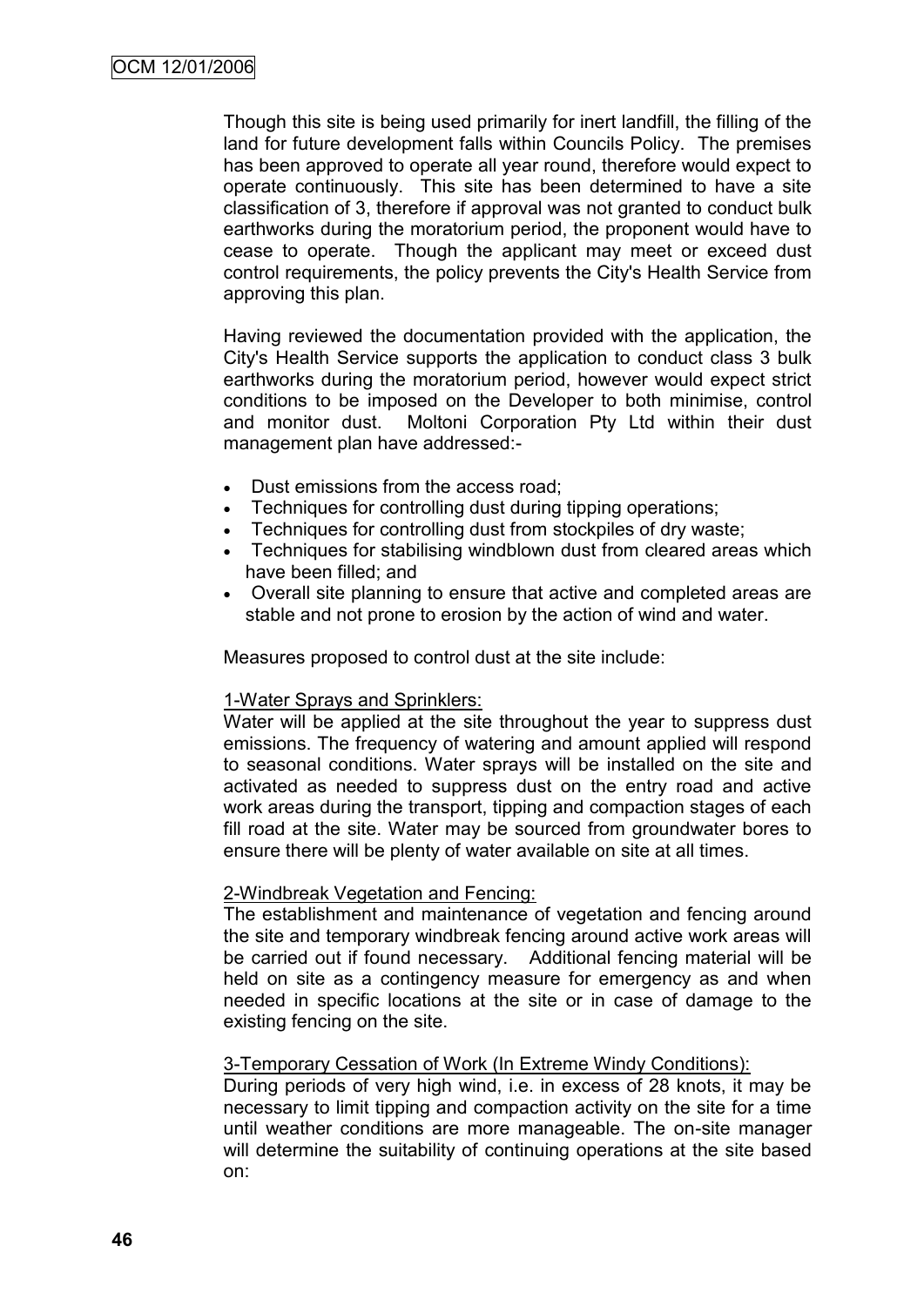Though this site is being used primarily for inert landfill, the filling of the land for future development falls within Councils Policy. The premises has been approved to operate all year round, therefore would expect to operate continuously. This site has been determined to have a site classification of 3, therefore if approval was not granted to conduct bulk earthworks during the moratorium period, the proponent would have to cease to operate. Though the applicant may meet or exceed dust control requirements, the policy prevents the City's Health Service from approving this plan.

Having reviewed the documentation provided with the application, the City's Health Service supports the application to conduct class 3 bulk earthworks during the moratorium period, however would expect strict conditions to be imposed on the Developer to both minimise, control and monitor dust. Moltoni Corporation Pty Ltd within their dust management plan have addressed:-

- Dust emissions from the access road;
- Techniques for controlling dust during tipping operations;
- Techniques for controlling dust from stockpiles of dry waste;
- Techniques for stabilising windblown dust from cleared areas which have been filled; and
- Overall site planning to ensure that active and completed areas are stable and not prone to erosion by the action of wind and water.

Measures proposed to control dust at the site include:

<u>1-Water Sprays and Sprinklers:</u>
Water will be applied at the site throughout the year to suppress dust emissions. The frequency of watering and amount applied will respond to seasonal conditions. Water sprays will be installed on the site and activated as needed to suppress dust on the entry road and active work areas during the transport, tipping and compaction stages of each fill road at the site. Water may be sourced from groundwater bores to ensure there will be plenty of water available on site at all times.

<u>2-Windbreak Vegetation and Fencing:</u>
The establishment and maintenance of vegetation and fencing around the site and temporary windbreak fencing around active work areas will be carried out if found necessary. Additional fencing material will be held on site as a contingency measure for emergency as and when needed in specific locations at the site or in case of damage to the existing fencing on the site.

<u>3-Temporary Cessation of Work (In Extreme Windy Conditions):</u>
During periods of very high wind, i.e. in excess of 28 knots, it may be necessary to limit tipping and compaction activity on the site for a time until weather conditions are more manageable. The on-site manager will determine the suitability of continuing operations at the site based on: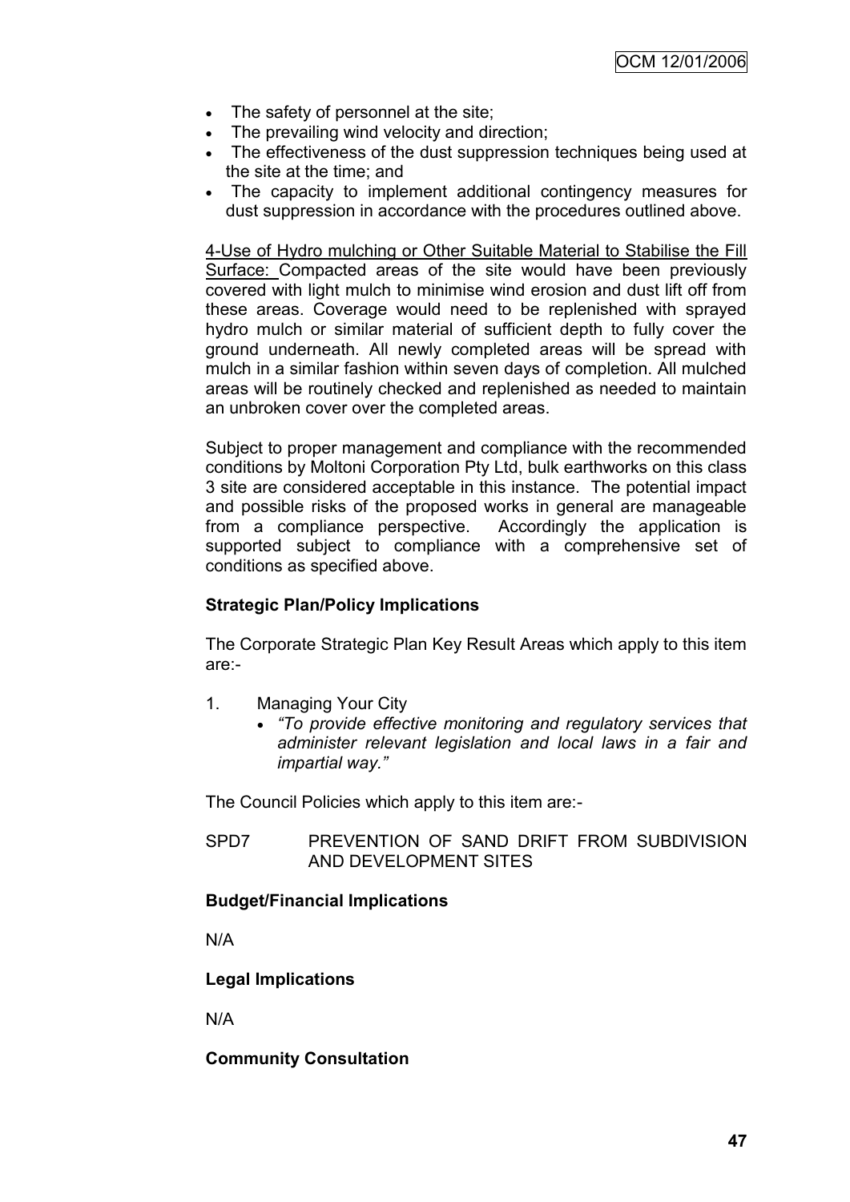- The safety of personnel at the site;
- The prevailing wind velocity and direction;
- The effectiveness of the dust suppression techniques being used at the site at the time; and
- The capacity to implement additional contingency measures for dust suppression in accordance with the procedures outlined above.

<u>4-Use of Hydro mulching or Other Suitable Material to Stabilise the Fill Surface:</u> Compacted areas of the site would have been previously covered with light mulch to minimise wind erosion and dust lift off from these areas. Coverage would need to be replenished with sprayed hydro mulch or similar material of sufficient depth to fully cover the ground underneath. All newly completed areas will be spread with mulch in a similar fashion within seven days of completion. All mulched areas will be routinely checked and replenished as needed to maintain an unbroken cover over the completed areas.

Subject to proper management and compliance with the recommended conditions by Moltoni Corporation Pty Ltd, bulk earthworks on this class 3 site are considered acceptable in this instance. The potential impact and possible risks of the proposed works in general are manageable from a compliance perspective. Accordingly the application is supported subject to compliance with a comprehensive set of conditions as specified above.

**Strategic Plan/Policy Implications**

The Corporate Strategic Plan Key Result Areas which apply to this item are:-

1. Managing Your City
   - *"To provide effective monitoring and regulatory services that administer relevant legislation and local laws in a fair and impartial way."*

The Council Policies which apply to this item are:-

SPD7 PREVENTION OF SAND DRIFT FROM SUBDIVISION AND DEVELOPMENT SITES

**Budget/Financial Implications**

N/A

**Legal Implications**

N/A

**Community Consultation**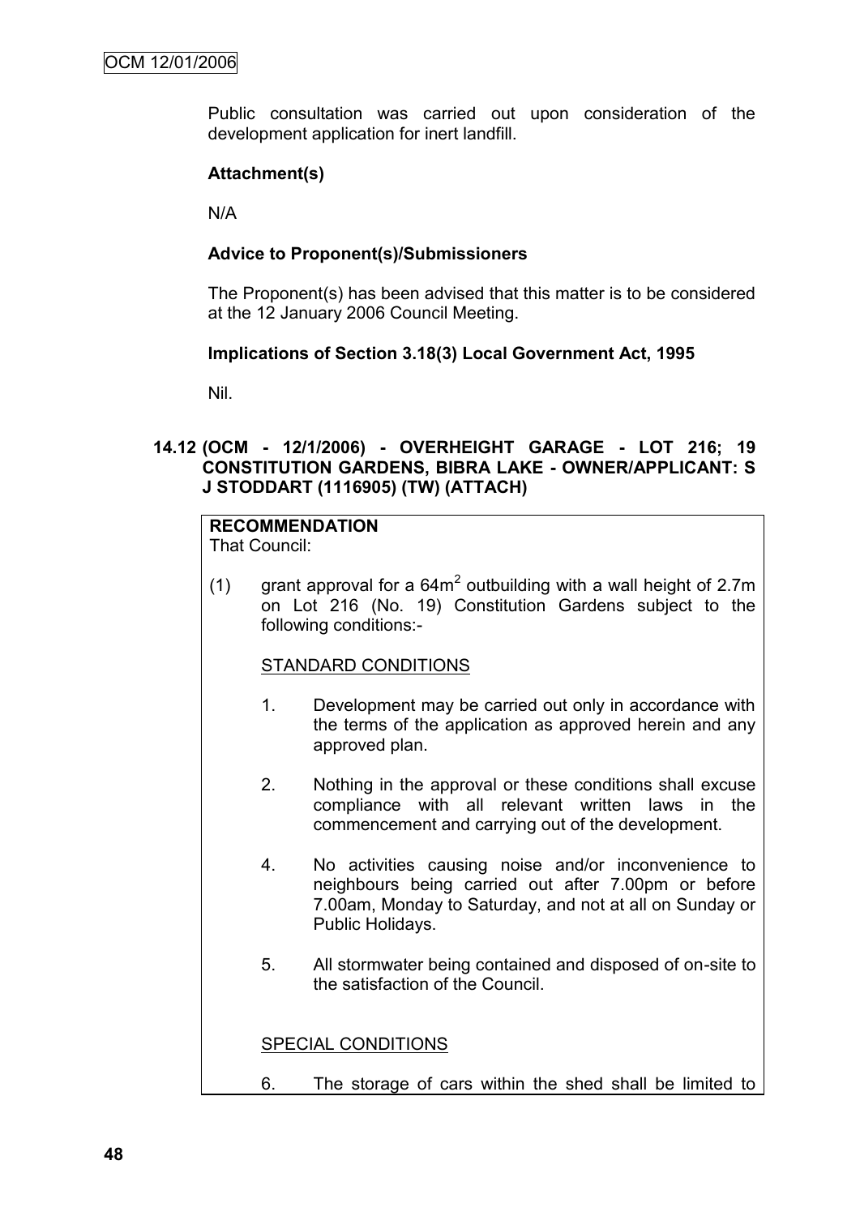Public consultation was carried out upon consideration of the development application for inert landfill.

**Attachment(s)**

N/A

**Advice to Proponent(s)/Submissioners**

The Proponent(s) has been advised that this matter is to be considered at the 12 January 2006 Council Meeting.

**Implications of Section 3.18(3) Local Government Act, 1995**

Nil.

### 14.12 (OCM - 12/1/2006) - OVERHEIGHT GARAGE - LOT 216; 19 CONSTITUTION GARDENS, BIBRA LAKE - OWNER/APPLICANT: S J STODDART (1116905) (TW) (ATTACH)

**RECOMMENDATION**
That Council:

(1) grant approval for a $64m^2$ outbuilding with a wall height of 2.7m on Lot 216 (No. 19) Constitution Gardens subject to the following conditions:-

STANDARD CONDITIONS

1. Development may be carried out only in accordance with the terms of the application as approved herein and any approved plan.

2. Nothing in the approval or these conditions shall excuse compliance with all relevant written laws in the commencement and carrying out of the development.

4. No activities causing noise and/or inconvenience to neighbours being carried out after 7.00pm or before 7.00am, Monday to Saturday, and not at all on Sunday or Public Holidays.

5. All stormwater being contained and disposed of on-site to the satisfaction of the Council.

SPECIAL CONDITIONS

6. The storage of cars within the shed shall be limited to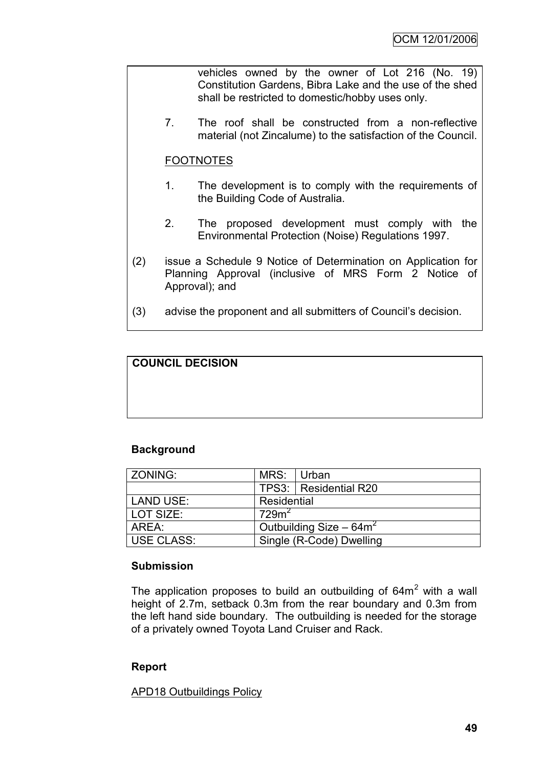vehicles owned by the owner of Lot 216 (No. 19) Constitution Gardens, Bibra Lake and the use of the shed shall be restricted to domestic/hobby uses only.

7. The roof shall be constructed from a non-reflective material (not Zincalume) to the satisfaction of the Council.

FOOTNOTES

1. The development is to comply with the requirements of the Building Code of Australia.

2. The proposed development must comply with the Environmental Protection (Noise) Regulations 1997.

(2) issue a Schedule 9 Notice of Determination on Application for Planning Approval (inclusive of MRS Form 2 Notice of Approval); and

(3) advise the proponent and all submitters of Council's decision.

**COUNCIL DECISION**

**Background**

| ZONING: | MRS: | Urban |
|---|---|---|
| | TPS3: | Residential R20 |
| LAND USE: | Residential | |
| LOT SIZE: | 729m$^2$ | |
| AREA: | Outbuilding Size – 64m$^2$ | |
| USE CLASS: | Single (R-Code) Dwelling | |

**Submission**

The application proposes to build an outbuilding of 64m$^2$ with a wall height of 2.7m, setback 0.3m from the rear boundary and 0.3m from the left hand side boundary. The outbuilding is needed for the storage of a privately owned Toyota Land Cruiser and Rack.

**Report**

APD18 Outbuildings Policy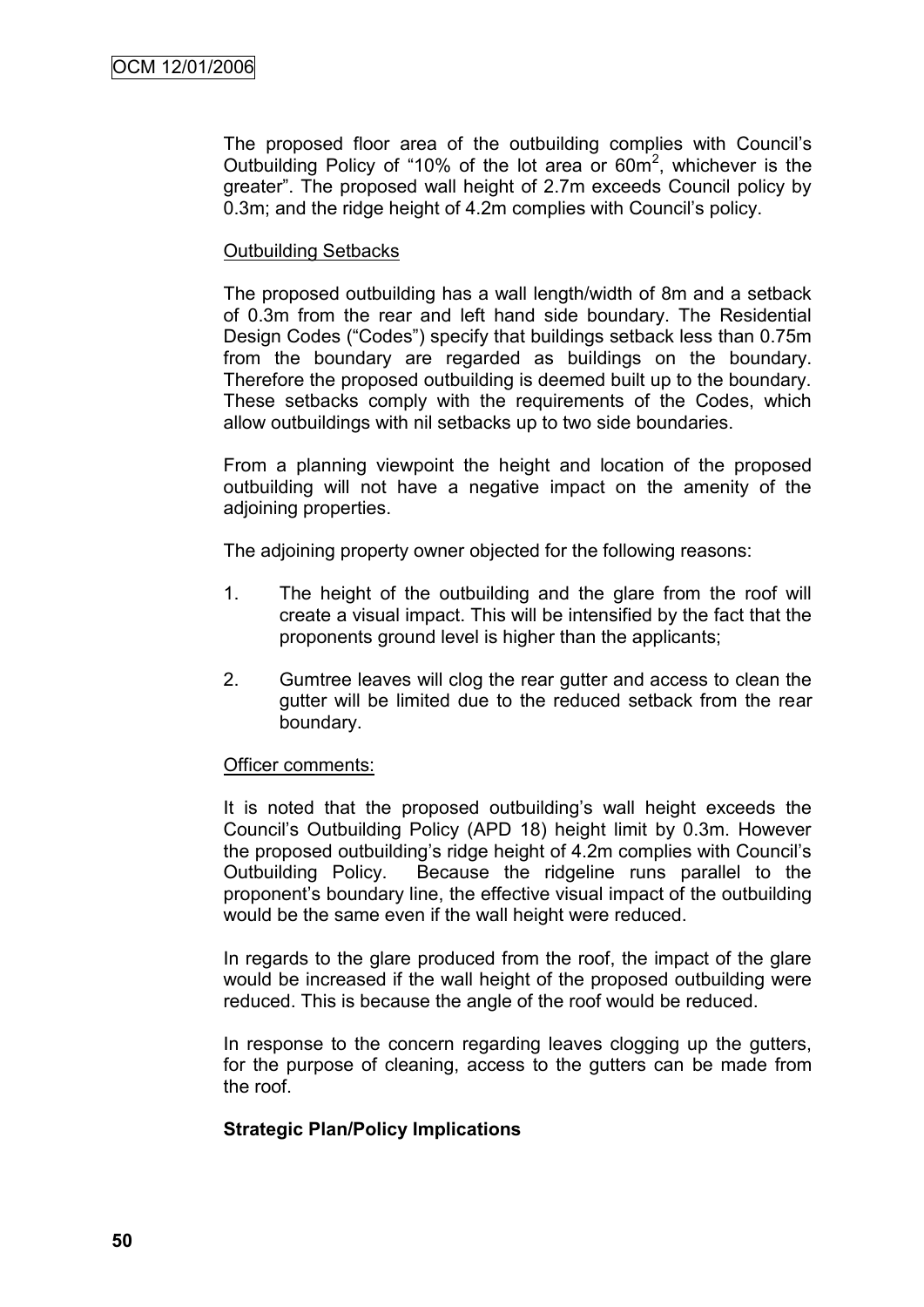The proposed floor area of the outbuilding complies with Council's Outbuilding Policy of "10% of the lot area or $60m^2$, whichever is the greater". The proposed wall height of 2.7m exceeds Council policy by 0.3m; and the ridge height of 4.2m complies with Council's policy.

Outbuilding Setbacks

The proposed outbuilding has a wall length/width of 8m and a setback of 0.3m from the rear and left hand side boundary. The Residential Design Codes ("Codes") specify that buildings setback less than 0.75m from the boundary are regarded as buildings on the boundary. Therefore the proposed outbuilding is deemed built up to the boundary. These setbacks comply with the requirements of the Codes, which allow outbuildings with nil setbacks up to two side boundaries.

From a planning viewpoint the height and location of the proposed outbuilding will not have a negative impact on the amenity of the adjoining properties.

The adjoining property owner objected for the following reasons:

1. The height of the outbuilding and the glare from the roof will create a visual impact. This will be intensified by the fact that the proponents ground level is higher than the applicants;
2. Gumtree leaves will clog the rear gutter and access to clean the gutter will be limited due to the reduced setback from the rear boundary.

Officer comments:

It is noted that the proposed outbuilding's wall height exceeds the Council's Outbuilding Policy (APD 18) height limit by 0.3m. However the proposed outbuilding's ridge height of 4.2m complies with Council's Outbuilding Policy. Because the ridgeline runs parallel to the proponent's boundary line, the effective visual impact of the outbuilding would be the same even if the wall height were reduced.

In regards to the glare produced from the roof, the impact of the glare would be increased if the wall height of the proposed outbuilding were reduced. This is because the angle of the roof would be reduced.

In response to the concern regarding leaves clogging up the gutters, for the purpose of cleaning, access to the gutters can be made from the roof.

**Strategic Plan/Policy Implications**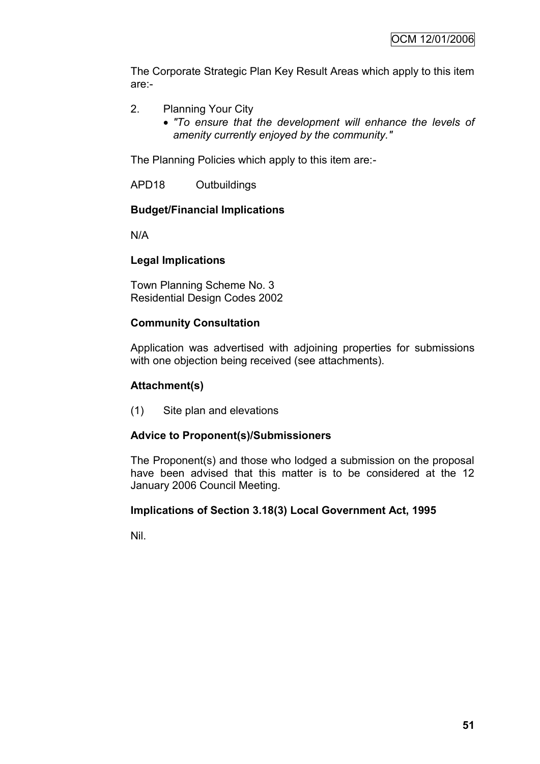The Corporate Strategic Plan Key Result Areas which apply to this item are:-

2. Planning Your City
   - *"To ensure that the development will enhance the levels of amenity currently enjoyed by the community."*

The Planning Policies which apply to this item are:-

APD18 Outbuildings

**Budget/Financial Implications**

N/A

**Legal Implications**

Town Planning Scheme No. 3
Residential Design Codes 2002

**Community Consultation**

Application was advertised with adjoining properties for submissions with one objection being received (see attachments).

**Attachment(s)**

(1) Site plan and elevations

**Advice to Proponent(s)/Submissioners**

The Proponent(s) and those who lodged a submission on the proposal have been advised that this matter is to be considered at the 12 January 2006 Council Meeting.

**Implications of Section 3.18(3) Local Government Act, 1995**

Nil.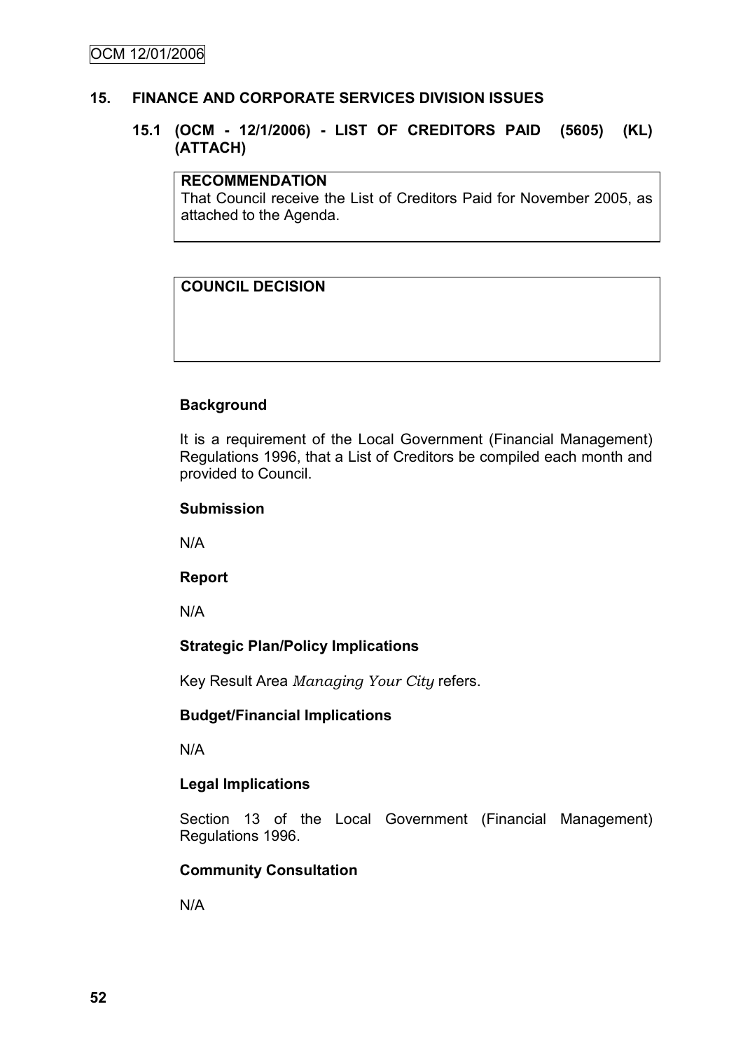## 15. FINANCE AND CORPORATE SERVICES DIVISION ISSUES

### 15.1 (OCM - 12/1/2006) - LIST OF CREDITORS PAID (5605) (KL) (ATTACH)

**RECOMMENDATION**
That Council receive the List of Creditors Paid for November 2005, as attached to the Agenda.

**COUNCIL DECISION**

**Background**

It is a requirement of the Local Government (Financial Management) Regulations 1996, that a List of Creditors be compiled each month and provided to Council.

**Submission**

N/A

**Report**

N/A

**Strategic Plan/Policy Implications**

Key Result Area *Managing Your City* refers.

**Budget/Financial Implications**

N/A

**Legal Implications**

Section 13 of the Local Government (Financial Management) Regulations 1996.

**Community Consultation**

N/A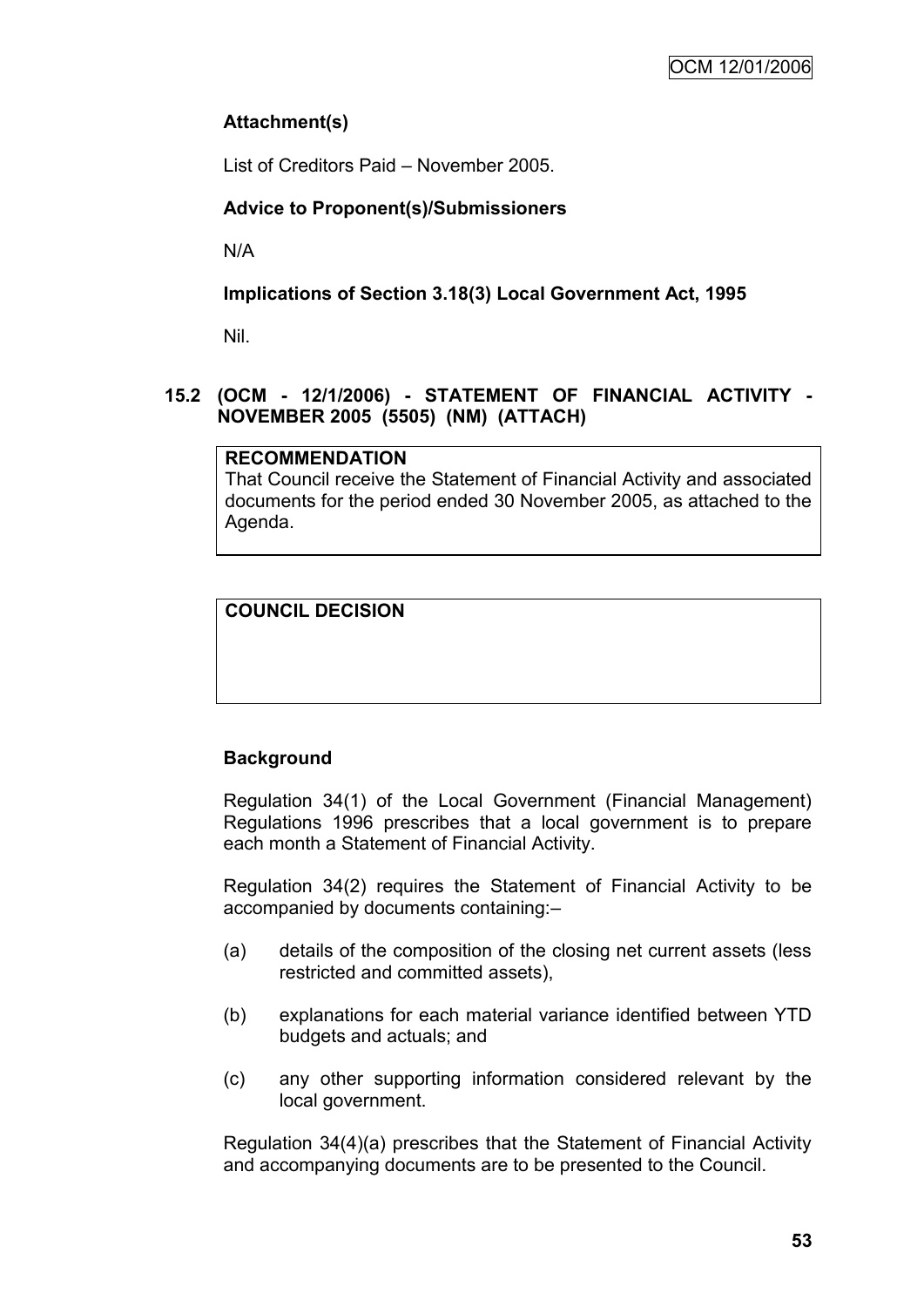**Attachment(s)**

List of Creditors Paid – November 2005.

**Advice to Proponent(s)/Submissioners**

N/A

**Implications of Section 3.18(3) Local Government Act, 1995**

Nil.

## 15.2 (OCM - 12/1/2006) - STATEMENT OF FINANCIAL ACTIVITY - NOVEMBER 2005 (5505) (NM) (ATTACH)

**RECOMMENDATION**

That Council receive the Statement of Financial Activity and associated documents for the period ended 30 November 2005, as attached to the Agenda.

**COUNCIL DECISION**

**Background**

Regulation 34(1) of the Local Government (Financial Management) Regulations 1996 prescribes that a local government is to prepare each month a Statement of Financial Activity.

Regulation 34(2) requires the Statement of Financial Activity to be accompanied by documents containing:–

(a) details of the composition of the closing net current assets (less restricted and committed assets),

(b) explanations for each material variance identified between YTD budgets and actuals; and

(c) any other supporting information considered relevant by the local government.

Regulation 34(4)(a) prescribes that the Statement of Financial Activity and accompanying documents are to be presented to the Council.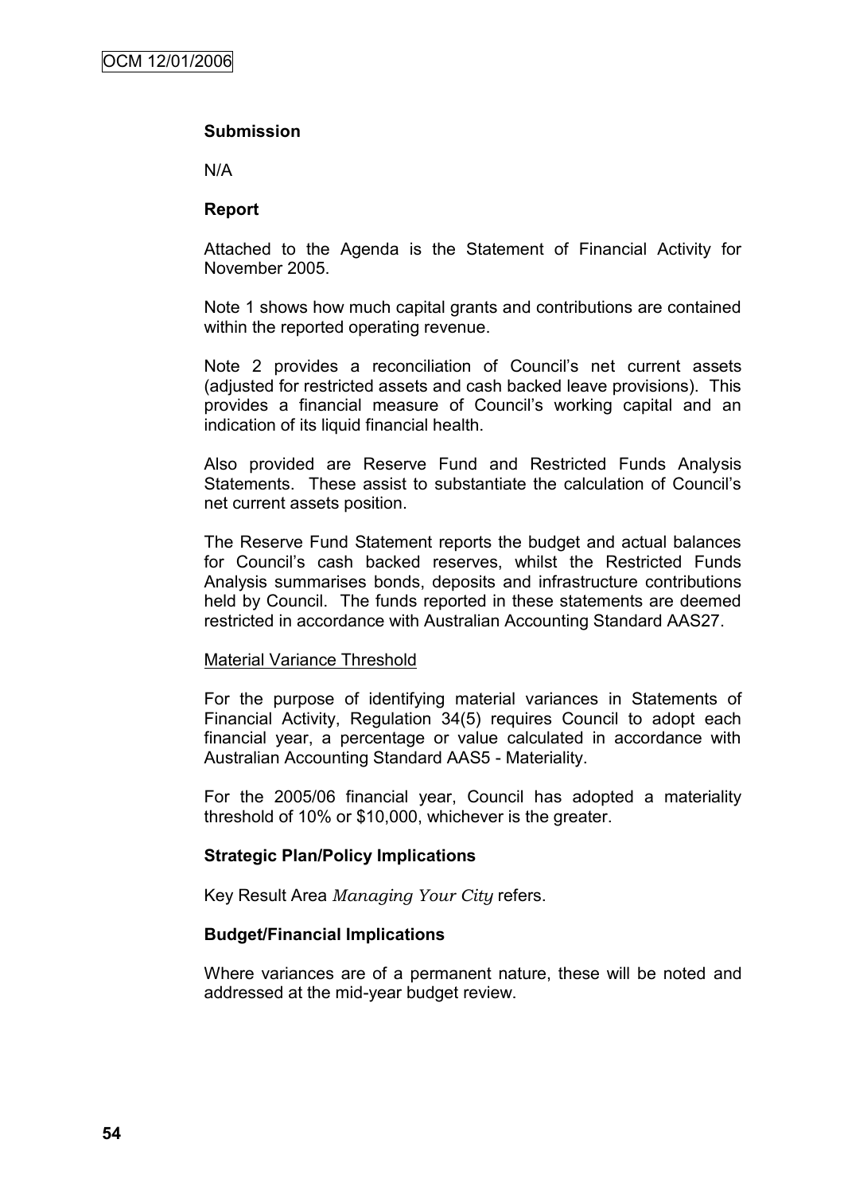**Submission**

N/A

**Report**

Attached to the Agenda is the Statement of Financial Activity for November 2005.

Note 1 shows how much capital grants and contributions are contained within the reported operating revenue.

Note 2 provides a reconciliation of Council's net current assets (adjusted for restricted assets and cash backed leave provisions). This provides a financial measure of Council's working capital and an indication of its liquid financial health.

Also provided are Reserve Fund and Restricted Funds Analysis Statements. These assist to substantiate the calculation of Council's net current assets position.

The Reserve Fund Statement reports the budget and actual balances for Council's cash backed reserves, whilst the Restricted Funds Analysis summarises bonds, deposits and infrastructure contributions held by Council. The funds reported in these statements are deemed restricted in accordance with Australian Accounting Standard AAS27.

Material Variance Threshold

For the purpose of identifying material variances in Statements of Financial Activity, Regulation 34(5) requires Council to adopt each financial year, a percentage or value calculated in accordance with Australian Accounting Standard AAS5 - Materiality.

For the 2005/06 financial year, Council has adopted a materiality threshold of 10% or $10,000, whichever is the greater.

**Strategic Plan/Policy Implications**

Key Result Area *Managing Your City* refers.

**Budget/Financial Implications**

Where variances are of a permanent nature, these will be noted and addressed at the mid-year budget review.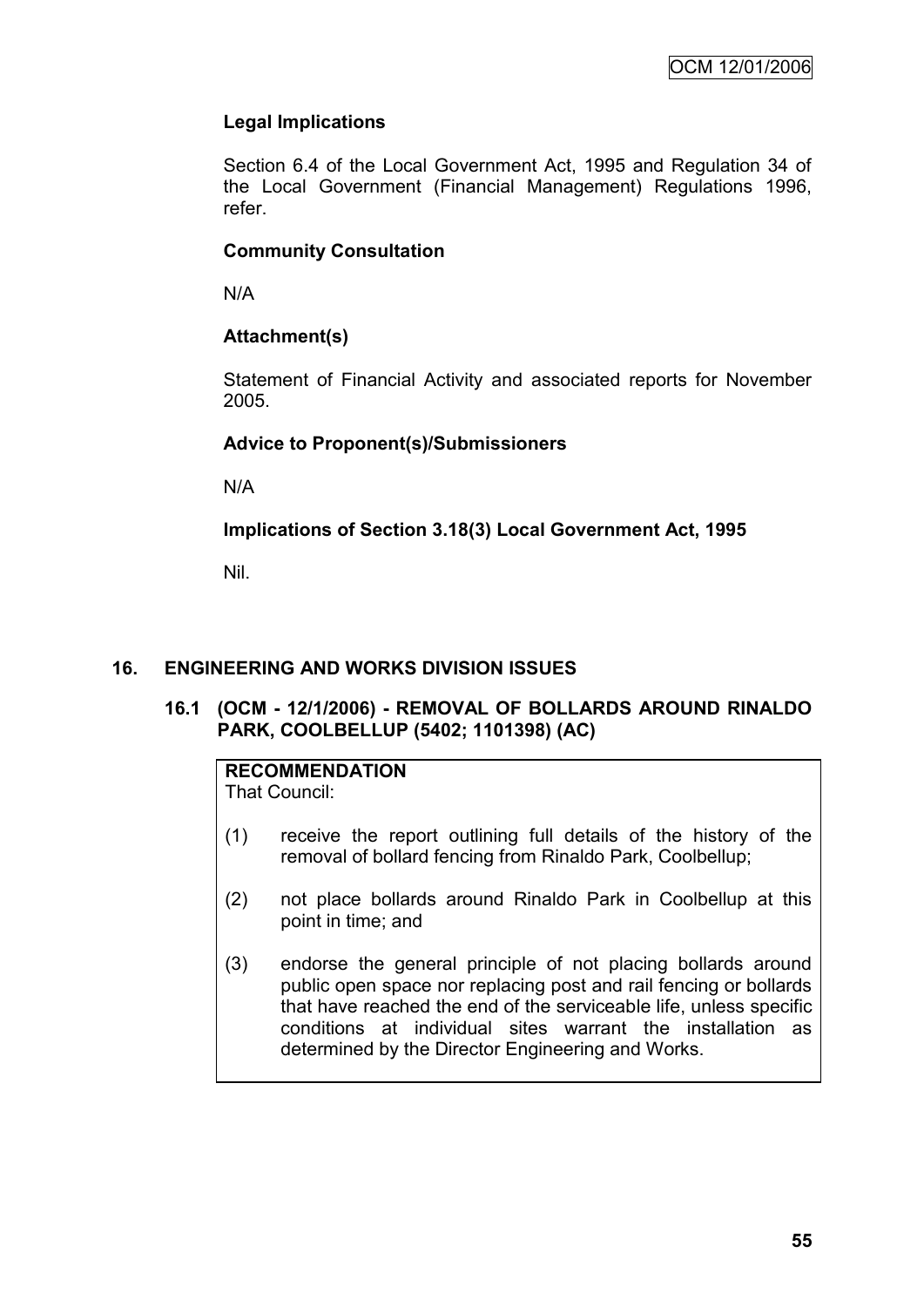**Legal Implications**

Section 6.4 of the Local Government Act, 1995 and Regulation 34 of the Local Government (Financial Management) Regulations 1996, refer.

**Community Consultation**

N/A

**Attachment(s)**

Statement of Financial Activity and associated reports for November 2005.

**Advice to Proponent(s)/Submissioners**

N/A

**Implications of Section 3.18(3) Local Government Act, 1995**

Nil.

## 16. ENGINEERING AND WORKS DIVISION ISSUES

### 16.1 (OCM - 12/1/2006) - REMOVAL OF BOLLARDS AROUND RINALDO PARK, COOLBELLUP (5402; 1101398) (AC)

**RECOMMENDATION**
That Council:

(1) receive the report outlining full details of the history of the removal of bollard fencing from Rinaldo Park, Coolbellup;

(2) not place bollards around Rinaldo Park in Coolbellup at this point in time; and

(3) endorse the general principle of not placing bollards around public open space nor replacing post and rail fencing or bollards that have reached the end of the serviceable life, unless specific conditions at individual sites warrant the installation as determined by the Director Engineering and Works.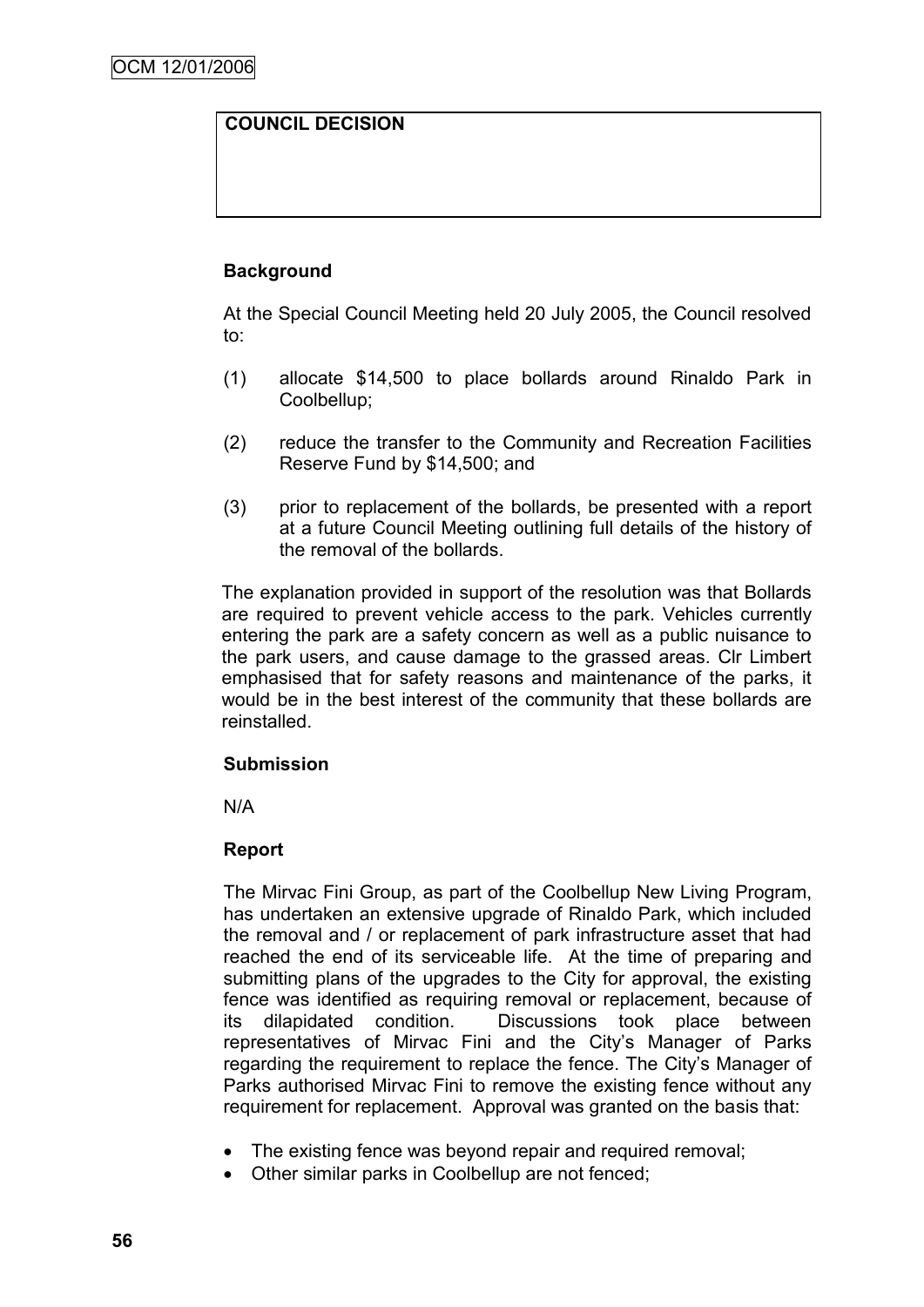| COUNCIL DECISION |
| --- |
| |

**Background**

At the Special Council Meeting held 20 July 2005, the Council resolved to:

(1) allocate $14,500 to place bollards around Rinaldo Park in Coolbellup;

(2) reduce the transfer to the Community and Recreation Facilities Reserve Fund by $14,500; and

(3) prior to replacement of the bollards, be presented with a report at a future Council Meeting outlining full details of the history of the removal of the bollards.

The explanation provided in support of the resolution was that Bollards are required to prevent vehicle access to the park. Vehicles currently entering the park are a safety concern as well as a public nuisance to the park users, and cause damage to the grassed areas. Clr Limbert emphasised that for safety reasons and maintenance of the parks, it would be in the best interest of the community that these bollards are reinstalled.

**Submission**

N/A

**Report**

The Mirvac Fini Group, as part of the Coolbellup New Living Program, has undertaken an extensive upgrade of Rinaldo Park, which included the removal and / or replacement of park infrastructure asset that had reached the end of its serviceable life. At the time of preparing and submitting plans of the upgrades to the City for approval, the existing fence was identified as requiring removal or replacement, because of its dilapidated condition. Discussions took place between representatives of Mirvac Fini and the City's Manager of Parks regarding the requirement to replace the fence. The City's Manager of Parks authorised Mirvac Fini to remove the existing fence without any requirement for replacement. Approval was granted on the basis that:

- The existing fence was beyond repair and required removal;
- Other similar parks in Coolbellup are not fenced;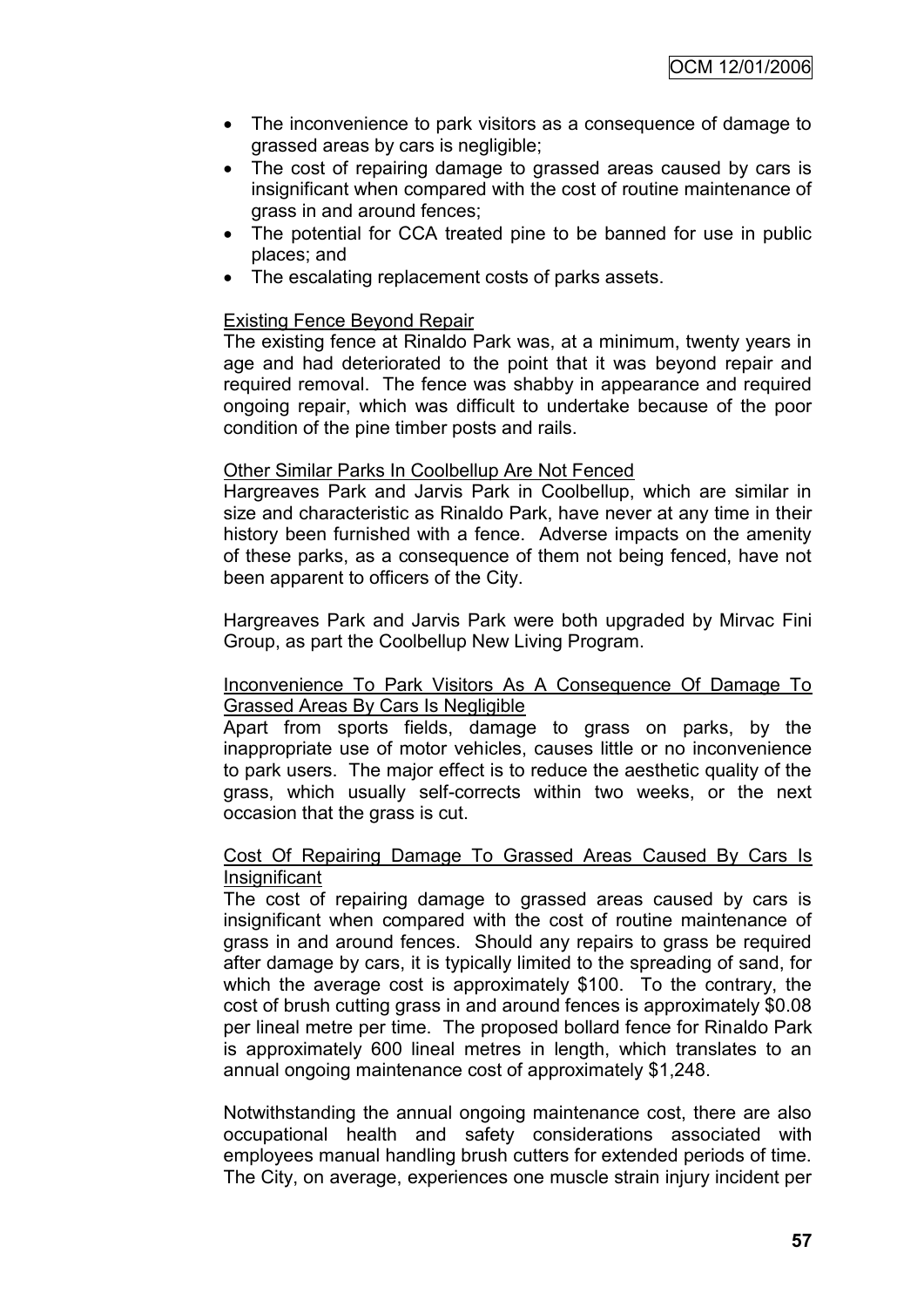- The inconvenience to park visitors as a consequence of damage to grassed areas by cars is negligible;
- The cost of repairing damage to grassed areas caused by cars is insignificant when compared with the cost of routine maintenance of grass in and around fences;
- The potential for CCA treated pine to be banned for use in public places; and
- The escalating replacement costs of parks assets.

<u>Existing Fence Beyond Repair</u>

The existing fence at Rinaldo Park was, at a minimum, twenty years in age and had deteriorated to the point that it was beyond repair and required removal. The fence was shabby in appearance and required ongoing repair, which was difficult to undertake because of the poor condition of the pine timber posts and rails.

<u>Other Similar Parks In Coolbellup Are Not Fenced</u>

Hargreaves Park and Jarvis Park in Coolbellup, which are similar in size and characteristic as Rinaldo Park, have never at any time in their history been furnished with a fence. Adverse impacts on the amenity of these parks, as a consequence of them not being fenced, have not been apparent to officers of the City.

Hargreaves Park and Jarvis Park were both upgraded by Mirvac Fini Group, as part the Coolbellup New Living Program.

<u>Inconvenience To Park Visitors As A Consequence Of Damage To Grassed Areas By Cars Is Negligible</u>

Apart from sports fields, damage to grass on parks, by the inappropriate use of motor vehicles, causes little or no inconvenience to park users. The major effect is to reduce the aesthetic quality of the grass, which usually self-corrects within two weeks, or the next occasion that the grass is cut.

<u>Cost Of Repairing Damage To Grassed Areas Caused By Cars Is Insignificant</u>

The cost of repairing damage to grassed areas caused by cars is insignificant when compared with the cost of routine maintenance of grass in and around fences. Should any repairs to grass be required after damage by cars, it is typically limited to the spreading of sand, for which the average cost is approximately $100. To the contrary, the cost of brush cutting grass in and around fences is approximately $0.08 per lineal metre per time. The proposed bollard fence for Rinaldo Park is approximately 600 lineal metres in length, which translates to an annual ongoing maintenance cost of approximately $1,248.

Notwithstanding the annual ongoing maintenance cost, there are also occupational health and safety considerations associated with employees manual handling brush cutters for extended periods of time. The City, on average, experiences one muscle strain injury incident per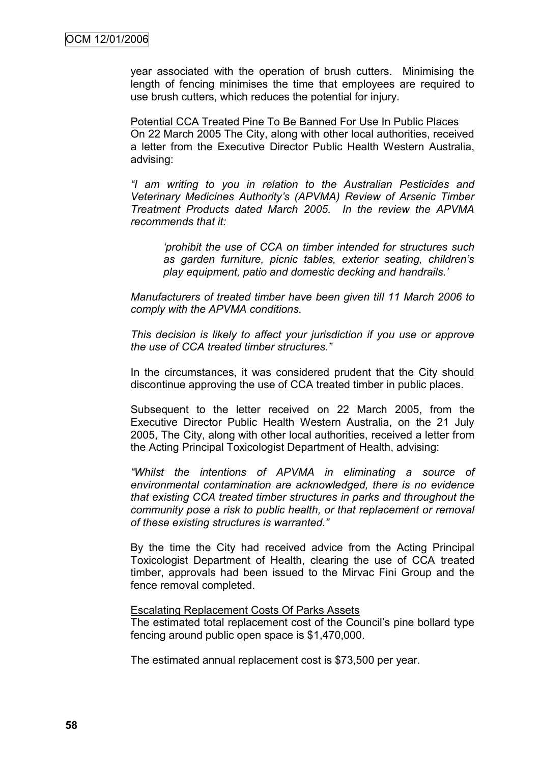year associated with the operation of brush cutters. Minimising the length of fencing minimises the time that employees are required to use brush cutters, which reduces the potential for injury.

<u>Potential CCA Treated Pine To Be Banned For Use In Public Places</u>
On 22 March 2005 The City, along with other local authorities, received a letter from the Executive Director Public Health Western Australia, advising:

*"I am writing to you in relation to the Australian Pesticides and Veterinary Medicines Authority's (APVMA) Review of Arsenic Timber Treatment Products dated March 2005. In the review the APVMA recommends that it:*

> *'prohibit the use of CCA on timber intended for structures such as garden furniture, picnic tables, exterior seating, children's play equipment, patio and domestic decking and handrails.'*

*Manufacturers of treated timber have been given till 11 March 2006 to comply with the APVMA conditions.*

*This decision is likely to affect your jurisdiction if you use or approve the use of CCA treated timber structures."*

In the circumstances, it was considered prudent that the City should discontinue approving the use of CCA treated timber in public places.

Subsequent to the letter received on 22 March 2005, from the Executive Director Public Health Western Australia, on the 21 July 2005, The City, along with other local authorities, received a letter from the Acting Principal Toxicologist Department of Health, advising:

*"Whilst the intentions of APVMA in eliminating a source of environmental contamination are acknowledged, there is no evidence that existing CCA treated timber structures in parks and throughout the community pose a risk to public health, or that replacement or removal of these existing structures is warranted."*

By the time the City had received advice from the Acting Principal Toxicologist Department of Health, clearing the use of CCA treated timber, approvals had been issued to the Mirvac Fini Group and the fence removal completed.

<u>Escalating Replacement Costs Of Parks Assets</u>
The estimated total replacement cost of the Council's pine bollard type fencing around public open space is $1,470,000.

The estimated annual replacement cost is $73,500 per year.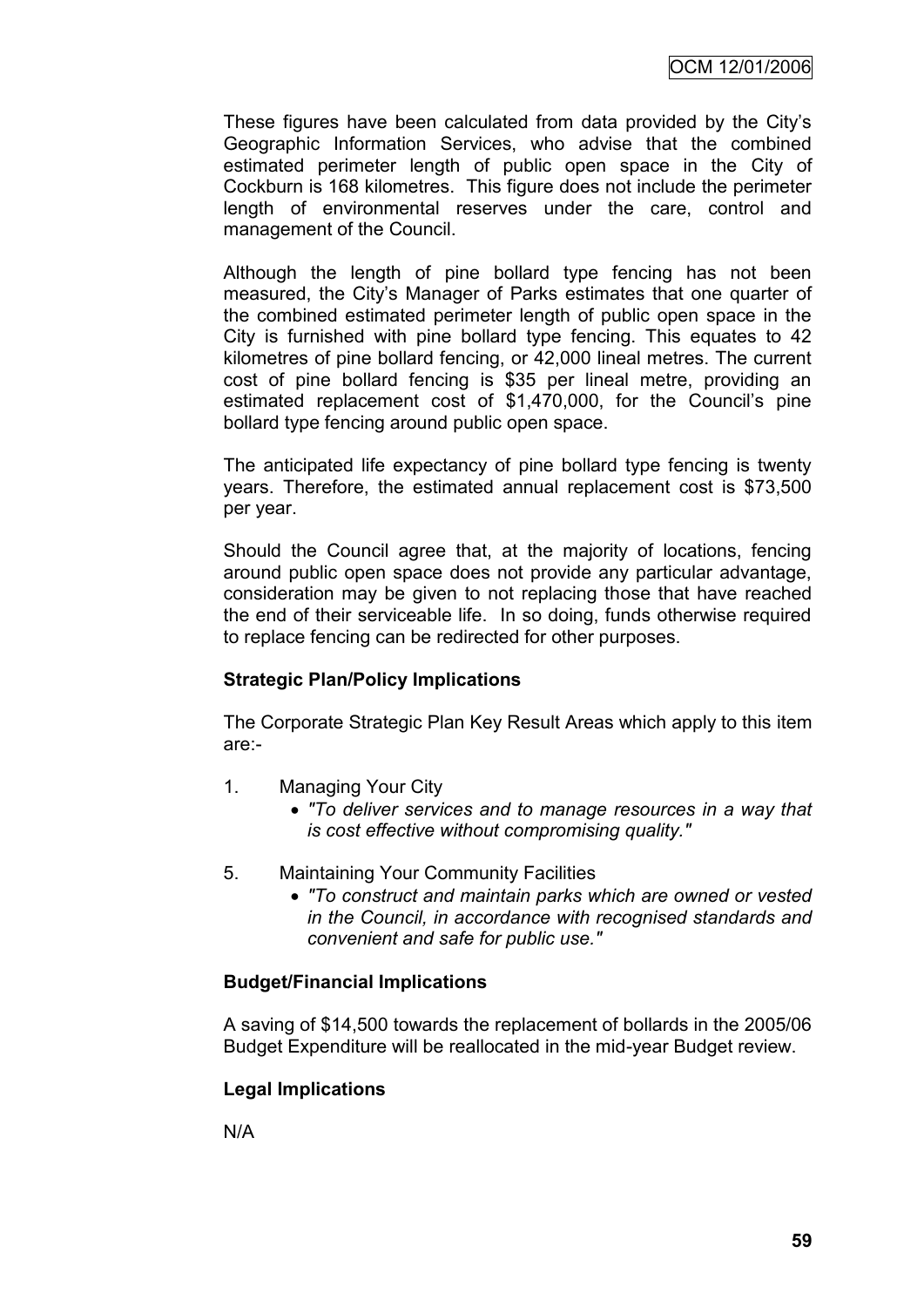These figures have been calculated from data provided by the City's Geographic Information Services, who advise that the combined estimated perimeter length of public open space in the City of Cockburn is 168 kilometres. This figure does not include the perimeter length of environmental reserves under the care, control and management of the Council.

Although the length of pine bollard type fencing has not been measured, the City's Manager of Parks estimates that one quarter of the combined estimated perimeter length of public open space in the City is furnished with pine bollard type fencing. This equates to 42 kilometres of pine bollard fencing, or 42,000 lineal metres. The current cost of pine bollard fencing is $35 per lineal metre, providing an estimated replacement cost of $1,470,000, for the Council's pine bollard type fencing around public open space.

The anticipated life expectancy of pine bollard type fencing is twenty years. Therefore, the estimated annual replacement cost is $73,500 per year.

Should the Council agree that, at the majority of locations, fencing around public open space does not provide any particular advantage, consideration may be given to not replacing those that have reached the end of their serviceable life. In so doing, funds otherwise required to replace fencing can be redirected for other purposes.

**Strategic Plan/Policy Implications**

The Corporate Strategic Plan Key Result Areas which apply to this item are:-

1. Managing Your City
   - *"To deliver services and to manage resources in a way that is cost effective without compromising quality."*

5. Maintaining Your Community Facilities
   - *"To construct and maintain parks which are owned or vested in the Council, in accordance with recognised standards and convenient and safe for public use."*

**Budget/Financial Implications**

A saving of $14,500 towards the replacement of bollards in the 2005/06 Budget Expenditure will be reallocated in the mid-year Budget review.

**Legal Implications**

N/A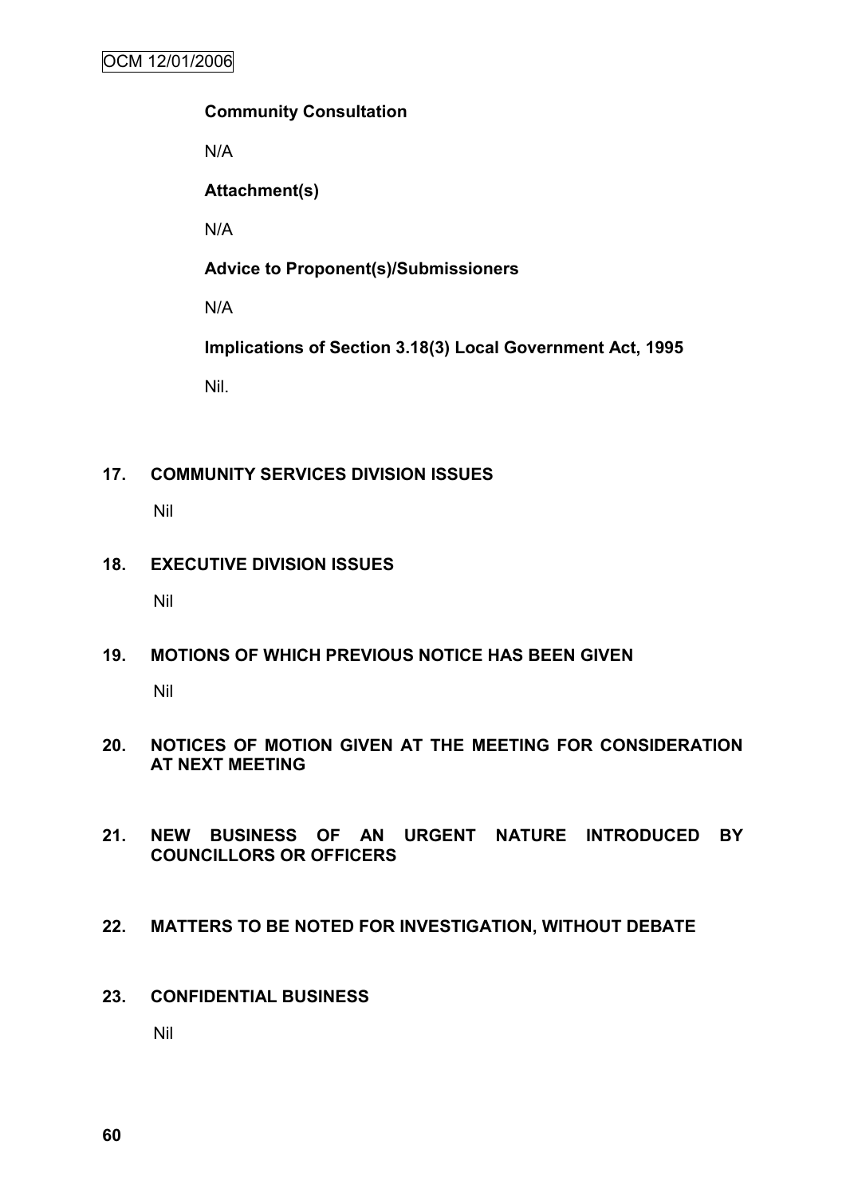**Community Consultation**

N/A

**Attachment(s)**

N/A

**Advice to Proponent(s)/Submissioners**

N/A

**Implications of Section 3.18(3) Local Government Act, 1995**

Nil.

## 17. COMMUNITY SERVICES DIVISION ISSUES

Nil

## 18. EXECUTIVE DIVISION ISSUES

Nil

## 19. MOTIONS OF WHICH PREVIOUS NOTICE HAS BEEN GIVEN

Nil

## 20. NOTICES OF MOTION GIVEN AT THE MEETING FOR CONSIDERATION AT NEXT MEETING

## 21. NEW BUSINESS OF AN URGENT NATURE INTRODUCED BY COUNCILLORS OR OFFICERS

## 22. MATTERS TO BE NOTED FOR INVESTIGATION, WITHOUT DEBATE

## 23. CONFIDENTIAL BUSINESS

Nil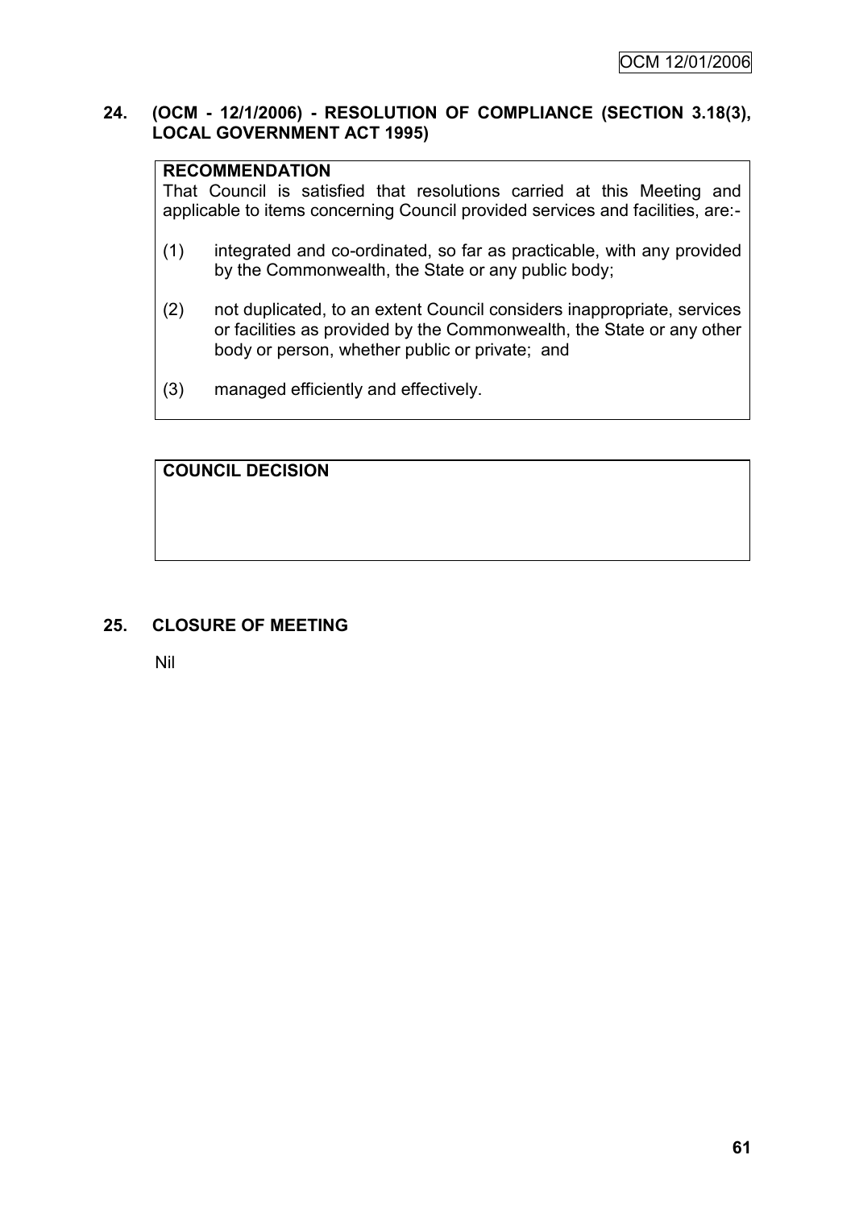## 24. (OCM - 12/1/2006) - RESOLUTION OF COMPLIANCE (SECTION 3.18(3), LOCAL GOVERNMENT ACT 1995)

**RECOMMENDATION**

That Council is satisfied that resolutions carried at this Meeting and applicable to items concerning Council provided services and facilities, are:-

(1) integrated and co-ordinated, so far as practicable, with any provided by the Commonwealth, the State or any public body;

(2) not duplicated, to an extent Council considers inappropriate, services or facilities as provided by the Commonwealth, the State or any other body or person, whether public or private; and

(3) managed efficiently and effectively.

**COUNCIL DECISION**

## 25. CLOSURE OF MEETING

Nil